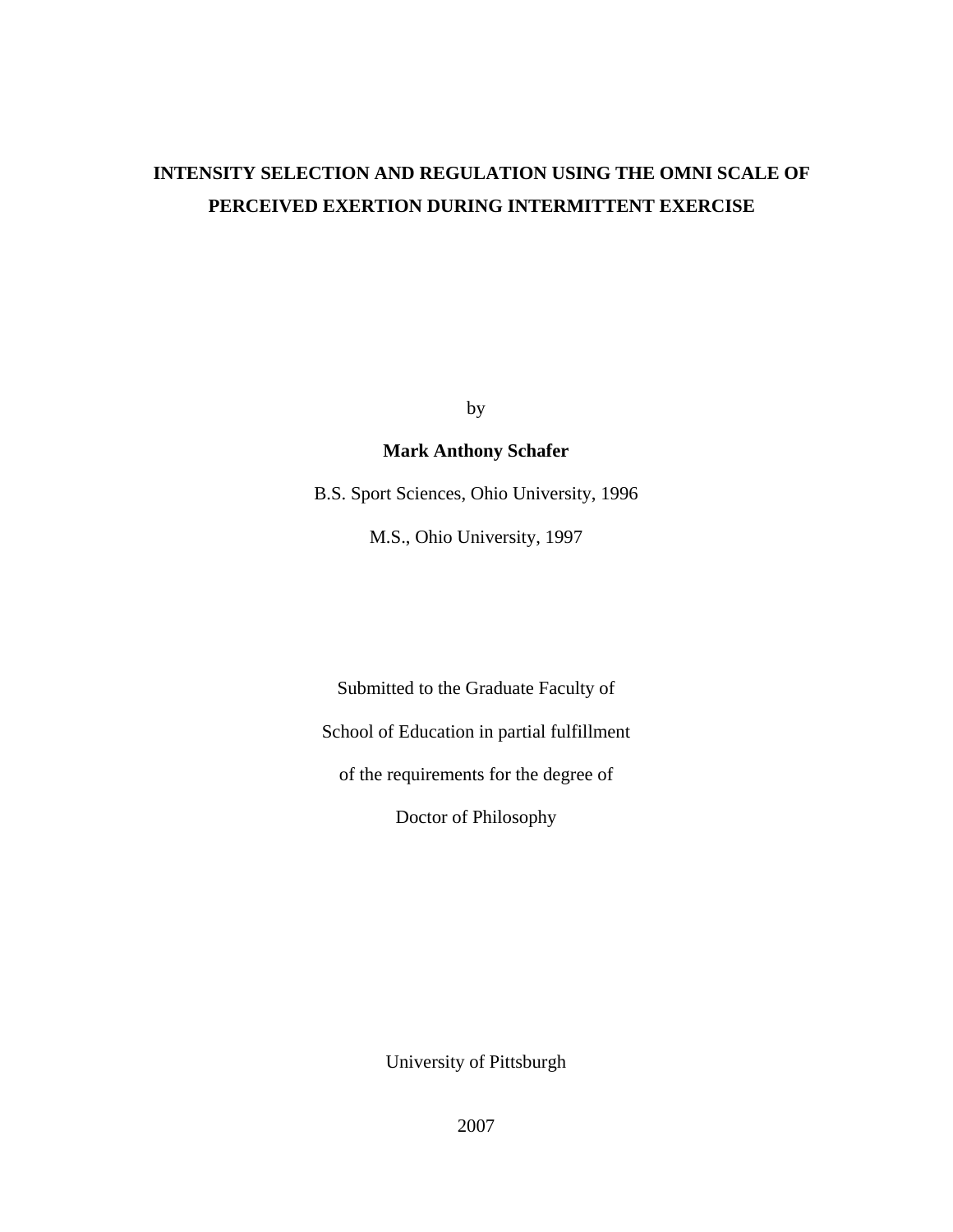# INTENSITY SELECTION AND REGULATION USING THE OMNI SCALE OF PERCEIVED EXERTION DURING INTERMITTENT EXERCISE

by

**Mark Anthony Schafer**

B.S. Sport Sciences, Ohio University, 1996

M.S., Ohio University, 1997

Submitted to the Graduate Faculty of

School of Education in partial fulfillment

of the requirements for the degree of

Doctor of Philosophy

University of Pittsburgh

2007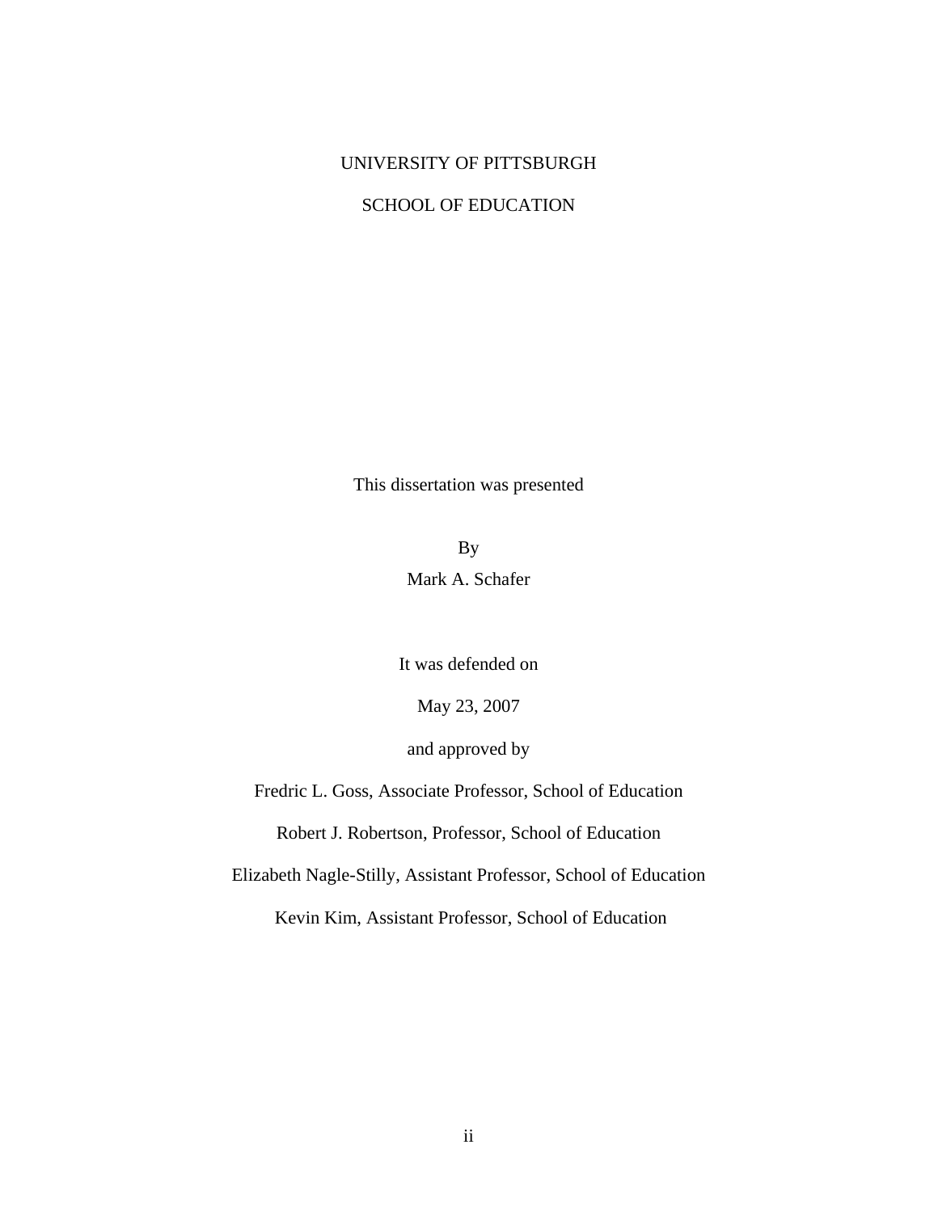UNIVERSITY OF PITTSBURGH

SCHOOL OF EDUCATION

This dissertation was presented

By

Mark A. Schafer

It was defended on

May 23, 2007

and approved by

Fredric L. Goss, Associate Professor, School of Education

Robert J. Robertson, Professor, School of Education

Elizabeth Nagle-Stilly, Assistant Professor, School of Education

Kevin Kim, Assistant Professor, School of Education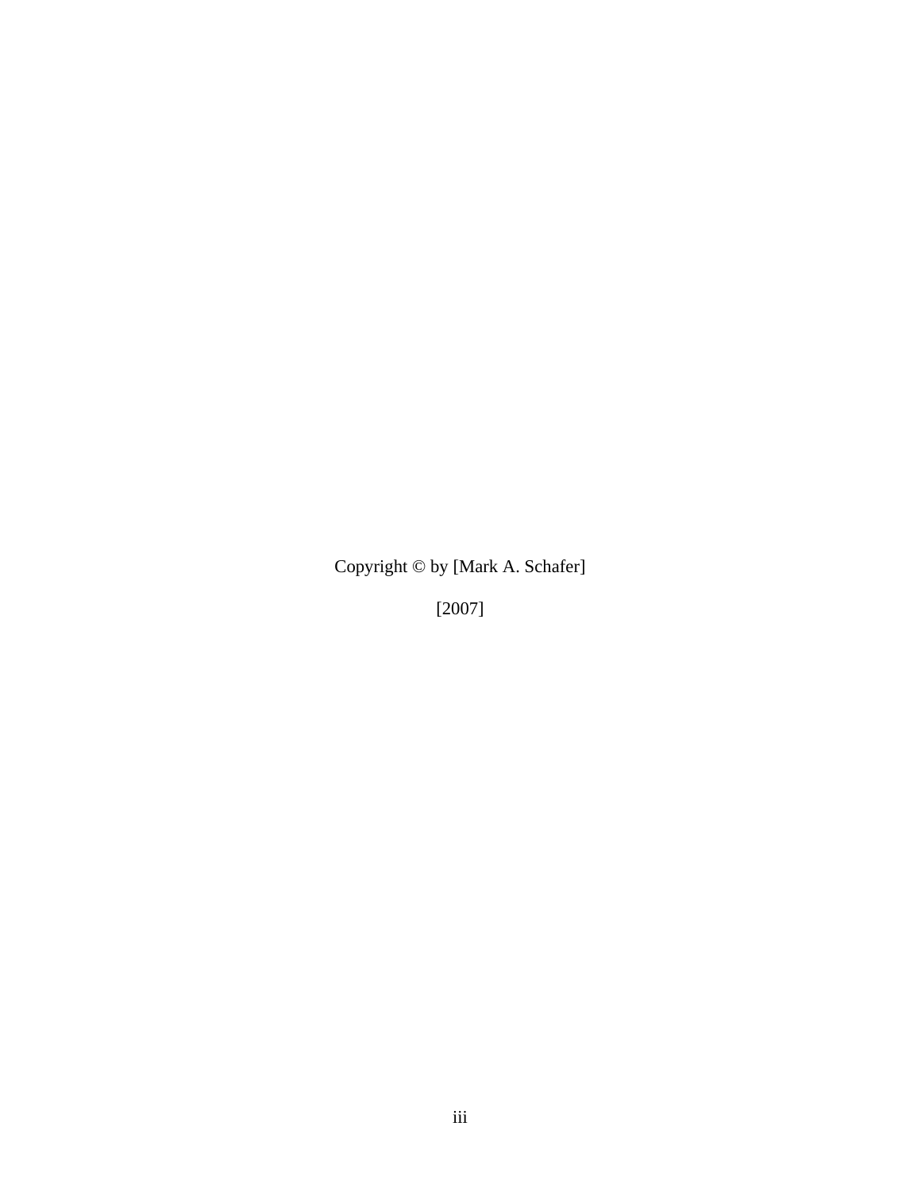Copyright © by [Mark A. Schafer]

[2007]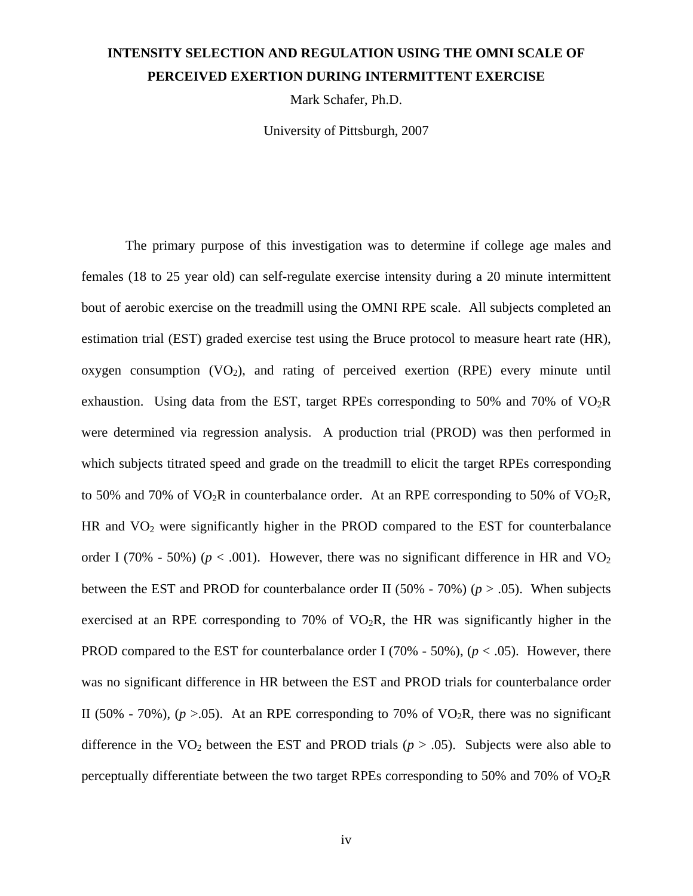**INTENSITY SELECTION AND REGULATION USING THE OMNI SCALE OF PERCEIVED EXERTION DURING INTERMITTENT EXERCISE**

Mark Schafer, Ph.D.

University of Pittsburgh, 2007

The primary purpose of this investigation was to determine if college age males and females (18 to 25 year old) can self-regulate exercise intensity during a 20 minute intermittent bout of aerobic exercise on the treadmill using the OMNI RPE scale. All subjects completed an estimation trial (EST) graded exercise test using the Bruce protocol to measure heart rate (HR), oxygen consumption ($VO_2$), and rating of perceived exertion (RPE) every minute until exhaustion. Using data from the EST, target RPEs corresponding to 50% and 70% of $VO_2R$ were determined via regression analysis. A production trial (PROD) was then performed in which subjects titrated speed and grade on the treadmill to elicit the target RPEs corresponding to 50% and 70% of $VO_2R$ in counterbalance order. At an RPE corresponding to 50% of $VO_2R$, HR and $VO_2$ were significantly higher in the PROD compared to the EST for counterbalance order I (70% - 50%) ($p < .001$). However, there was no significant difference in HR and $VO_2$ between the EST and PROD for counterbalance order II (50% - 70%) ($p > .05$). When subjects exercised at an RPE corresponding to 70% of $VO_2R$, the HR was significantly higher in the PROD compared to the EST for counterbalance order I (70% - 50%), ($p < .05$). However, there was no significant difference in HR between the EST and PROD trials for counterbalance order II (50% - 70%), ($p > .05$). At an RPE corresponding to 70% of $VO_2R$, there was no significant difference in the $VO_2$ between the EST and PROD trials ($p > .05$). Subjects were also able to perceptually differentiate between the two target RPEs corresponding to 50% and 70% of $VO_2R$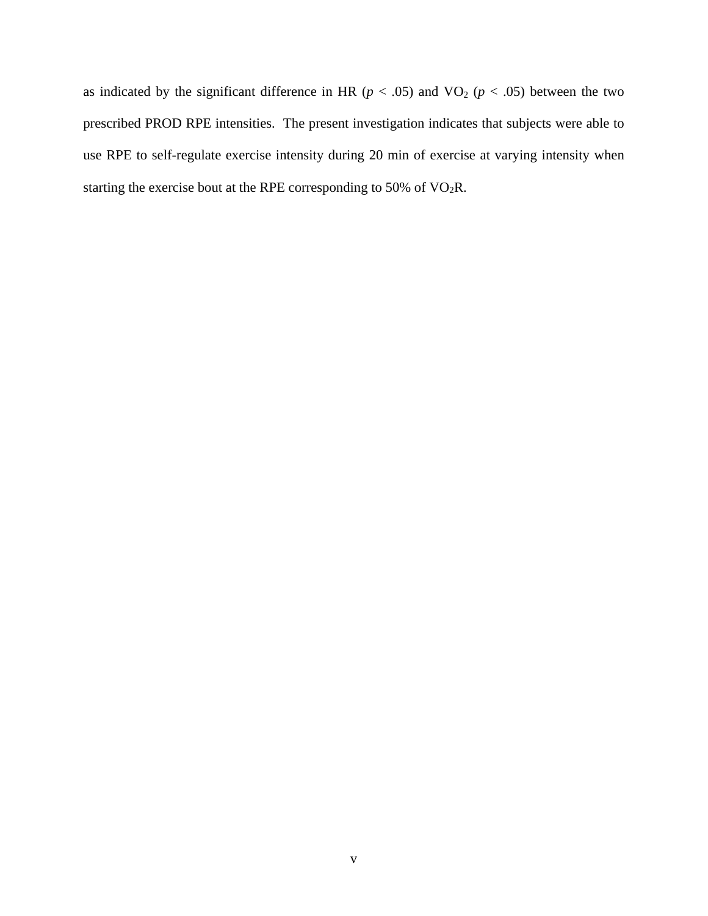as indicated by the significant difference in HR ($p < .05$) and $VO_2$ ($p < .05$) between the two prescribed PROD RPE intensities. The present investigation indicates that subjects were able to use RPE to self-regulate exercise intensity during 20 min of exercise at varying intensity when starting the exercise bout at the RPE corresponding to 50% of $VO_2R$.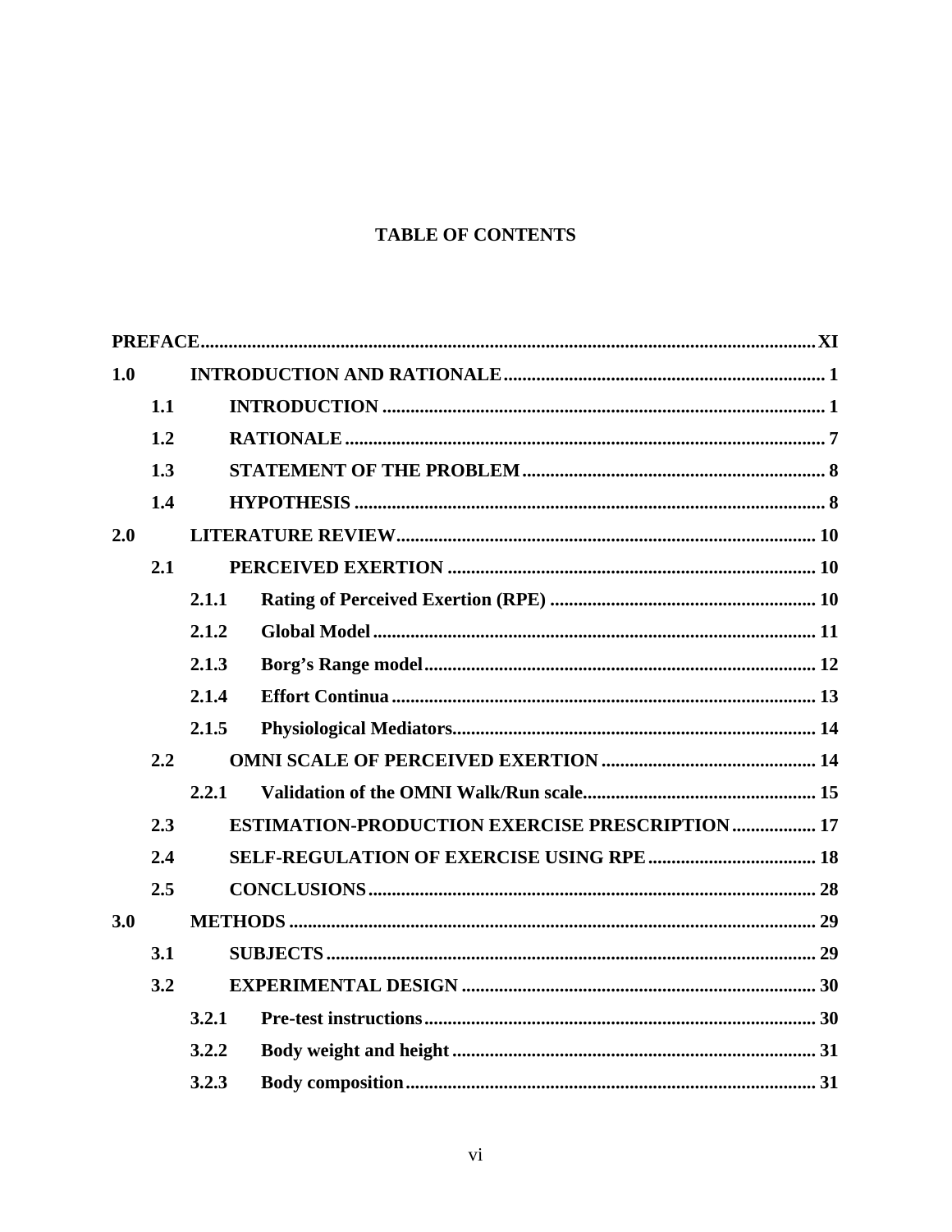# TABLE OF CONTENTS

**PREFACE** .......... **XI**

**1.0 INTRODUCTION AND RATIONALE** .......... **1**

- **1.1 INTRODUCTION** .......... **1**
- **1.2 RATIONALE** .......... **7**
- **1.3 STATEMENT OF THE PROBLEM** .......... **8**
- **1.4 HYPOTHESIS** .......... **8**

**2.0 LITERATURE REVIEW** .......... **10**

- **2.1 PERCEIVED EXERTION** .......... **10**
  - **2.1.1 Rating of Perceived Exertion (RPE)** .......... **10**
  - **2.1.2 Global Model** .......... **11**
  - **2.1.3 Borg's Range model** .......... **12**
  - **2.1.4 Effort Continua** .......... **13**
  - **2.1.5 Physiological Mediators** .......... **14**
- **2.2 OMNI SCALE OF PERCEIVED EXERTION** .......... **14**
  - **2.2.1 Validation of the OMNI Walk/Run scale** .......... **15**
- **2.3 ESTIMATION-PRODUCTION EXERCISE PRESCRIPTION** .......... **17**
- **2.4 SELF-REGULATION OF EXERCISE USING RPE** .......... **18**
- **2.5 CONCLUSIONS** .......... **28**

**3.0 METHODS** .......... **29**

- **3.1 SUBJECTS** .......... **29**
- **3.2 EXPERIMENTAL DESIGN** .......... **30**
  - **3.2.1 Pre-test instructions** .......... **30**
  - **3.2.2 Body weight and height** .......... **31**
  - **3.2.3 Body composition** .......... **31**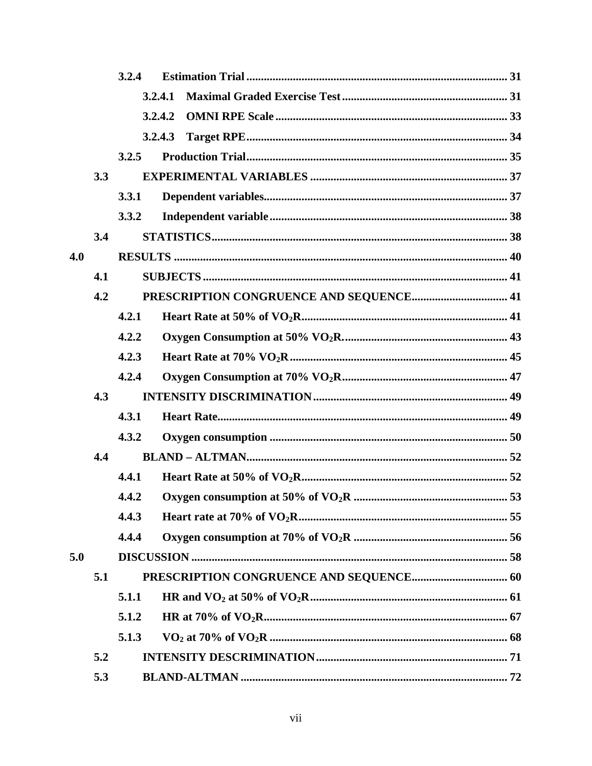3.2.4 Estimation Trial ........................................................................................ 31

3.2.4.1 Maximal Graded Exercise Test ........................................................ 31

3.2.4.2 OMNI RPE Scale .............................................................................. 33

3.2.4.3 Target RPE ........................................................................................ 34

3.2.5 Production Trial ........................................................................................ 35

3.3 EXPERIMENTAL VARIABLES ................................................................... 37

3.3.1 Dependent variables.................................................................................. 37

3.3.2 Independent variable ................................................................................ 38

3.4 STATISTICS.................................................................................................... 38

4.0 RESULTS ................................................................................................................ 40

4.1 SUBJECTS ....................................................................................................... 41

4.2 PRESCRIPTION CONGRUENCE AND SEQUENCE................................. 41

4.2.1 Heart Rate at 50% of $VO_2R$ ..................................................................... 41

4.2.2 Oxygen Consumption at 50% $VO_2R$. ...................................................... 43

4.2.3 Heart Rate at 70% $VO_2R$ ......................................................................... 45

4.2.4 Oxygen Consumption at 70% $VO_2R$ ....................................................... 47

4.3 INTENSITY DISCRIMINATION ................................................................. 49

4.3.1 Heart Rate................................................................................................... 49

4.3.2 Oxygen consumption ................................................................................ 50

4.4 BLAND – ALTMAN....................................................................................... 52

4.4.1 Heart Rate at 50% of $VO_2R$ ..................................................................... 52

4.4.2 Oxygen consumption at 50% of $VO_2R$ .................................................... 53

4.4.3 Heart rate at 70% of $VO_2R$ ...................................................................... 55

4.4.4 Oxygen consumption at 70% of $VO_2R$ .................................................... 56

5.0 DISCUSSION .......................................................................................................... 58

5.1 PRESCRIPTION CONGRUENCE AND SEQUENCE................................. 60

5.1.1 HR and $VO_2$ at 50% of $VO_2R$ .................................................................. 61

5.1.2 HR at 70% of $VO_2R$ .................................................................................. 67

5.1.3 $VO_2$ at 70% of $VO_2R$ ................................................................................ 68

5.2 INTENSITY DESCRIMINATION ................................................................ 71

5.3 BLAND-ALTMAN .......................................................................................... 72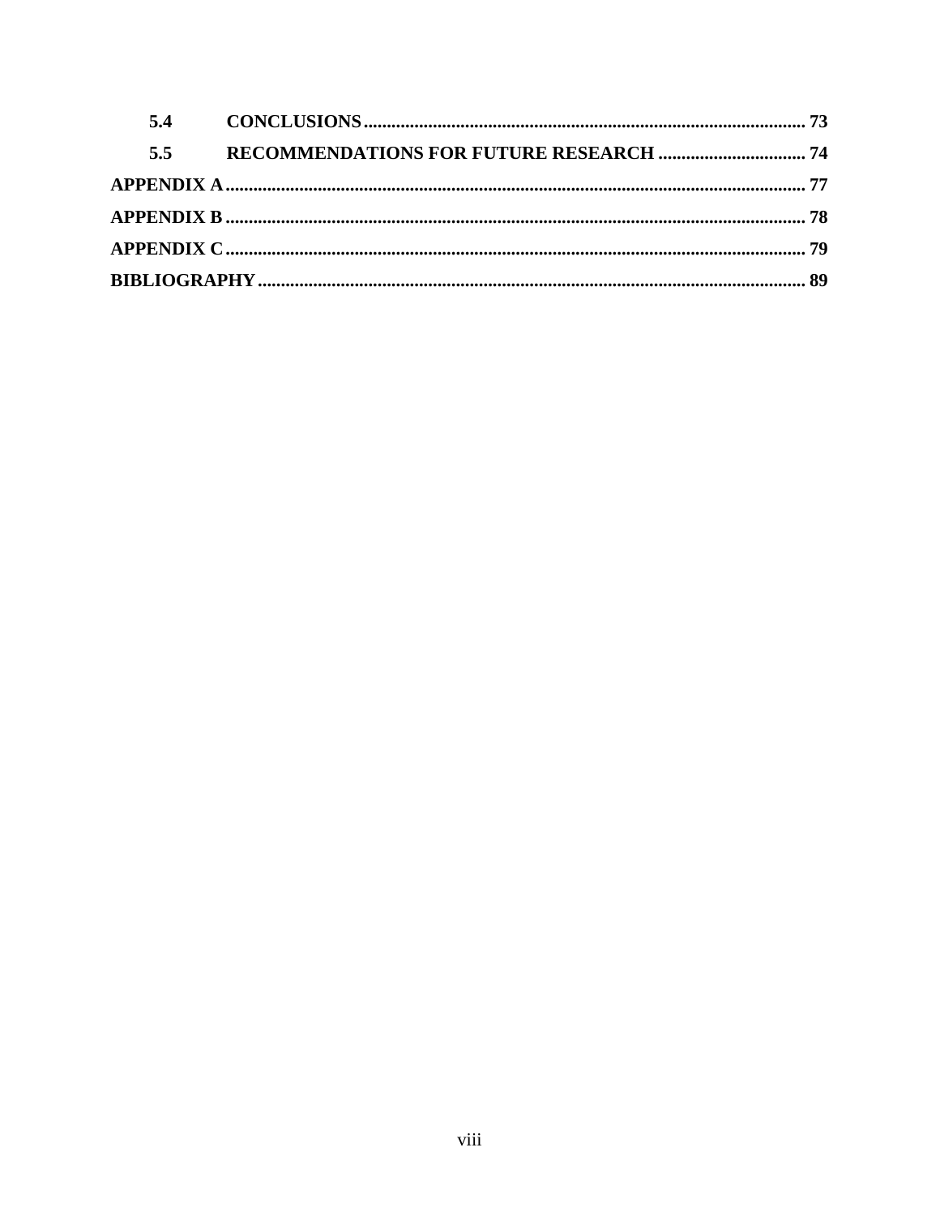| | | |
|---|---|---|
| **5.4** | **CONCLUSIONS** | **73** |
| **5.5** | **RECOMMENDATIONS FOR FUTURE RESEARCH** | **74** |
| **APPENDIX A** | | **77** |
| **APPENDIX B** | | **78** |
| **APPENDIX C** | | **79** |
| **BIBLIOGRAPHY** | | **89** |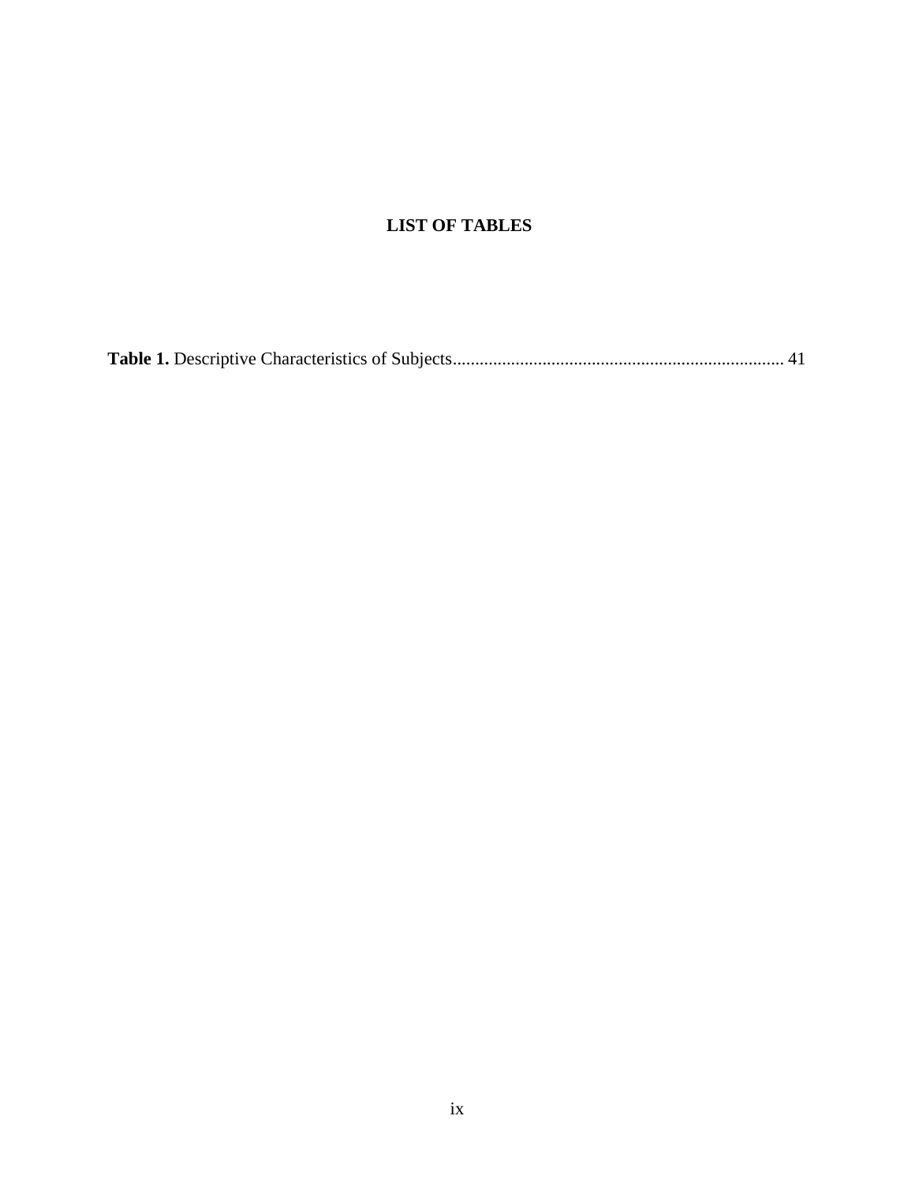# LIST OF TABLES

**Table 1.** Descriptive Characteristics of Subjects........................................................................ 41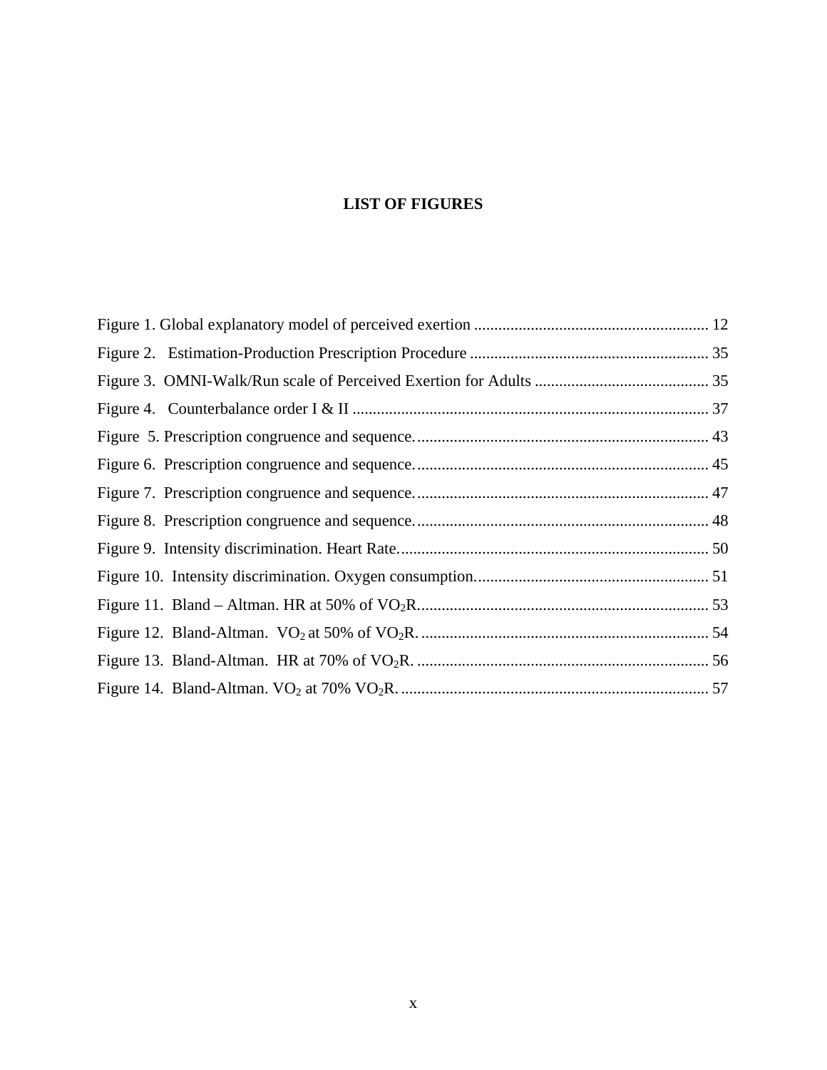# LIST OF FIGURES

Figure 1. Global explanatory model of perceived exertion .......................................................... 12

Figure 2. Estimation-Production Prescription Procedure ........................................................... 35

Figure 3. OMNI-Walk/Run scale of Perceived Exertion for Adults ........................................... 35

Figure 4. Counterbalance order I & II ........................................................................................ 37

Figure 5. Prescription congruence and sequence. ........................................................................ 43

Figure 6. Prescription congruence and sequence. ........................................................................ 45

Figure 7. Prescription congruence and sequence. ........................................................................ 47

Figure 8. Prescription congruence and sequence. ........................................................................ 48

Figure 9. Intensity discrimination. Heart Rate. ............................................................................ 50

Figure 10. Intensity discrimination. Oxygen consumption. .......................................................... 51

Figure 11. Bland – Altman. HR at 50% of $VO_2R$. ....................................................................... 53

Figure 12. Bland-Altman. $VO_2$ at 50% of $VO_2R$. ...................................................................... 54

Figure 13. Bland-Altman. HR at 70% of $VO_2R$. ........................................................................ 56

Figure 14. Bland-Altman. $VO_2$ at 70% $VO_2R$. ............................................................................ 57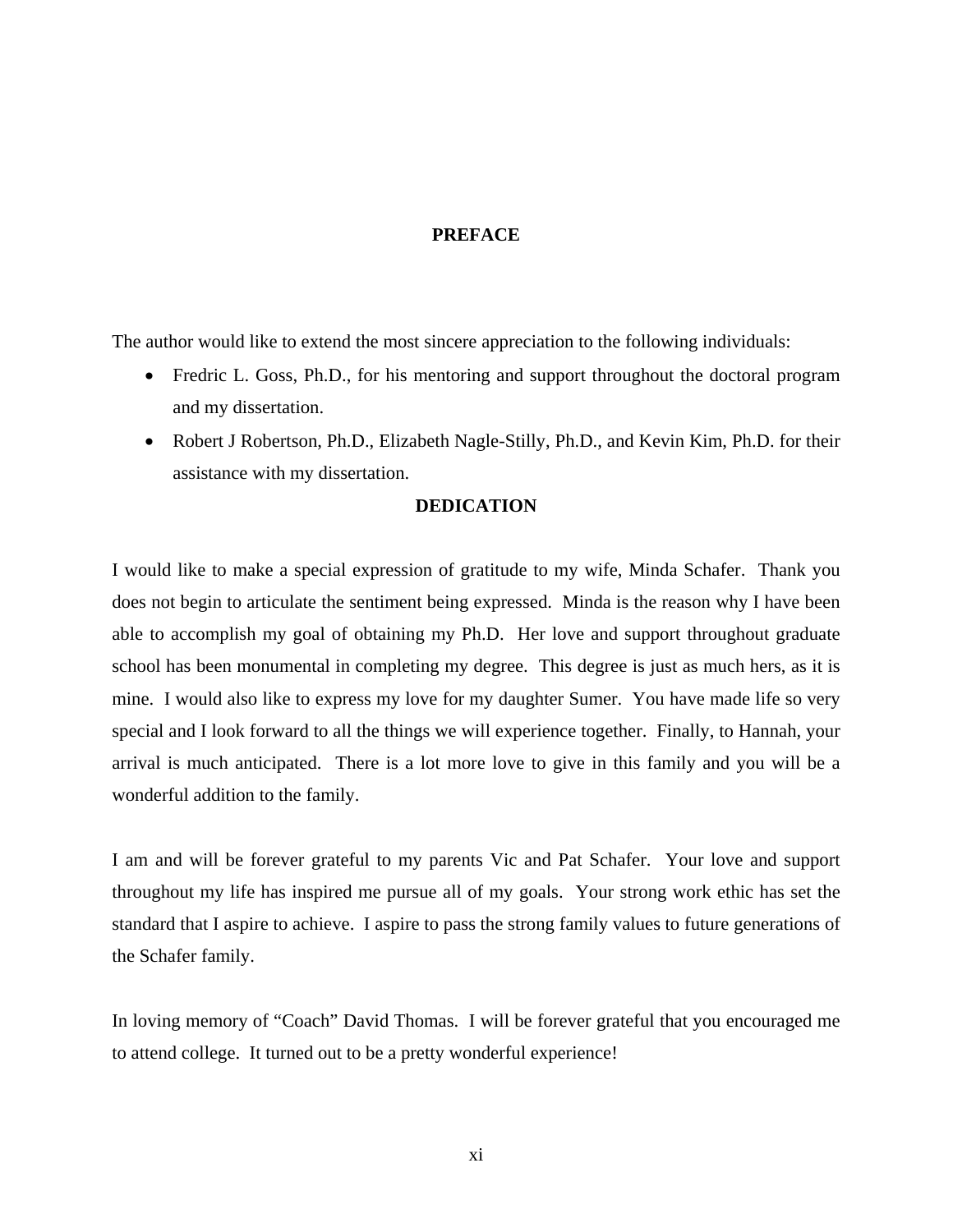## PREFACE

The author would like to extend the most sincere appreciation to the following individuals:

- Fredric L. Goss, Ph.D., for his mentoring and support throughout the doctoral program and my dissertation.
- Robert J Robertson, Ph.D., Elizabeth Nagle-Stilly, Ph.D., and Kevin Kim, Ph.D. for their assistance with my dissertation.

## DEDICATION

I would like to make a special expression of gratitude to my wife, Minda Schafer. Thank you does not begin to articulate the sentiment being expressed. Minda is the reason why I have been able to accomplish my goal of obtaining my Ph.D. Her love and support throughout graduate school has been monumental in completing my degree. This degree is just as much hers, as it is mine. I would also like to express my love for my daughter Sumer. You have made life so very special and I look forward to all the things we will experience together. Finally, to Hannah, your arrival is much anticipated. There is a lot more love to give in this family and you will be a wonderful addition to the family.

I am and will be forever grateful to my parents Vic and Pat Schafer. Your love and support throughout my life has inspired me pursue all of my goals. Your strong work ethic has set the standard that I aspire to achieve. I aspire to pass the strong family values to future generations of the Schafer family.

In loving memory of "Coach" David Thomas. I will be forever grateful that you encouraged me to attend college. It turned out to be a pretty wonderful experience!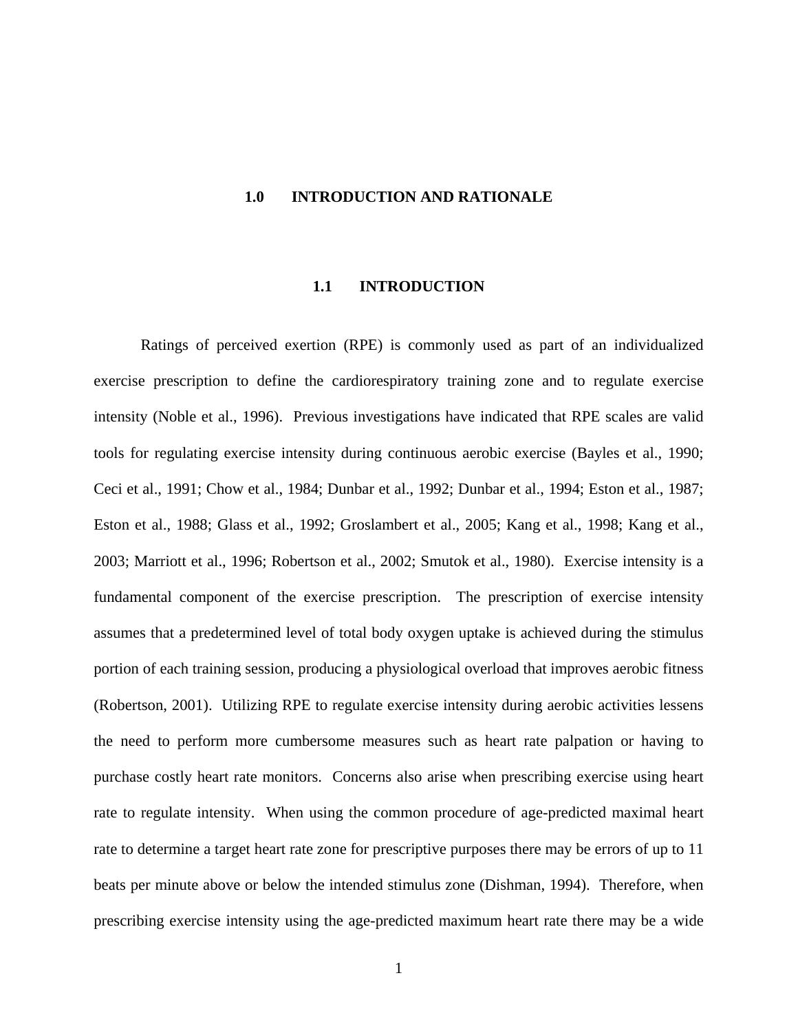# 1.0 INTRODUCTION AND RATIONALE

## 1.1 INTRODUCTION

Ratings of perceived exertion (RPE) is commonly used as part of an individualized exercise prescription to define the cardiorespiratory training zone and to regulate exercise intensity (Noble et al., 1996). Previous investigations have indicated that RPE scales are valid tools for regulating exercise intensity during continuous aerobic exercise (Bayles et al., 1990; Ceci et al., 1991; Chow et al., 1984; Dunbar et al., 1992; Dunbar et al., 1994; Eston et al., 1987; Eston et al., 1988; Glass et al., 1992; Groslambert et al., 2005; Kang et al., 1998; Kang et al., 2003; Marriott et al., 1996; Robertson et al., 2002; Smutok et al., 1980). Exercise intensity is a fundamental component of the exercise prescription. The prescription of exercise intensity assumes that a predetermined level of total body oxygen uptake is achieved during the stimulus portion of each training session, producing a physiological overload that improves aerobic fitness (Robertson, 2001). Utilizing RPE to regulate exercise intensity during aerobic activities lessens the need to perform more cumbersome measures such as heart rate palpation or having to purchase costly heart rate monitors. Concerns also arise when prescribing exercise using heart rate to regulate intensity. When using the common procedure of age-predicted maximal heart rate to determine a target heart rate zone for prescriptive purposes there may be errors of up to 11 beats per minute above or below the intended stimulus zone (Dishman, 1994). Therefore, when prescribing exercise intensity using the age-predicted maximum heart rate there may be a wide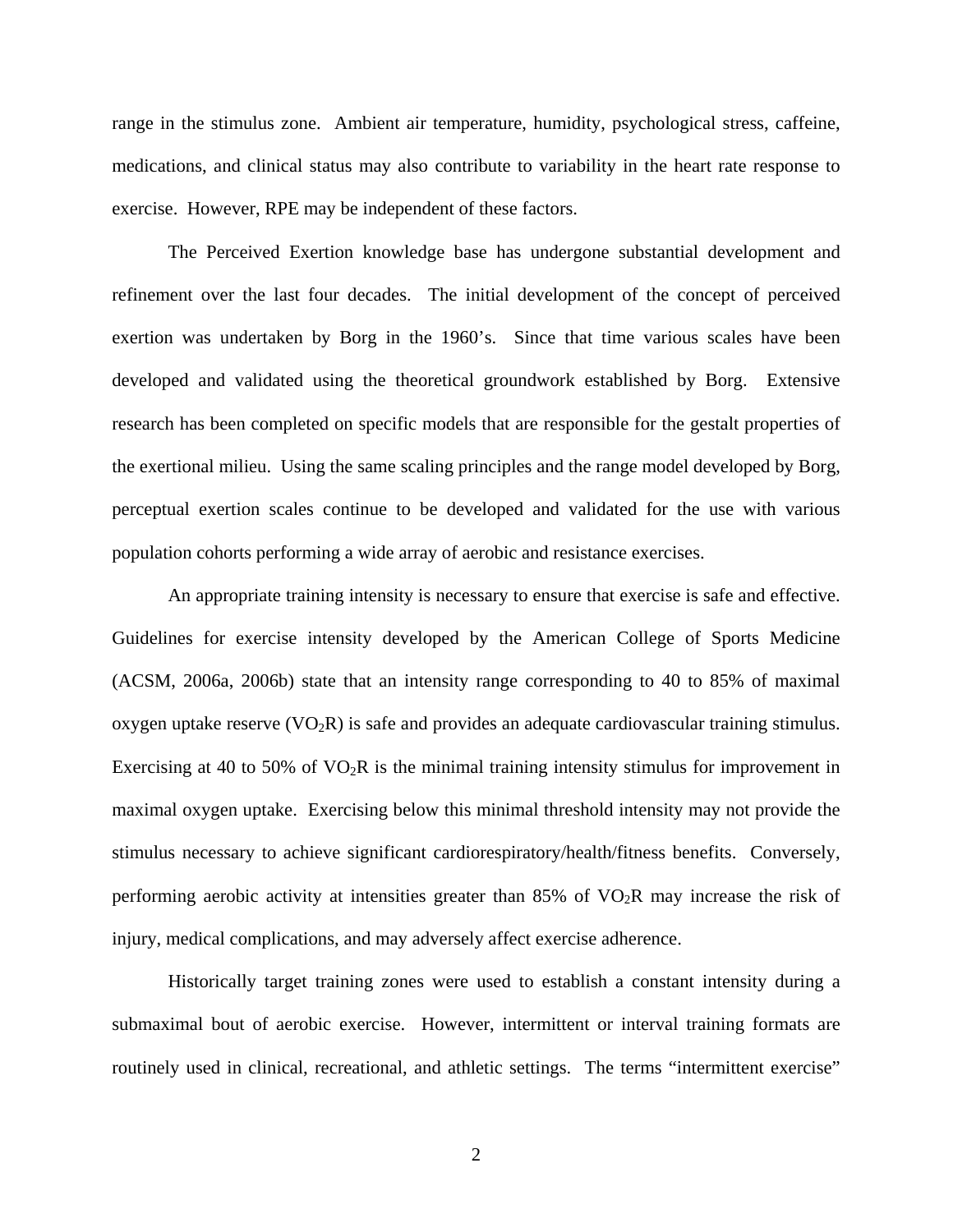range in the stimulus zone. Ambient air temperature, humidity, psychological stress, caffeine, medications, and clinical status may also contribute to variability in the heart rate response to exercise. However, RPE may be independent of these factors.

The Perceived Exertion knowledge base has undergone substantial development and refinement over the last four decades. The initial development of the concept of perceived exertion was undertaken by Borg in the 1960's. Since that time various scales have been developed and validated using the theoretical groundwork established by Borg. Extensive research has been completed on specific models that are responsible for the gestalt properties of the exertional milieu. Using the same scaling principles and the range model developed by Borg, perceptual exertion scales continue to be developed and validated for the use with various population cohorts performing a wide array of aerobic and resistance exercises.

An appropriate training intensity is necessary to ensure that exercise is safe and effective. Guidelines for exercise intensity developed by the American College of Sports Medicine (ACSM, 2006a, 2006b) state that an intensity range corresponding to 40 to 85% of maximal oxygen uptake reserve ($VO_2R$) is safe and provides an adequate cardiovascular training stimulus. Exercising at 40 to 50% of $VO_2R$ is the minimal training intensity stimulus for improvement in maximal oxygen uptake. Exercising below this minimal threshold intensity may not provide the stimulus necessary to achieve significant cardiorespiratory/health/fitness benefits. Conversely, performing aerobic activity at intensities greater than 85% of $VO_2R$ may increase the risk of injury, medical complications, and may adversely affect exercise adherence.

Historically target training zones were used to establish a constant intensity during a submaximal bout of aerobic exercise. However, intermittent or interval training formats are routinely used in clinical, recreational, and athletic settings. The terms "intermittent exercise"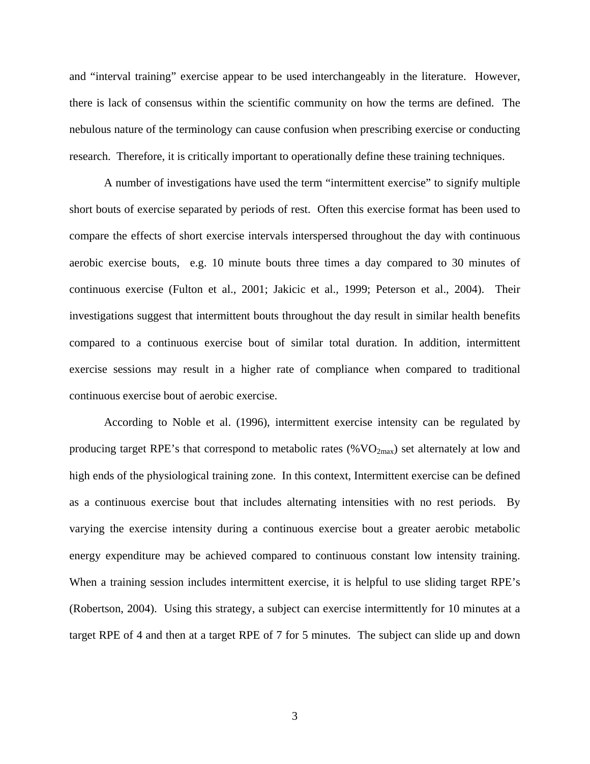and "interval training" exercise appear to be used interchangeably in the literature. However, there is lack of consensus within the scientific community on how the terms are defined. The nebulous nature of the terminology can cause confusion when prescribing exercise or conducting research. Therefore, it is critically important to operationally define these training techniques.

A number of investigations have used the term "intermittent exercise" to signify multiple short bouts of exercise separated by periods of rest. Often this exercise format has been used to compare the effects of short exercise intervals interspersed throughout the day with continuous aerobic exercise bouts, e.g. 10 minute bouts three times a day compared to 30 minutes of continuous exercise (Fulton et al., 2001; Jakicic et al., 1999; Peterson et al., 2004). Their investigations suggest that intermittent bouts throughout the day result in similar health benefits compared to a continuous exercise bout of similar total duration. In addition, intermittent exercise sessions may result in a higher rate of compliance when compared to traditional continuous exercise bout of aerobic exercise.

According to Noble et al. (1996), intermittent exercise intensity can be regulated by producing target RPE's that correspond to metabolic rates (%$VO_{2max}$) set alternately at low and high ends of the physiological training zone. In this context, Intermittent exercise can be defined as a continuous exercise bout that includes alternating intensities with no rest periods. By varying the exercise intensity during a continuous exercise bout a greater aerobic metabolic energy expenditure may be achieved compared to continuous constant low intensity training. When a training session includes intermittent exercise, it is helpful to use sliding target RPE's (Robertson, 2004). Using this strategy, a subject can exercise intermittently for 10 minutes at a target RPE of 4 and then at a target RPE of 7 for 5 minutes. The subject can slide up and down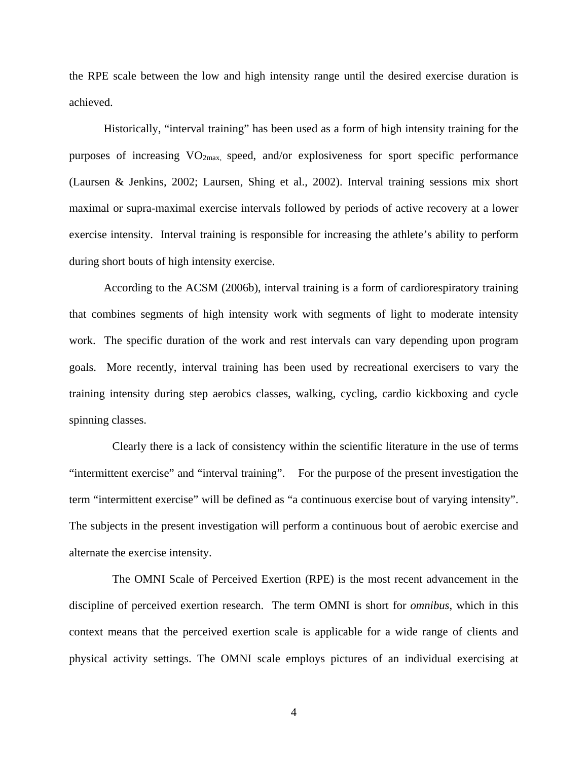the RPE scale between the low and high intensity range until the desired exercise duration is achieved.

Historically, “interval training” has been used as a form of high intensity training for the purposes of increasing $VO_{2max}$, speed, and/or explosiveness for sport specific performance (Laursen & Jenkins, 2002; Laursen, Shing et al., 2002). Interval training sessions mix short maximal or supra-maximal exercise intervals followed by periods of active recovery at a lower exercise intensity. Interval training is responsible for increasing the athlete’s ability to perform during short bouts of high intensity exercise.

According to the ACSM (2006b), interval training is a form of cardiorespiratory training that combines segments of high intensity work with segments of light to moderate intensity work. The specific duration of the work and rest intervals can vary depending upon program goals. More recently, interval training has been used by recreational exercisers to vary the training intensity during step aerobics classes, walking, cycling, cardio kickboxing and cycle spinning classes.

Clearly there is a lack of consistency within the scientific literature in the use of terms “intermittent exercise” and “interval training”. For the purpose of the present investigation the term “intermittent exercise” will be defined as “a continuous exercise bout of varying intensity”. The subjects in the present investigation will perform a continuous bout of aerobic exercise and alternate the exercise intensity.

The OMNI Scale of Perceived Exertion (RPE) is the most recent advancement in the discipline of perceived exertion research. The term OMNI is short for *omnibus*, which in this context means that the perceived exertion scale is applicable for a wide range of clients and physical activity settings. The OMNI scale employs pictures of an individual exercising at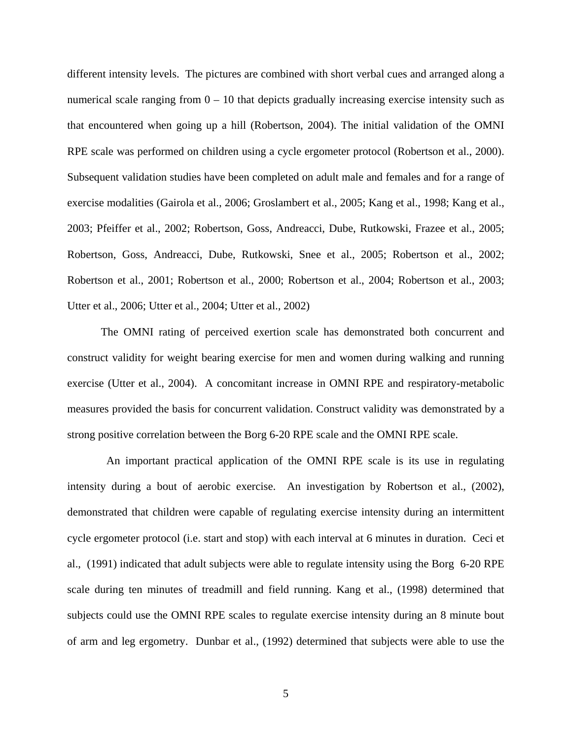different intensity levels. The pictures are combined with short verbal cues and arranged along a numerical scale ranging from 0 – 10 that depicts gradually increasing exercise intensity such as that encountered when going up a hill (Robertson, 2004). The initial validation of the OMNI RPE scale was performed on children using a cycle ergometer protocol (Robertson et al., 2000). Subsequent validation studies have been completed on adult male and females and for a range of exercise modalities (Gairola et al., 2006; Groslambert et al., 2005; Kang et al., 1998; Kang et al., 2003; Pfeiffer et al., 2002; Robertson, Goss, Andreacci, Dube, Rutkowski, Frazee et al., 2005; Robertson, Goss, Andreacci, Dube, Rutkowski, Snee et al., 2005; Robertson et al., 2002; Robertson et al., 2001; Robertson et al., 2000; Robertson et al., 2004; Robertson et al., 2003; Utter et al., 2006; Utter et al., 2004; Utter et al., 2002)

The OMNI rating of perceived exertion scale has demonstrated both concurrent and construct validity for weight bearing exercise for men and women during walking and running exercise (Utter et al., 2004). A concomitant increase in OMNI RPE and respiratory-metabolic measures provided the basis for concurrent validation. Construct validity was demonstrated by a strong positive correlation between the Borg 6-20 RPE scale and the OMNI RPE scale.

An important practical application of the OMNI RPE scale is its use in regulating intensity during a bout of aerobic exercise. An investigation by Robertson et al., (2002), demonstrated that children were capable of regulating exercise intensity during an intermittent cycle ergometer protocol (i.e. start and stop) with each interval at 6 minutes in duration. Ceci et al., (1991) indicated that adult subjects were able to regulate intensity using the Borg 6-20 RPE scale during ten minutes of treadmill and field running. Kang et al., (1998) determined that subjects could use the OMNI RPE scales to regulate exercise intensity during an 8 minute bout of arm and leg ergometry. Dunbar et al., (1992) determined that subjects were able to use the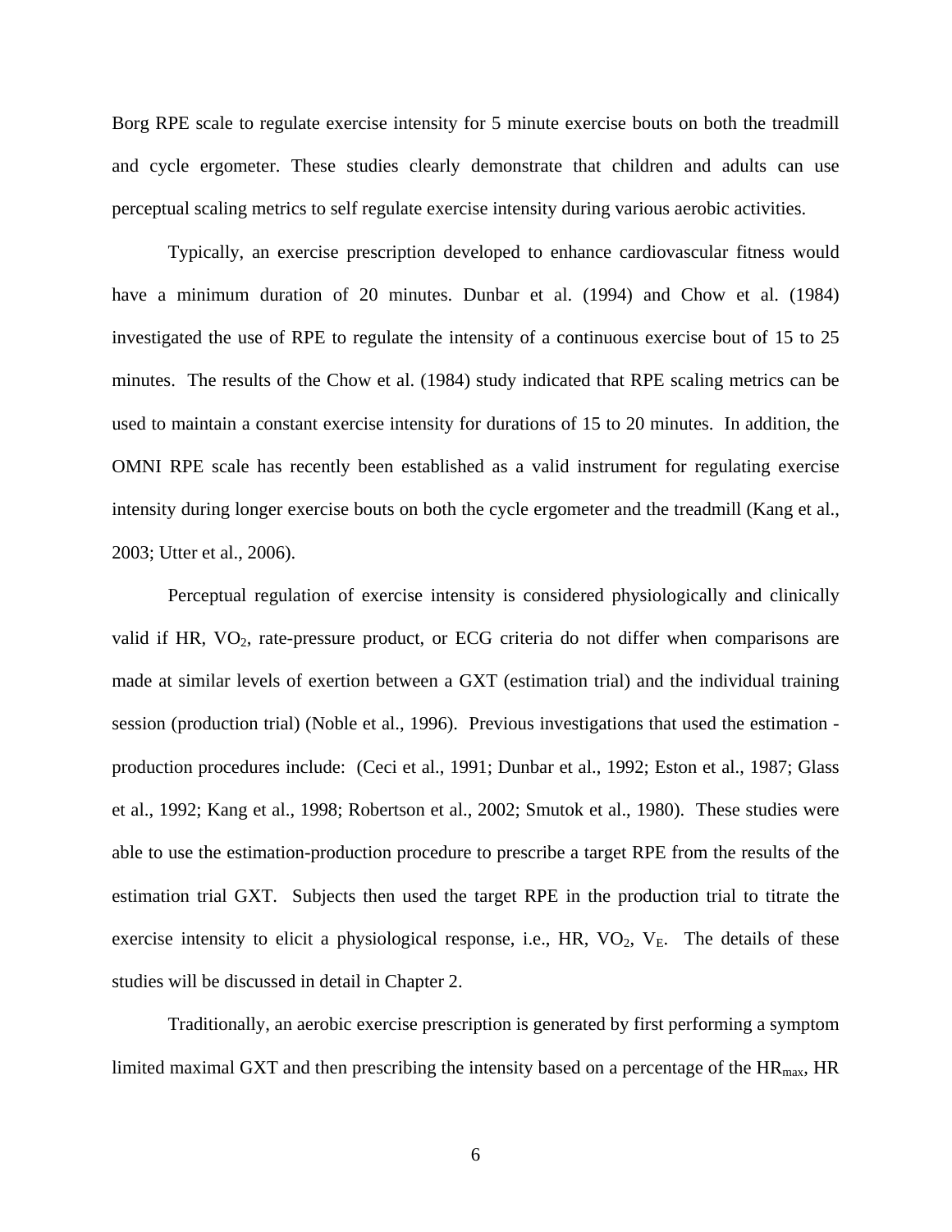Borg RPE scale to regulate exercise intensity for 5 minute exercise bouts on both the treadmill and cycle ergometer. These studies clearly demonstrate that children and adults can use perceptual scaling metrics to self regulate exercise intensity during various aerobic activities.

Typically, an exercise prescription developed to enhance cardiovascular fitness would have a minimum duration of 20 minutes. Dunbar et al. (1994) and Chow et al. (1984) investigated the use of RPE to regulate the intensity of a continuous exercise bout of 15 to 25 minutes. The results of the Chow et al. (1984) study indicated that RPE scaling metrics can be used to maintain a constant exercise intensity for durations of 15 to 20 minutes. In addition, the OMNI RPE scale has recently been established as a valid instrument for regulating exercise intensity during longer exercise bouts on both the cycle ergometer and the treadmill (Kang et al., 2003; Utter et al., 2006).

Perceptual regulation of exercise intensity is considered physiologically and clinically valid if HR, $VO_2$, rate-pressure product, or ECG criteria do not differ when comparisons are made at similar levels of exertion between a GXT (estimation trial) and the individual training session (production trial) (Noble et al., 1996). Previous investigations that used the estimation - production procedures include: (Ceci et al., 1991; Dunbar et al., 1992; Eston et al., 1987; Glass et al., 1992; Kang et al., 1998; Robertson et al., 2002; Smutok et al., 1980). These studies were able to use the estimation-production procedure to prescribe a target RPE from the results of the estimation trial GXT. Subjects then used the target RPE in the production trial to titrate the exercise intensity to elicit a physiological response, i.e., HR, $VO_2$, $V_E$. The details of these studies will be discussed in detail in Chapter 2.

Traditionally, an aerobic exercise prescription is generated by first performing a symptom limited maximal GXT and then prescribing the intensity based on a percentage of the $HR_{max}$, HR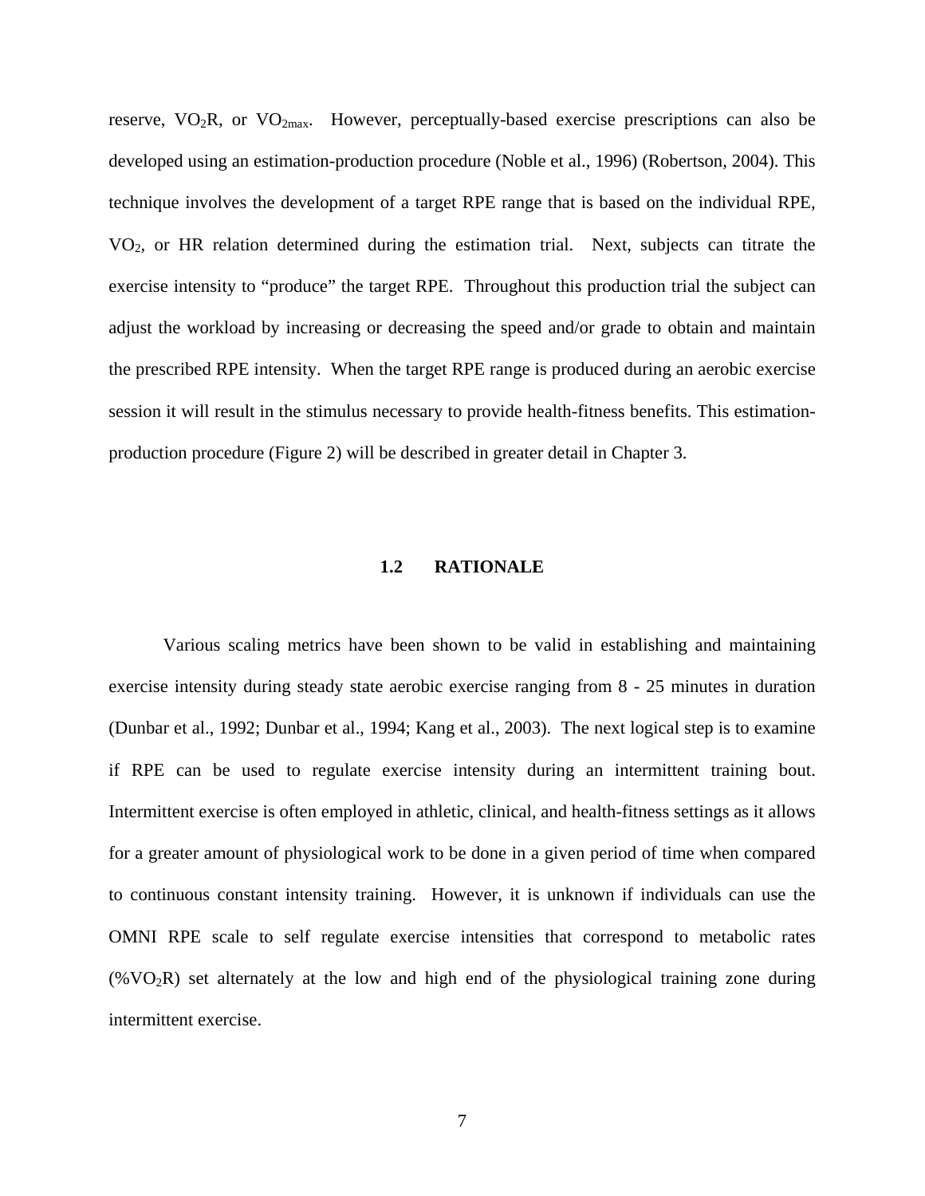reserve, $VO_2R$, or $VO_{2max}$. However, perceptually-based exercise prescriptions can also be developed using an estimation-production procedure (Noble et al., 1996) (Robertson, 2004). This technique involves the development of a target RPE range that is based on the individual RPE, $VO_2$, or HR relation determined during the estimation trial. Next, subjects can titrate the exercise intensity to "produce" the target RPE. Throughout this production trial the subject can adjust the workload by increasing or decreasing the speed and/or grade to obtain and maintain the prescribed RPE intensity. When the target RPE range is produced during an aerobic exercise session it will result in the stimulus necessary to provide health-fitness benefits. This estimation-production procedure (Figure 2) will be described in greater detail in Chapter 3.

## 1.2 RATIONALE

Various scaling metrics have been shown to be valid in establishing and maintaining exercise intensity during steady state aerobic exercise ranging from 8 - 25 minutes in duration (Dunbar et al., 1992; Dunbar et al., 1994; Kang et al., 2003). The next logical step is to examine if RPE can be used to regulate exercise intensity during an intermittent training bout. Intermittent exercise is often employed in athletic, clinical, and health-fitness settings as it allows for a greater amount of physiological work to be done in a given period of time when compared to continuous constant intensity training. However, it is unknown if individuals can use the OMNI RPE scale to self regulate exercise intensities that correspond to metabolic rates (%$VO_2R$) set alternately at the low and high end of the physiological training zone during intermittent exercise.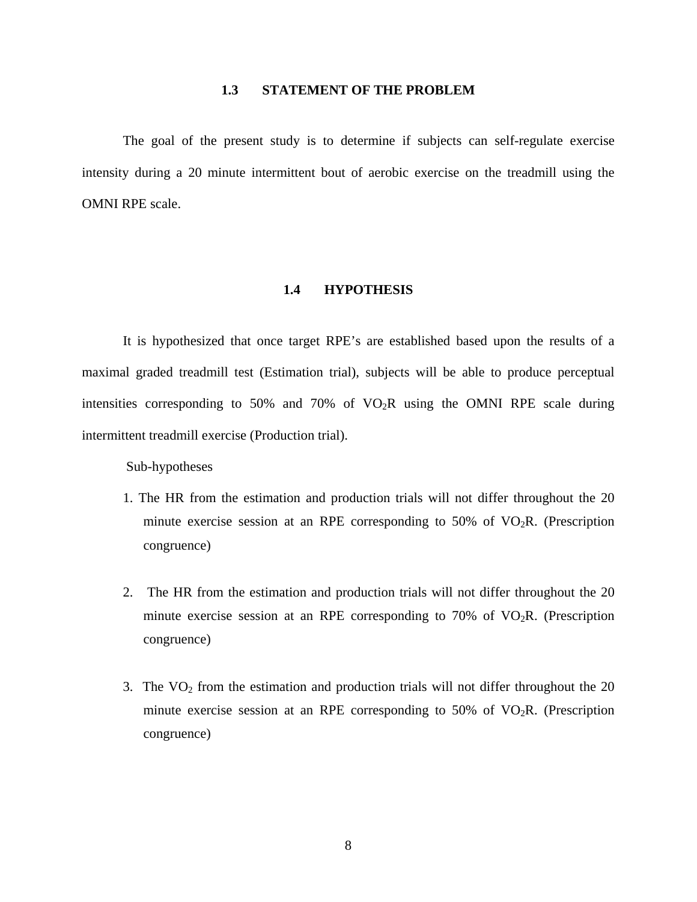### 1.3 STATEMENT OF THE PROBLEM

The goal of the present study is to determine if subjects can self-regulate exercise intensity during a 20 minute intermittent bout of aerobic exercise on the treadmill using the OMNI RPE scale.

### 1.4 HYPOTHESIS

It is hypothesized that once target RPE's are established based upon the results of a maximal graded treadmill test (Estimation trial), subjects will be able to produce perceptual intensities corresponding to 50% and 70% of $VO_2R$ using the OMNI RPE scale during intermittent treadmill exercise (Production trial).

Sub-hypotheses

1. The HR from the estimation and production trials will not differ throughout the 20 minute exercise session at an RPE corresponding to 50% of $VO_2R$. (Prescription congruence)

2. The HR from the estimation and production trials will not differ throughout the 20 minute exercise session at an RPE corresponding to 70% of $VO_2R$. (Prescription congruence)

3. The $VO_2$ from the estimation and production trials will not differ throughout the 20 minute exercise session at an RPE corresponding to 50% of $VO_2R$. (Prescription congruence)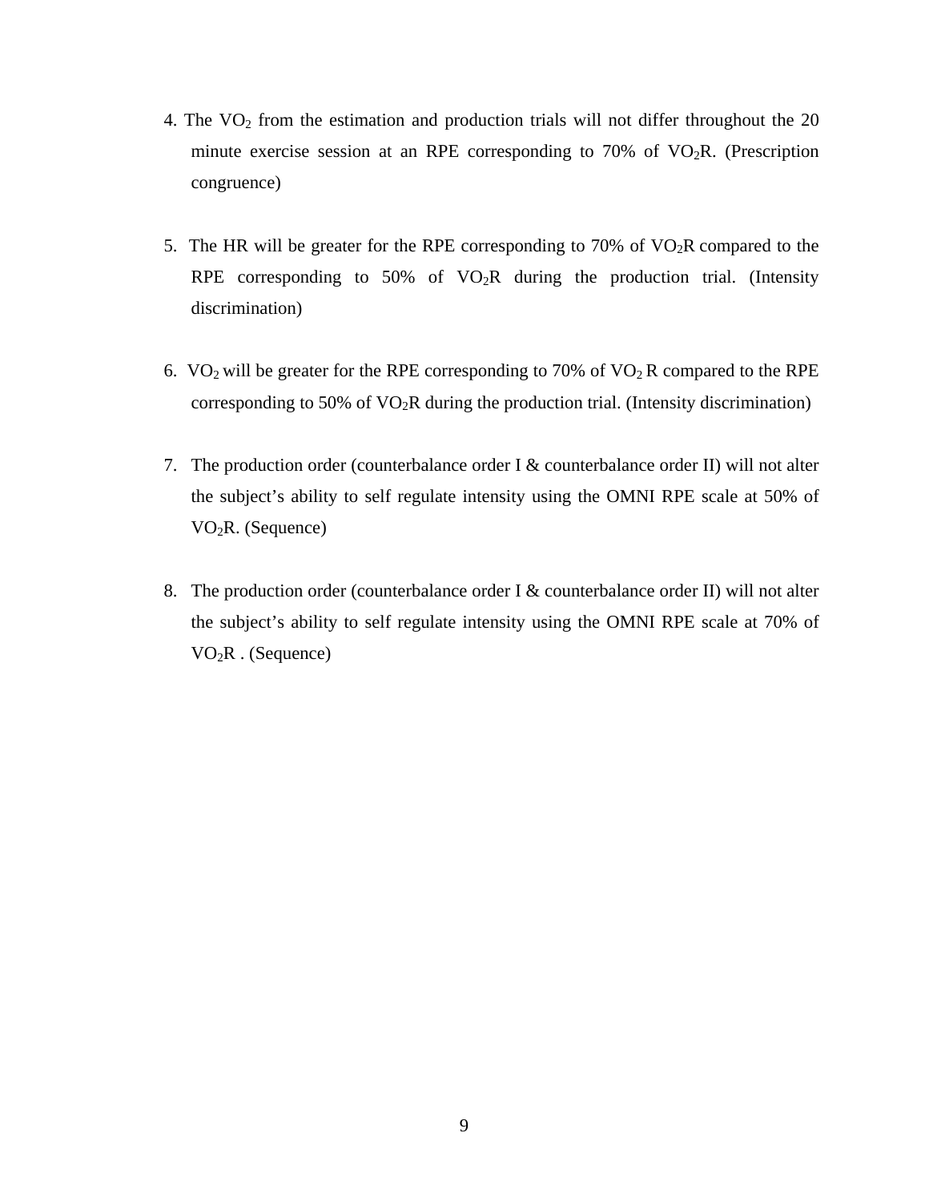4. The $VO_2$ from the estimation and production trials will not differ throughout the 20 minute exercise session at an RPE corresponding to 70% of $VO_2R$. (Prescription congruence)

5. The HR will be greater for the RPE corresponding to 70% of $VO_2R$ compared to the RPE corresponding to 50% of $VO_2R$ during the production trial. (Intensity discrimination)

6. $VO_2$ will be greater for the RPE corresponding to 70% of $VO_2$ R compared to the RPE corresponding to 50% of $VO_2R$ during the production trial. (Intensity discrimination)

7. The production order (counterbalance order I & counterbalance order II) will not alter the subject's ability to self regulate intensity using the OMNI RPE scale at 50% of $VO_2R$. (Sequence)

8. The production order (counterbalance order I & counterbalance order II) will not alter the subject's ability to self regulate intensity using the OMNI RPE scale at 70% of $VO_2R$ . (Sequence)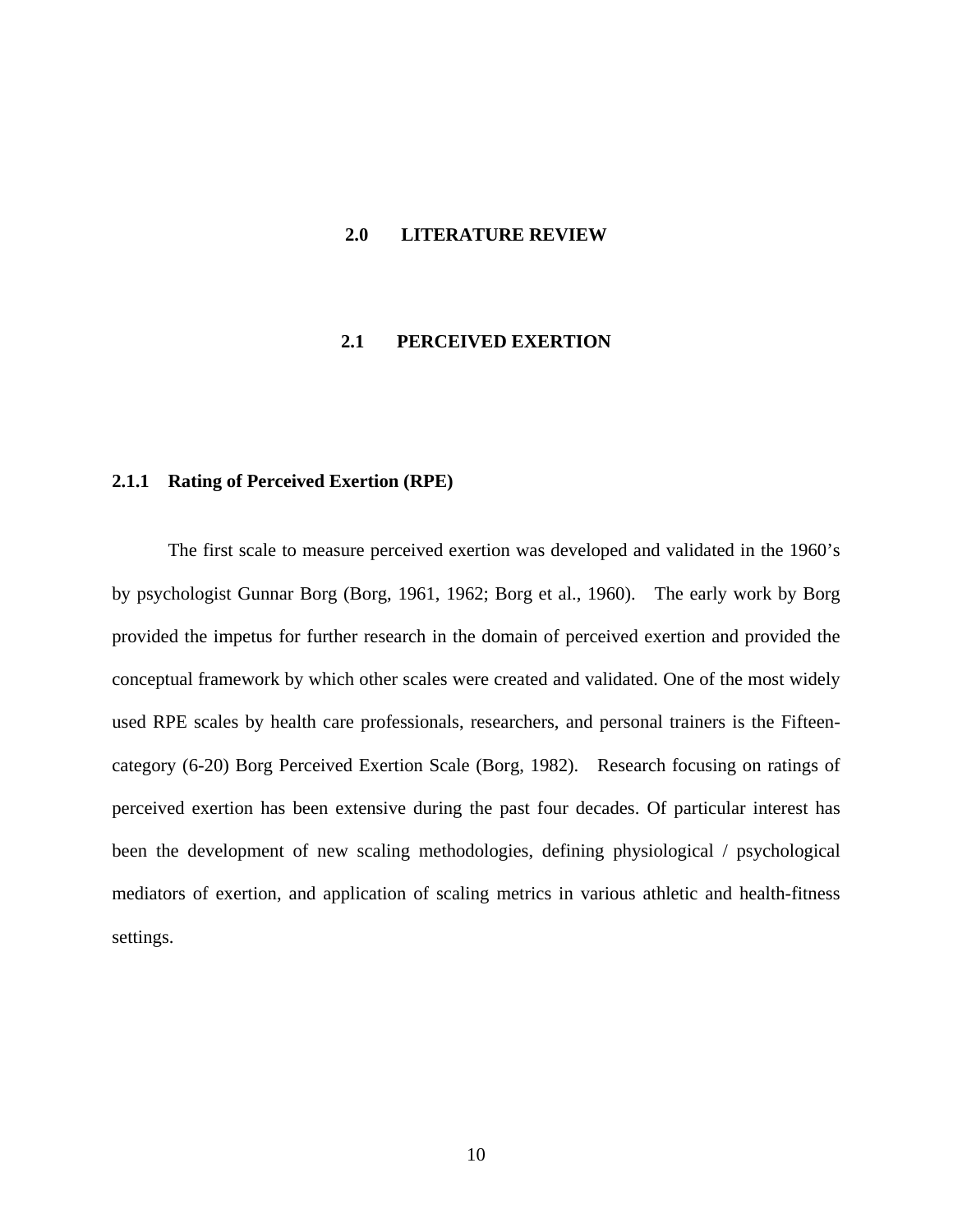# 2.0 LITERATURE REVIEW

## 2.1 PERCEIVED EXERTION

### 2.1.1 Rating of Perceived Exertion (RPE)

The first scale to measure perceived exertion was developed and validated in the 1960's by psychologist Gunnar Borg (Borg, 1961, 1962; Borg et al., 1960). The early work by Borg provided the impetus for further research in the domain of perceived exertion and provided the conceptual framework by which other scales were created and validated. One of the most widely used RPE scales by health care professionals, researchers, and personal trainers is the Fifteen-category (6-20) Borg Perceived Exertion Scale (Borg, 1982). Research focusing on ratings of perceived exertion has been extensive during the past four decades. Of particular interest has been the development of new scaling methodologies, defining physiological / psychological mediators of exertion, and application of scaling metrics in various athletic and health-fitness settings.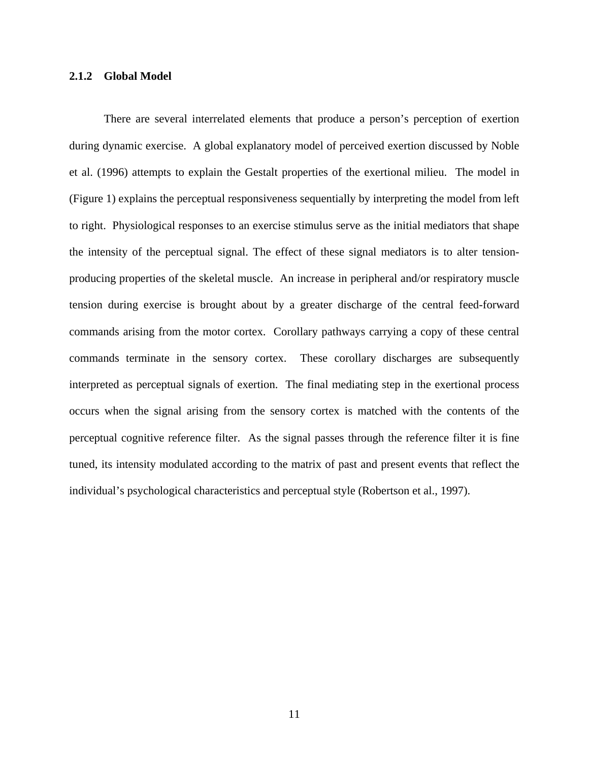### 2.1.2 Global Model

There are several interrelated elements that produce a person's perception of exertion during dynamic exercise. A global explanatory model of perceived exertion discussed by Noble et al. (1996) attempts to explain the Gestalt properties of the exertional milieu. The model in (Figure 1) explains the perceptual responsiveness sequentially by interpreting the model from left to right. Physiological responses to an exercise stimulus serve as the initial mediators that shape the intensity of the perceptual signal. The effect of these signal mediators is to alter tension-producing properties of the skeletal muscle. An increase in peripheral and/or respiratory muscle tension during exercise is brought about by a greater discharge of the central feed-forward commands arising from the motor cortex. Corollary pathways carrying a copy of these central commands terminate in the sensory cortex. These corollary discharges are subsequently interpreted as perceptual signals of exertion. The final mediating step in the exertional process occurs when the signal arising from the sensory cortex is matched with the contents of the perceptual cognitive reference filter. As the signal passes through the reference filter it is fine tuned, its intensity modulated according to the matrix of past and present events that reflect the individual's psychological characteristics and perceptual style (Robertson et al., 1997).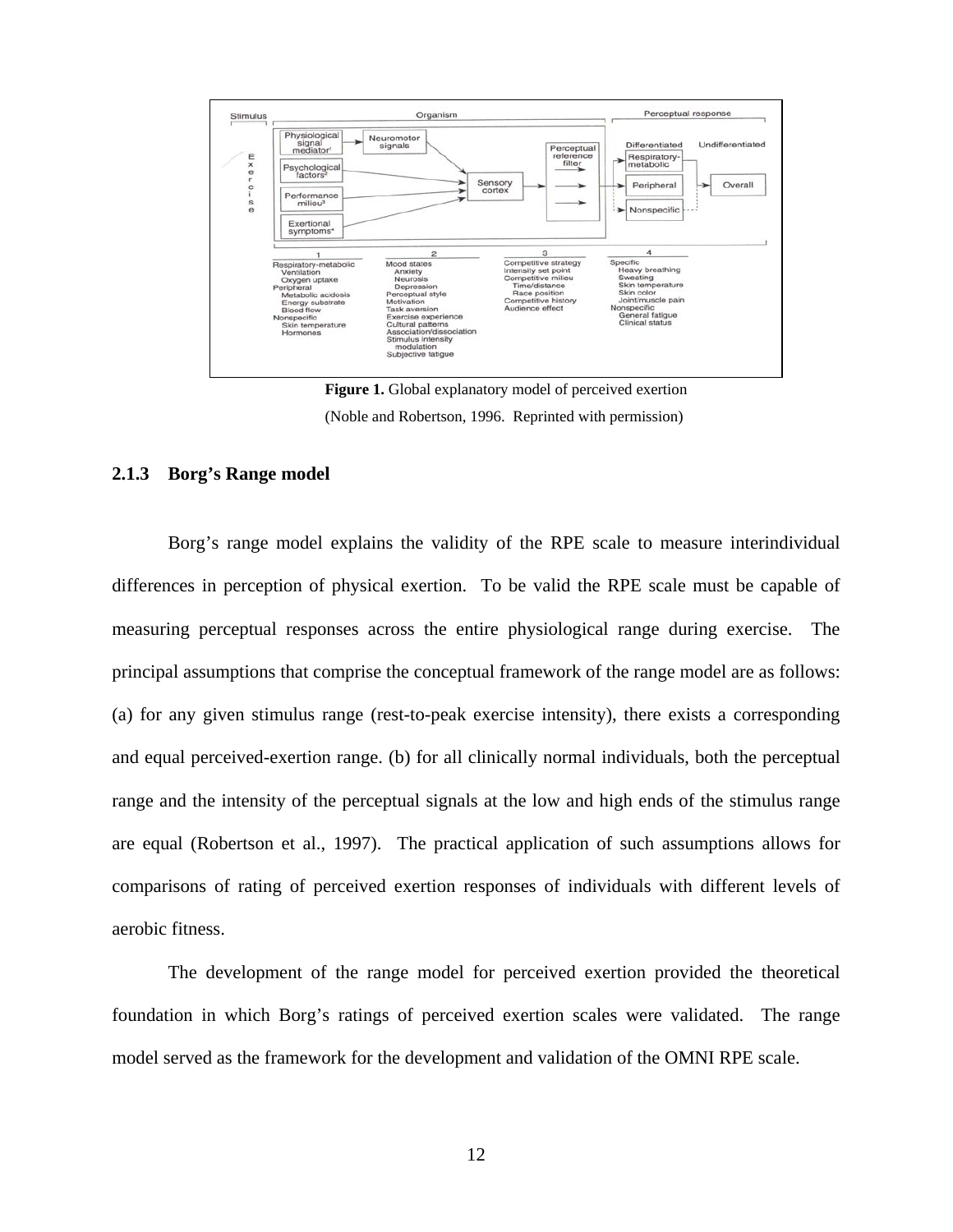Figure 1. Global explanatory model of perceived exertion

(Noble and Robertson, 1996. Reprinted with permission)

### 2.1.3 Borg's Range model

Borg's range model explains the validity of the RPE scale to measure interindividual differences in perception of physical exertion. To be valid the RPE scale must be capable of measuring perceptual responses across the entire physiological range during exercise. The principal assumptions that comprise the conceptual framework of the range model are as follows: (a) for any given stimulus range (rest-to-peak exercise intensity), there exists a corresponding and equal perceived-exertion range. (b) for all clinically normal individuals, both the perceptual range and the intensity of the perceptual signals at the low and high ends of the stimulus range are equal (Robertson et al., 1997). The practical application of such assumptions allows for comparisons of rating of perceived exertion responses of individuals with different levels of aerobic fitness.

The development of the range model for perceived exertion provided the theoretical foundation in which Borg's ratings of perceived exertion scales were validated. The range model served as the framework for the development and validation of the OMNI RPE scale.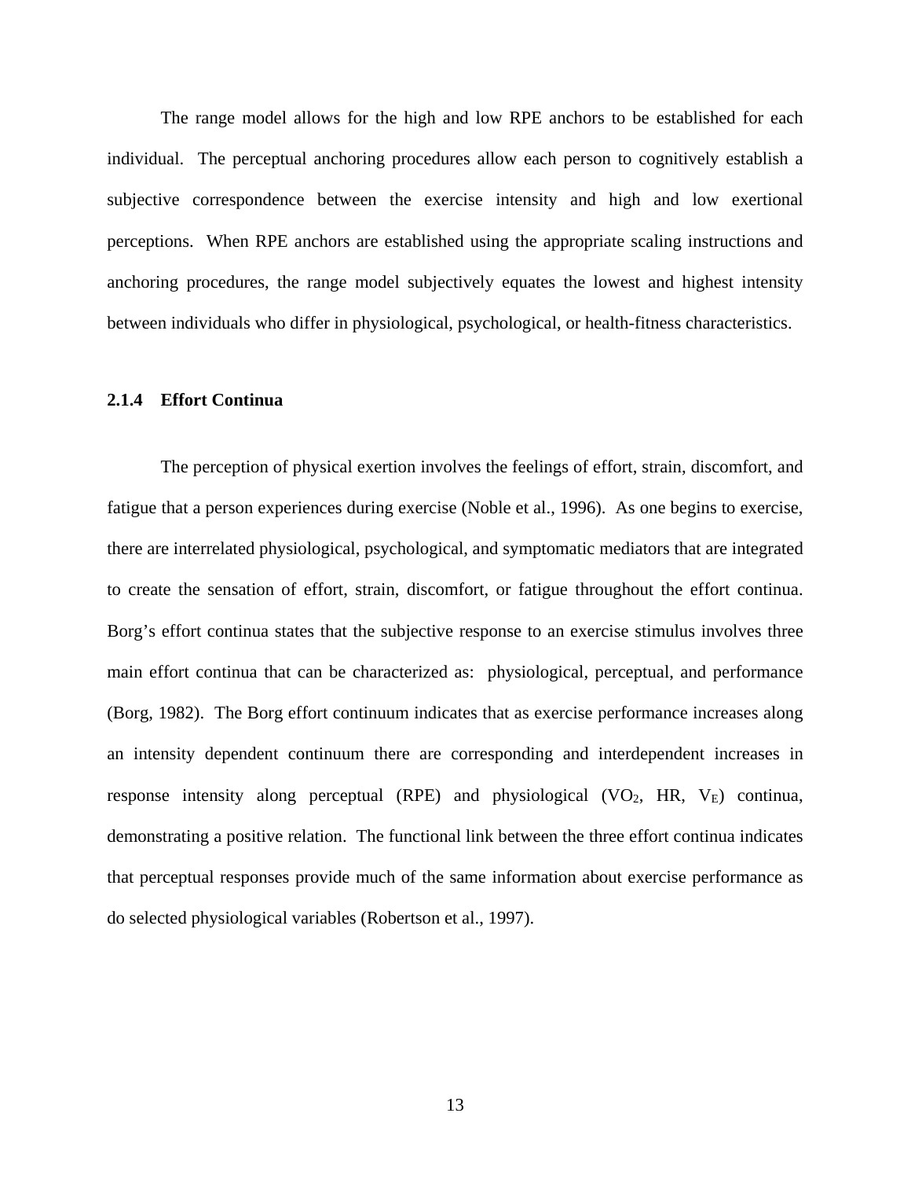The range model allows for the high and low RPE anchors to be established for each individual. The perceptual anchoring procedures allow each person to cognitively establish a subjective correspondence between the exercise intensity and high and low exertional perceptions. When RPE anchors are established using the appropriate scaling instructions and anchoring procedures, the range model subjectively equates the lowest and highest intensity between individuals who differ in physiological, psychological, or health-fitness characteristics.

### 2.1.4 Effort Continua

The perception of physical exertion involves the feelings of effort, strain, discomfort, and fatigue that a person experiences during exercise (Noble et al., 1996). As one begins to exercise, there are interrelated physiological, psychological, and symptomatic mediators that are integrated to create the sensation of effort, strain, discomfort, or fatigue throughout the effort continua. Borg's effort continua states that the subjective response to an exercise stimulus involves three main effort continua that can be characterized as: physiological, perceptual, and performance (Borg, 1982). The Borg effort continuum indicates that as exercise performance increases along an intensity dependent continuum there are corresponding and interdependent increases in response intensity along perceptual (RPE) and physiological ($VO_2$, HR, $V_E$) continua, demonstrating a positive relation. The functional link between the three effort continua indicates that perceptual responses provide much of the same information about exercise performance as do selected physiological variables (Robertson et al., 1997).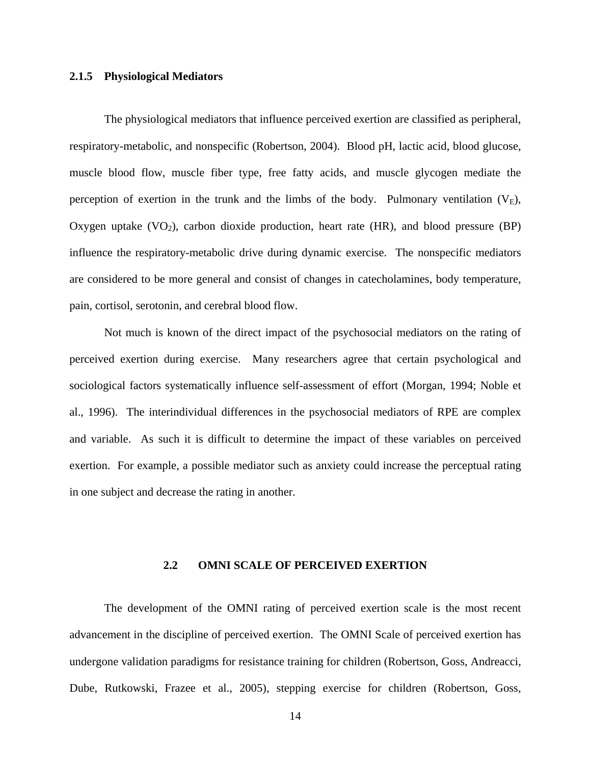### 2.1.5 Physiological Mediators

The physiological mediators that influence perceived exertion are classified as peripheral, respiratory-metabolic, and nonspecific (Robertson, 2004). Blood pH, lactic acid, blood glucose, muscle blood flow, muscle fiber type, free fatty acids, and muscle glycogen mediate the perception of exertion in the trunk and the limbs of the body. Pulmonary ventilation ($V_E$), Oxygen uptake ($VO_2$), carbon dioxide production, heart rate (HR), and blood pressure (BP) influence the respiratory-metabolic drive during dynamic exercise. The nonspecific mediators are considered to be more general and consist of changes in catecholamines, body temperature, pain, cortisol, serotonin, and cerebral blood flow.

Not much is known of the direct impact of the psychosocial mediators on the rating of perceived exertion during exercise. Many researchers agree that certain psychological and sociological factors systematically influence self-assessment of effort (Morgan, 1994; Noble et al., 1996). The interindividual differences in the psychosocial mediators of RPE are complex and variable. As such it is difficult to determine the impact of these variables on perceived exertion. For example, a possible mediator such as anxiety could increase the perceptual rating in one subject and decrease the rating in another.

## 2.2 OMNI SCALE OF PERCEIVED EXERTION

The development of the OMNI rating of perceived exertion scale is the most recent advancement in the discipline of perceived exertion. The OMNI Scale of perceived exertion has undergone validation paradigms for resistance training for children (Robertson, Goss, Andreacci, Dube, Rutkowski, Frazee et al., 2005), stepping exercise for children (Robertson, Goss,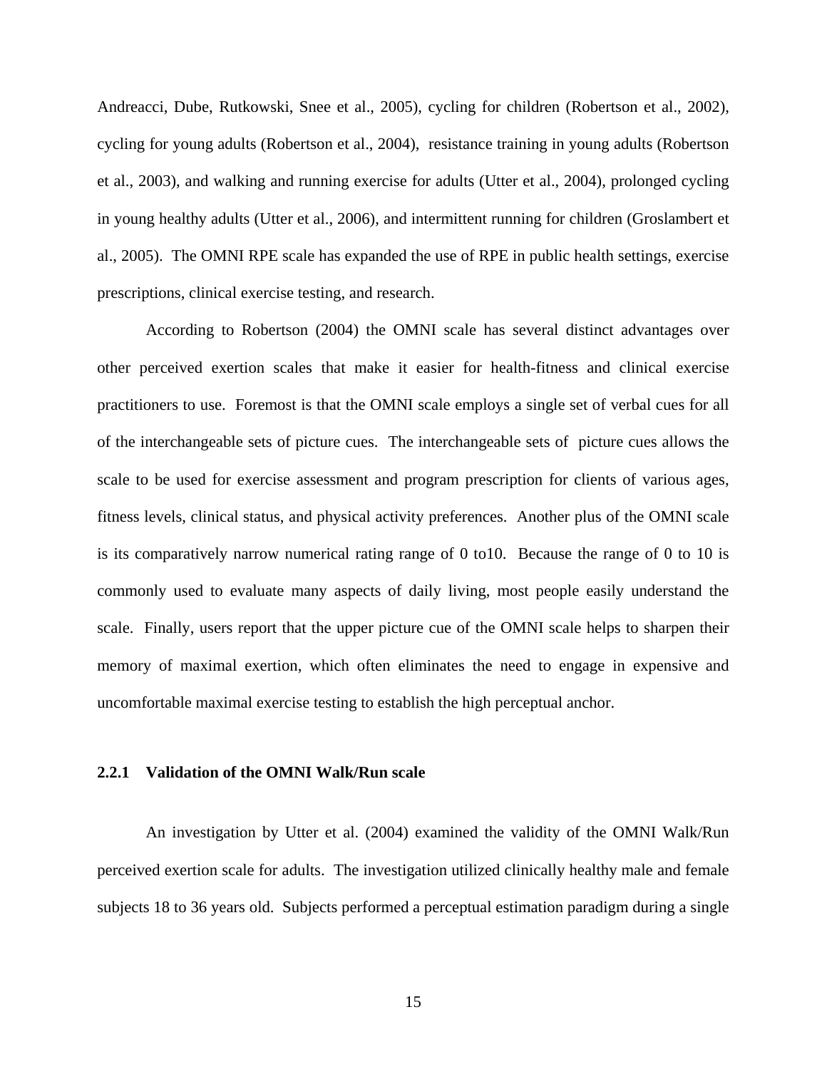Andreacci, Dube, Rutkowski, Snee et al., 2005), cycling for children (Robertson et al., 2002), cycling for young adults (Robertson et al., 2004), resistance training in young adults (Robertson et al., 2003), and walking and running exercise for adults (Utter et al., 2004), prolonged cycling in young healthy adults (Utter et al., 2006), and intermittent running for children (Groslambert et al., 2005). The OMNI RPE scale has expanded the use of RPE in public health settings, exercise prescriptions, clinical exercise testing, and research.

According to Robertson (2004) the OMNI scale has several distinct advantages over other perceived exertion scales that make it easier for health-fitness and clinical exercise practitioners to use. Foremost is that the OMNI scale employs a single set of verbal cues for all of the interchangeable sets of picture cues. The interchangeable sets of picture cues allows the scale to be used for exercise assessment and program prescription for clients of various ages, fitness levels, clinical status, and physical activity preferences. Another plus of the OMNI scale is its comparatively narrow numerical rating range of 0 to10. Because the range of 0 to 10 is commonly used to evaluate many aspects of daily living, most people easily understand the scale. Finally, users report that the upper picture cue of the OMNI scale helps to sharpen their memory of maximal exertion, which often eliminates the need to engage in expensive and uncomfortable maximal exercise testing to establish the high perceptual anchor.

### 2.2.1 Validation of the OMNI Walk/Run scale

An investigation by Utter et al. (2004) examined the validity of the OMNI Walk/Run perceived exertion scale for adults. The investigation utilized clinically healthy male and female subjects 18 to 36 years old. Subjects performed a perceptual estimation paradigm during a single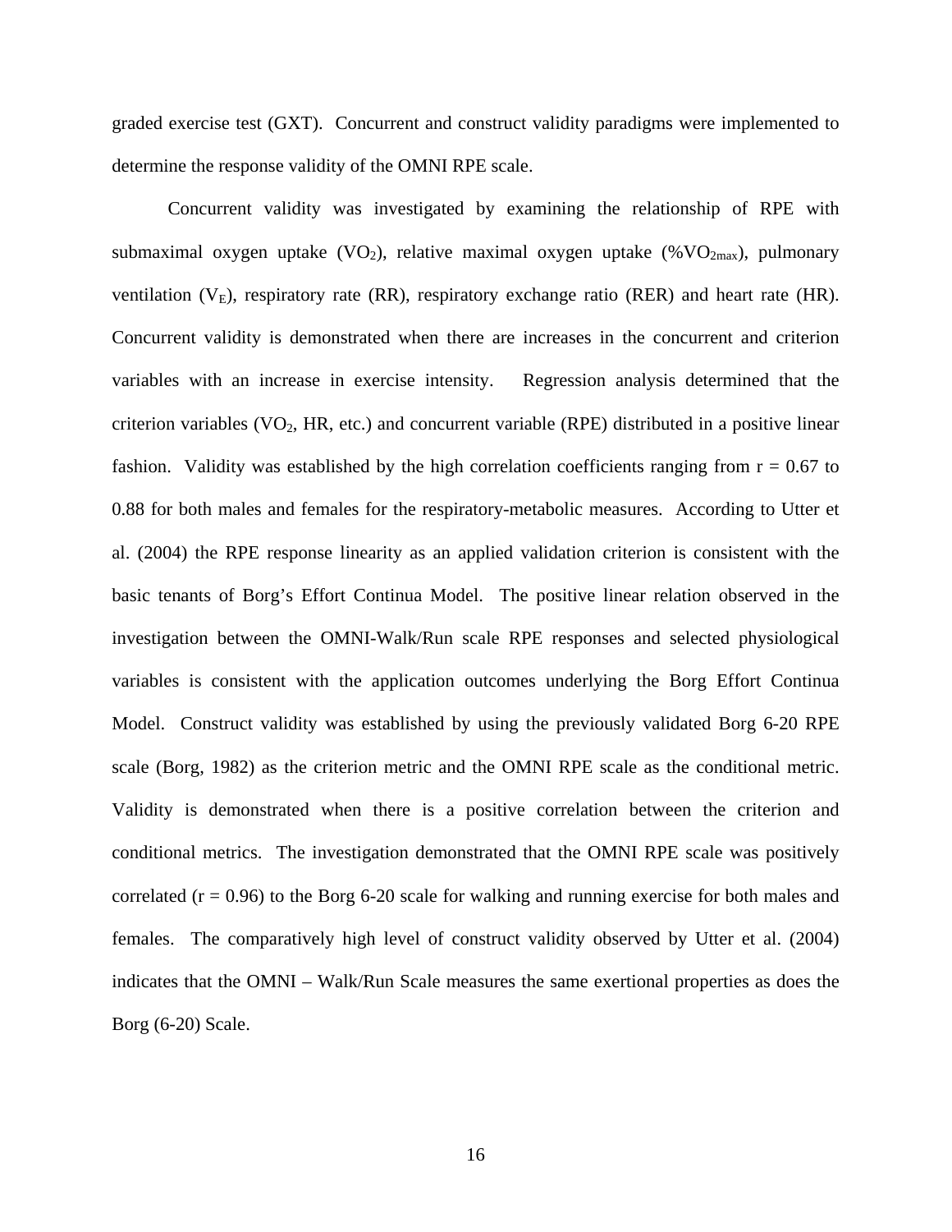graded exercise test (GXT). Concurrent and construct validity paradigms were implemented to determine the response validity of the OMNI RPE scale.

Concurrent validity was investigated by examining the relationship of RPE with submaximal oxygen uptake ($VO_2$), relative maximal oxygen uptake ($\%VO_{2max}$), pulmonary ventilation ($V_E$), respiratory rate (RR), respiratory exchange ratio (RER) and heart rate (HR). Concurrent validity is demonstrated when there are increases in the concurrent and criterion variables with an increase in exercise intensity. Regression analysis determined that the criterion variables ($VO_2$, HR, etc.) and concurrent variable (RPE) distributed in a positive linear fashion. Validity was established by the high correlation coefficients ranging from $r = 0.67$ to 0.88 for both males and females for the respiratory-metabolic measures. According to Utter et al. (2004) the RPE response linearity as an applied validation criterion is consistent with the basic tenants of Borg's Effort Continua Model. The positive linear relation observed in the investigation between the OMNI-Walk/Run scale RPE responses and selected physiological variables is consistent with the application outcomes underlying the Borg Effort Continua Model. Construct validity was established by using the previously validated Borg 6-20 RPE scale (Borg, 1982) as the criterion metric and the OMNI RPE scale as the conditional metric. Validity is demonstrated when there is a positive correlation between the criterion and conditional metrics. The investigation demonstrated that the OMNI RPE scale was positively correlated ($r = 0.96$) to the Borg 6-20 scale for walking and running exercise for both males and females. The comparatively high level of construct validity observed by Utter et al. (2004) indicates that the OMNI – Walk/Run Scale measures the same exertional properties as does the Borg (6-20) Scale.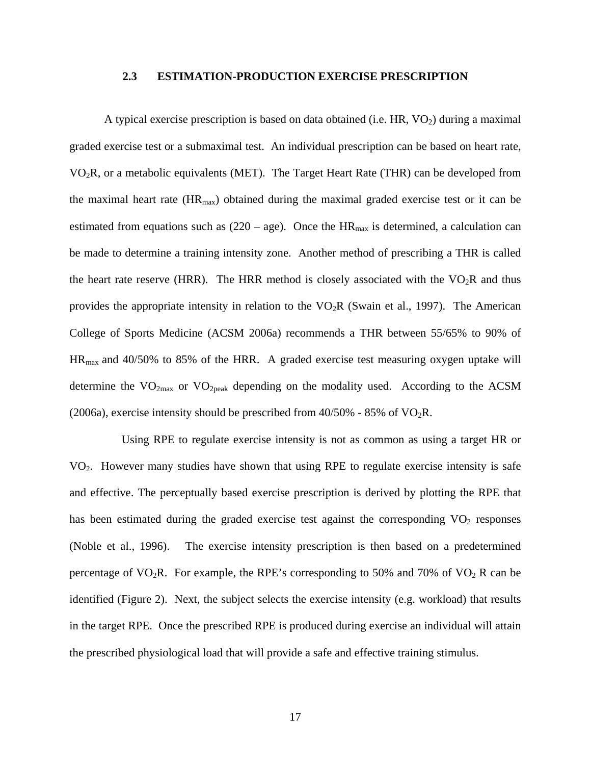## 2.3 ESTIMATION-PRODUCTION EXERCISE PRESCRIPTION

A typical exercise prescription is based on data obtained (i.e. HR, $VO_2$) during a maximal graded exercise test or a submaximal test. An individual prescription can be based on heart rate, $VO_2R$, or a metabolic equivalents (MET). The Target Heart Rate (THR) can be developed from the maximal heart rate ($HR_{max}$) obtained during the maximal graded exercise test or it can be estimated from equations such as (220 – age). Once the $HR_{max}$ is determined, a calculation can be made to determine a training intensity zone. Another method of prescribing a THR is called the heart rate reserve (HRR). The HRR method is closely associated with the $VO_2R$ and thus provides the appropriate intensity in relation to the $VO_2R$ (Swain et al., 1997). The American College of Sports Medicine (ACSM 2006a) recommends a THR between 55/65% to 90% of $HR_{max}$ and 40/50% to 85% of the HRR. A graded exercise test measuring oxygen uptake will determine the $VO_{2max}$ or $VO_{2peak}$ depending on the modality used. According to the ACSM (2006a), exercise intensity should be prescribed from 40/50% - 85% of $VO_2R$.

Using RPE to regulate exercise intensity is not as common as using a target HR or $VO_2$. However many studies have shown that using RPE to regulate exercise intensity is safe and effective. The perceptually based exercise prescription is derived by plotting the RPE that has been estimated during the graded exercise test against the corresponding $VO_2$ responses (Noble et al., 1996). The exercise intensity prescription is then based on a predetermined percentage of $VO_2R$. For example, the RPE's corresponding to 50% and 70% of $VO_2$ R can be identified (Figure 2). Next, the subject selects the exercise intensity (e.g. workload) that results in the target RPE. Once the prescribed RPE is produced during exercise an individual will attain the prescribed physiological load that will provide a safe and effective training stimulus.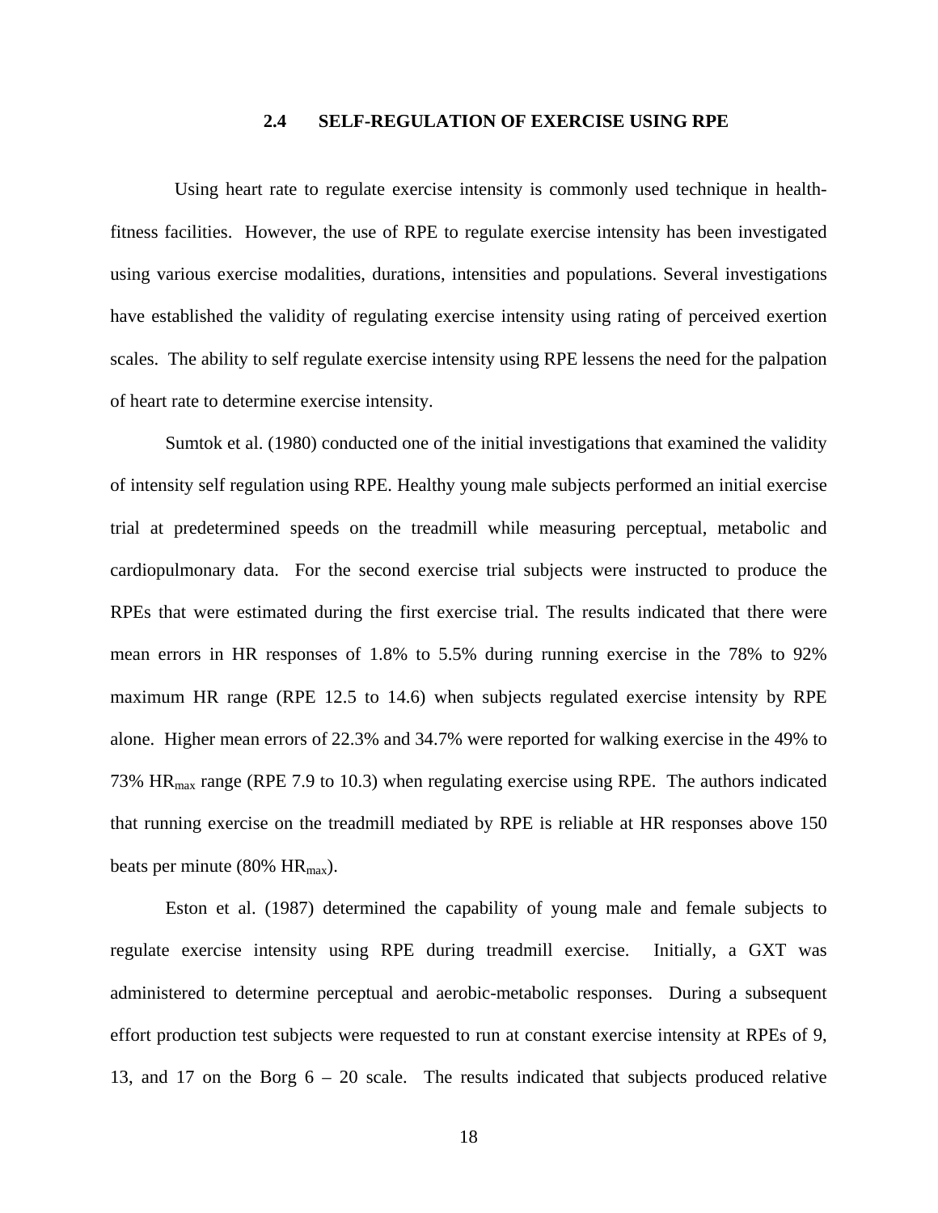## 2.4 SELF-REGULATION OF EXERCISE USING RPE

Using heart rate to regulate exercise intensity is commonly used technique in health-fitness facilities. However, the use of RPE to regulate exercise intensity has been investigated using various exercise modalities, durations, intensities and populations. Several investigations have established the validity of regulating exercise intensity using rating of perceived exertion scales. The ability to self regulate exercise intensity using RPE lessens the need for the palpation of heart rate to determine exercise intensity.

Sumtok et al. (1980) conducted one of the initial investigations that examined the validity of intensity self regulation using RPE. Healthy young male subjects performed an initial exercise trial at predetermined speeds on the treadmill while measuring perceptual, metabolic and cardiopulmonary data. For the second exercise trial subjects were instructed to produce the RPEs that were estimated during the first exercise trial. The results indicated that there were mean errors in HR responses of 1.8% to 5.5% during running exercise in the 78% to 92% maximum HR range (RPE 12.5 to 14.6) when subjects regulated exercise intensity by RPE alone. Higher mean errors of 22.3% and 34.7% were reported for walking exercise in the 49% to 73% $HR_{max}$ range (RPE 7.9 to 10.3) when regulating exercise using RPE. The authors indicated that running exercise on the treadmill mediated by RPE is reliable at HR responses above 150 beats per minute (80% $HR_{max}$).

Eston et al. (1987) determined the capability of young male and female subjects to regulate exercise intensity using RPE during treadmill exercise. Initially, a GXT was administered to determine perceptual and aerobic-metabolic responses. During a subsequent effort production test subjects were requested to run at constant exercise intensity at RPEs of 9, 13, and 17 on the Borg 6 – 20 scale. The results indicated that subjects produced relative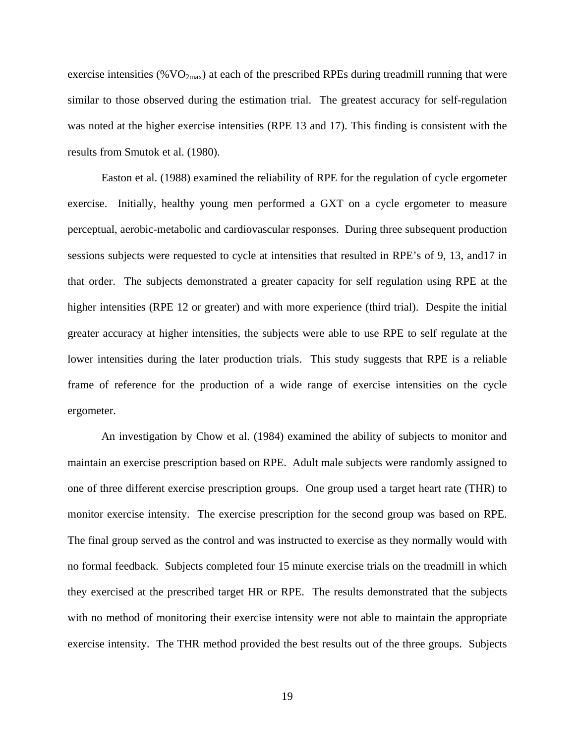exercise intensities (%$VO_{2max}$) at each of the prescribed RPEs during treadmill running that were similar to those observed during the estimation trial. The greatest accuracy for self-regulation was noted at the higher exercise intensities (RPE 13 and 17). This finding is consistent with the results from Smutok et al. (1980).

Easton et al. (1988) examined the reliability of RPE for the regulation of cycle ergometer exercise. Initially, healthy young men performed a GXT on a cycle ergometer to measure perceptual, aerobic-metabolic and cardiovascular responses. During three subsequent production sessions subjects were requested to cycle at intensities that resulted in RPE's of 9, 13, and17 in that order. The subjects demonstrated a greater capacity for self regulation using RPE at the higher intensities (RPE 12 or greater) and with more experience (third trial). Despite the initial greater accuracy at higher intensities, the subjects were able to use RPE to self regulate at the lower intensities during the later production trials. This study suggests that RPE is a reliable frame of reference for the production of a wide range of exercise intensities on the cycle ergometer.

An investigation by Chow et al. (1984) examined the ability of subjects to monitor and maintain an exercise prescription based on RPE. Adult male subjects were randomly assigned to one of three different exercise prescription groups. One group used a target heart rate (THR) to monitor exercise intensity. The exercise prescription for the second group was based on RPE. The final group served as the control and was instructed to exercise as they normally would with no formal feedback. Subjects completed four 15 minute exercise trials on the treadmill in which they exercised at the prescribed target HR or RPE. The results demonstrated that the subjects with no method of monitoring their exercise intensity were not able to maintain the appropriate exercise intensity. The THR method provided the best results out of the three groups. Subjects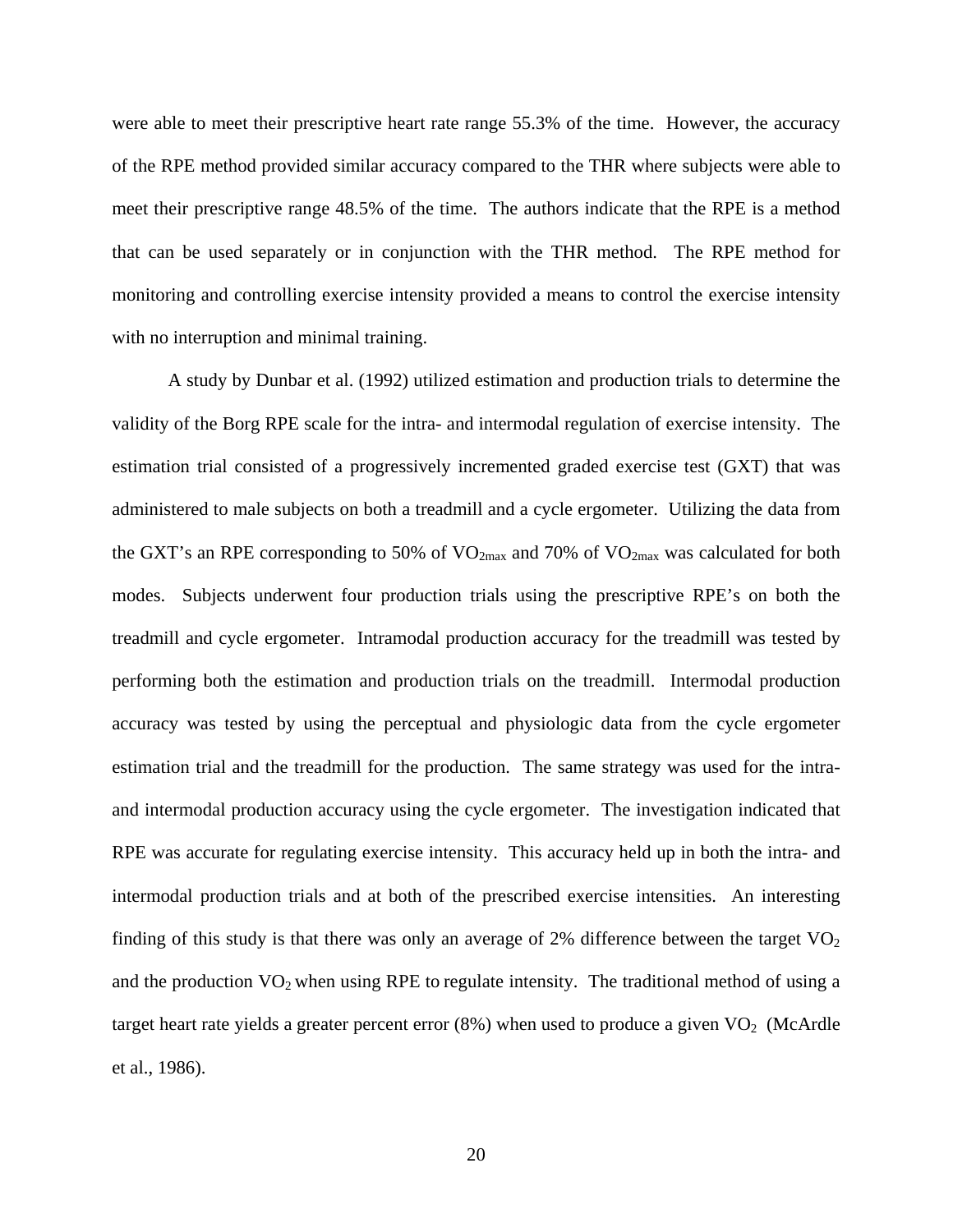were able to meet their prescriptive heart rate range 55.3% of the time. However, the accuracy of the RPE method provided similar accuracy compared to the THR where subjects were able to meet their prescriptive range 48.5% of the time. The authors indicate that the RPE is a method that can be used separately or in conjunction with the THR method. The RPE method for monitoring and controlling exercise intensity provided a means to control the exercise intensity with no interruption and minimal training.

A study by Dunbar et al. (1992) utilized estimation and production trials to determine the validity of the Borg RPE scale for the intra- and intermodal regulation of exercise intensity. The estimation trial consisted of a progressively incremented graded exercise test (GXT) that was administered to male subjects on both a treadmill and a cycle ergometer. Utilizing the data from the GXT's an RPE corresponding to 50% of $VO_{2max}$ and 70% of $VO_{2max}$ was calculated for both modes. Subjects underwent four production trials using the prescriptive RPE's on both the treadmill and cycle ergometer. Intramodal production accuracy for the treadmill was tested by performing both the estimation and production trials on the treadmill. Intermodal production accuracy was tested by using the perceptual and physiologic data from the cycle ergometer estimation trial and the treadmill for the production. The same strategy was used for the intra- and intermodal production accuracy using the cycle ergometer. The investigation indicated that RPE was accurate for regulating exercise intensity. This accuracy held up in both the intra- and intermodal production trials and at both of the prescribed exercise intensities. An interesting finding of this study is that there was only an average of 2% difference between the target $VO_2$ and the production $VO_2$ when using RPE to regulate intensity. The traditional method of using a target heart rate yields a greater percent error (8%) when used to produce a given $VO_2$ (McArdle et al., 1986).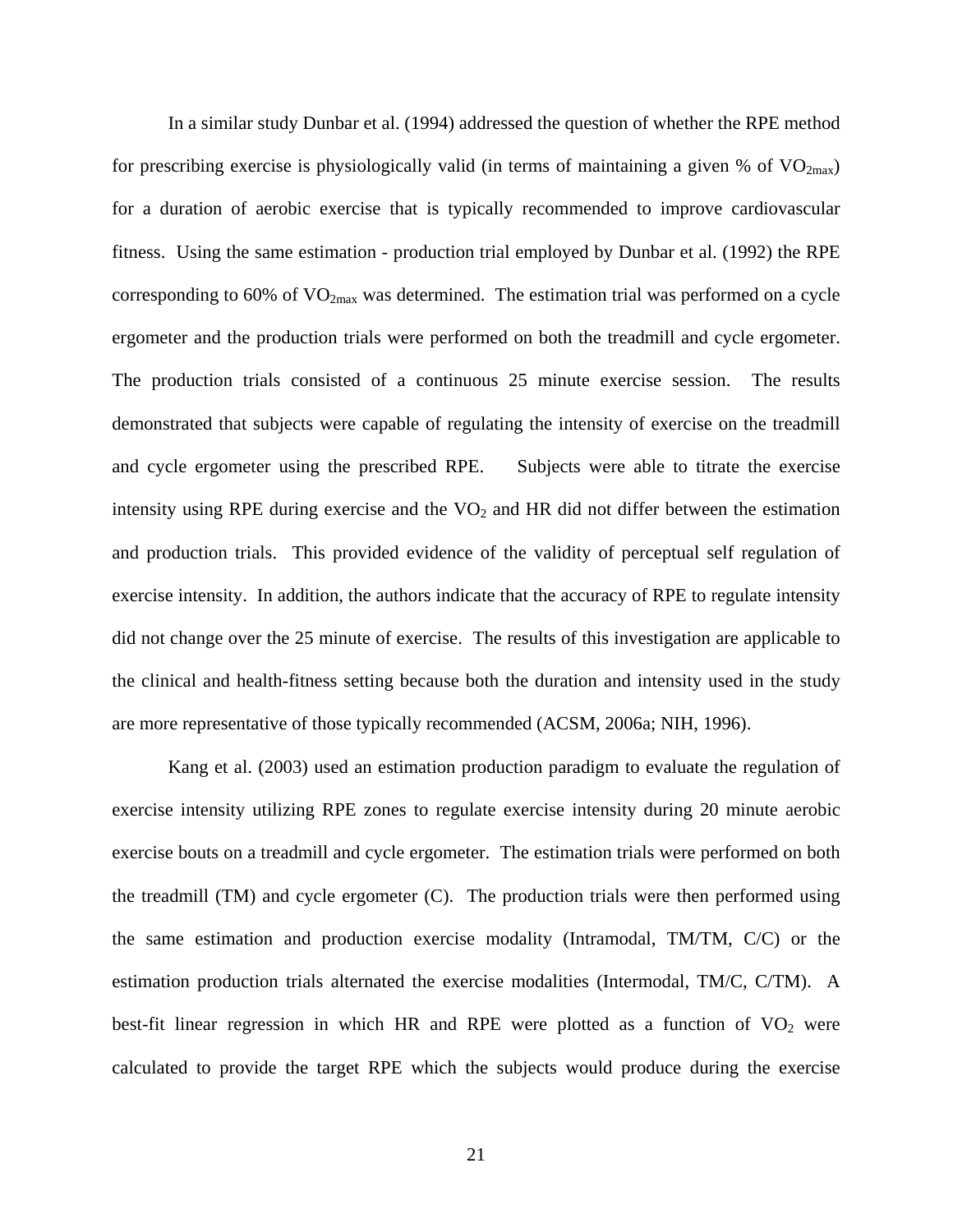In a similar study Dunbar et al. (1994) addressed the question of whether the RPE method for prescribing exercise is physiologically valid (in terms of maintaining a given % of $VO_{2max}$) for a duration of aerobic exercise that is typically recommended to improve cardiovascular fitness. Using the same estimation - production trial employed by Dunbar et al. (1992) the RPE corresponding to 60% of $VO_{2max}$ was determined. The estimation trial was performed on a cycle ergometer and the production trials were performed on both the treadmill and cycle ergometer. The production trials consisted of a continuous 25 minute exercise session. The results demonstrated that subjects were capable of regulating the intensity of exercise on the treadmill and cycle ergometer using the prescribed RPE. Subjects were able to titrate the exercise intensity using RPE during exercise and the $VO_2$ and HR did not differ between the estimation and production trials. This provided evidence of the validity of perceptual self regulation of exercise intensity. In addition, the authors indicate that the accuracy of RPE to regulate intensity did not change over the 25 minute of exercise. The results of this investigation are applicable to the clinical and health-fitness setting because both the duration and intensity used in the study are more representative of those typically recommended (ACSM, 2006a; NIH, 1996).

Kang et al. (2003) used an estimation production paradigm to evaluate the regulation of exercise intensity utilizing RPE zones to regulate exercise intensity during 20 minute aerobic exercise bouts on a treadmill and cycle ergometer. The estimation trials were performed on both the treadmill (TM) and cycle ergometer (C). The production trials were then performed using the same estimation and production exercise modality (Intramodal, TM/TM, C/C) or the estimation production trials alternated the exercise modalities (Intermodal, TM/C, C/TM). A best-fit linear regression in which HR and RPE were plotted as a function of $VO_2$ were calculated to provide the target RPE which the subjects would produce during the exercise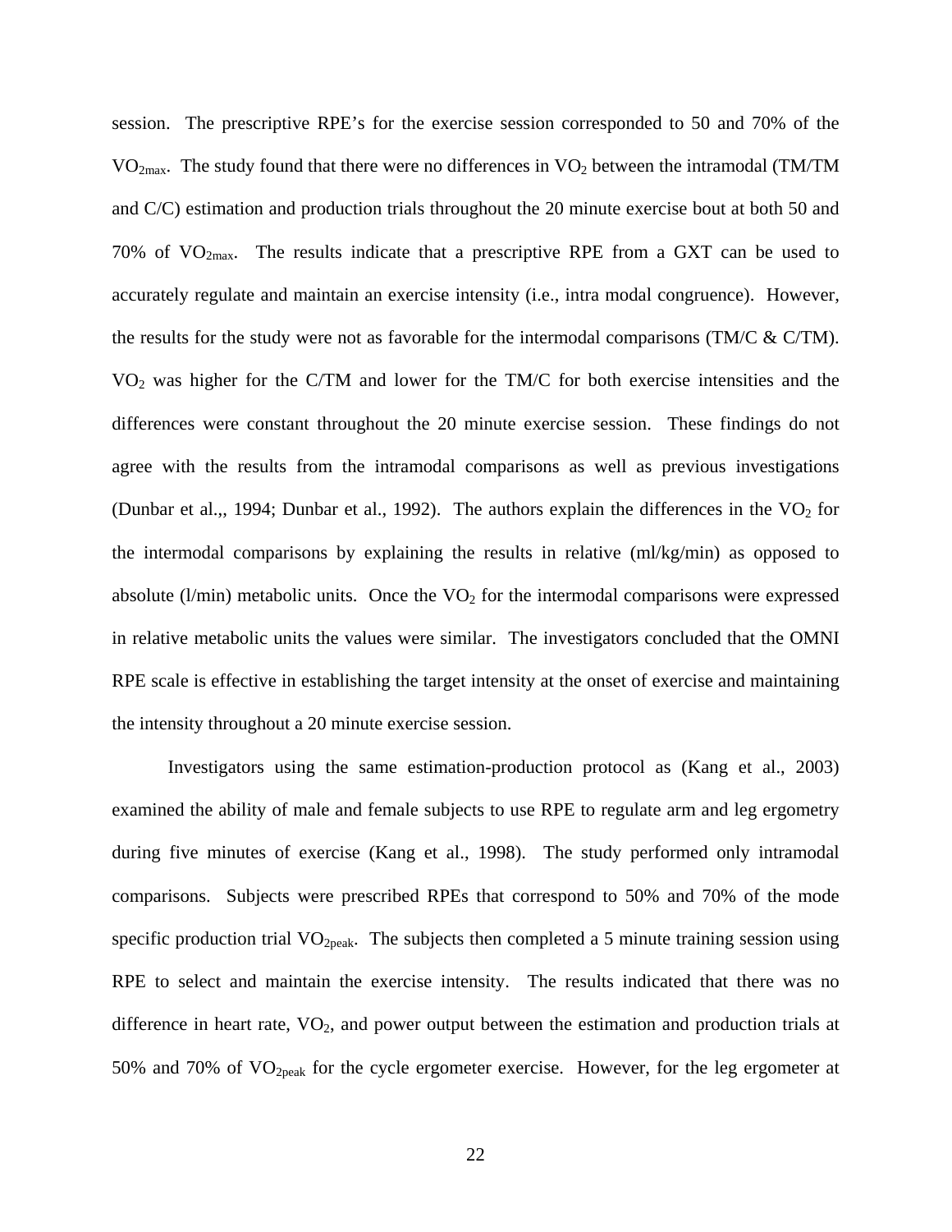session. The prescriptive RPE's for the exercise session corresponded to 50 and 70% of the $VO_{2max}$. The study found that there were no differences in $VO_2$ between the intramodal (TM/TM and C/C) estimation and production trials throughout the 20 minute exercise bout at both 50 and 70% of $VO_{2max}$. The results indicate that a prescriptive RPE from a GXT can be used to accurately regulate and maintain an exercise intensity (i.e., intra modal congruence). However, the results for the study were not as favorable for the intermodal comparisons (TM/C & C/TM). $VO_2$ was higher for the C/TM and lower for the TM/C for both exercise intensities and the differences were constant throughout the 20 minute exercise session. These findings do not agree with the results from the intramodal comparisons as well as previous investigations (Dunbar et al.,, 1994; Dunbar et al., 1992). The authors explain the differences in the $VO_2$ for the intermodal comparisons by explaining the results in relative (ml/kg/min) as opposed to absolute (l/min) metabolic units. Once the $VO_2$ for the intermodal comparisons were expressed in relative metabolic units the values were similar. The investigators concluded that the OMNI RPE scale is effective in establishing the target intensity at the onset of exercise and maintaining the intensity throughout a 20 minute exercise session.

Investigators using the same estimation-production protocol as (Kang et al., 2003) examined the ability of male and female subjects to use RPE to regulate arm and leg ergometry during five minutes of exercise (Kang et al., 1998). The study performed only intramodal comparisons. Subjects were prescribed RPEs that correspond to 50% and 70% of the mode specific production trial $VO_{2peak}$. The subjects then completed a 5 minute training session using RPE to select and maintain the exercise intensity. The results indicated that there was no difference in heart rate, $VO_2$, and power output between the estimation and production trials at 50% and 70% of $VO_{2peak}$ for the cycle ergometer exercise. However, for the leg ergometer at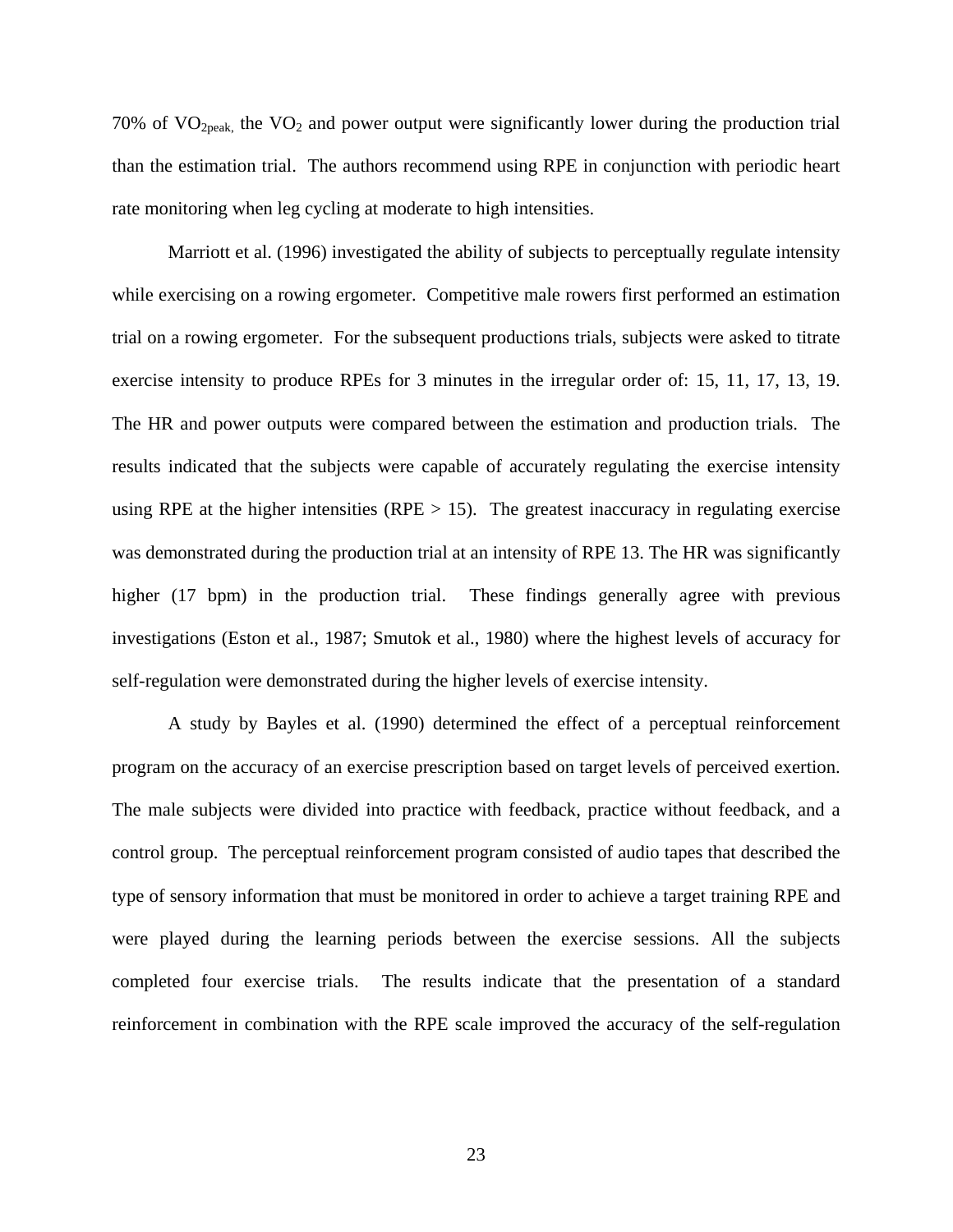70% of $VO_{2peak,}$ the $VO_2$ and power output were significantly lower during the production trial than the estimation trial. The authors recommend using RPE in conjunction with periodic heart rate monitoring when leg cycling at moderate to high intensities.

Marriott et al. (1996) investigated the ability of subjects to perceptually regulate intensity while exercising on a rowing ergometer. Competitive male rowers first performed an estimation trial on a rowing ergometer. For the subsequent productions trials, subjects were asked to titrate exercise intensity to produce RPEs for 3 minutes in the irregular order of: 15, 11, 17, 13, 19. The HR and power outputs were compared between the estimation and production trials. The results indicated that the subjects were capable of accurately regulating the exercise intensity using RPE at the higher intensities (RPE > 15). The greatest inaccuracy in regulating exercise was demonstrated during the production trial at an intensity of RPE 13. The HR was significantly higher (17 bpm) in the production trial. These findings generally agree with previous investigations (Eston et al., 1987; Smutok et al., 1980) where the highest levels of accuracy for self-regulation were demonstrated during the higher levels of exercise intensity.

A study by Bayles et al. (1990) determined the effect of a perceptual reinforcement program on the accuracy of an exercise prescription based on target levels of perceived exertion. The male subjects were divided into practice with feedback, practice without feedback, and a control group. The perceptual reinforcement program consisted of audio tapes that described the type of sensory information that must be monitored in order to achieve a target training RPE and were played during the learning periods between the exercise sessions. All the subjects completed four exercise trials. The results indicate that the presentation of a standard reinforcement in combination with the RPE scale improved the accuracy of the self-regulation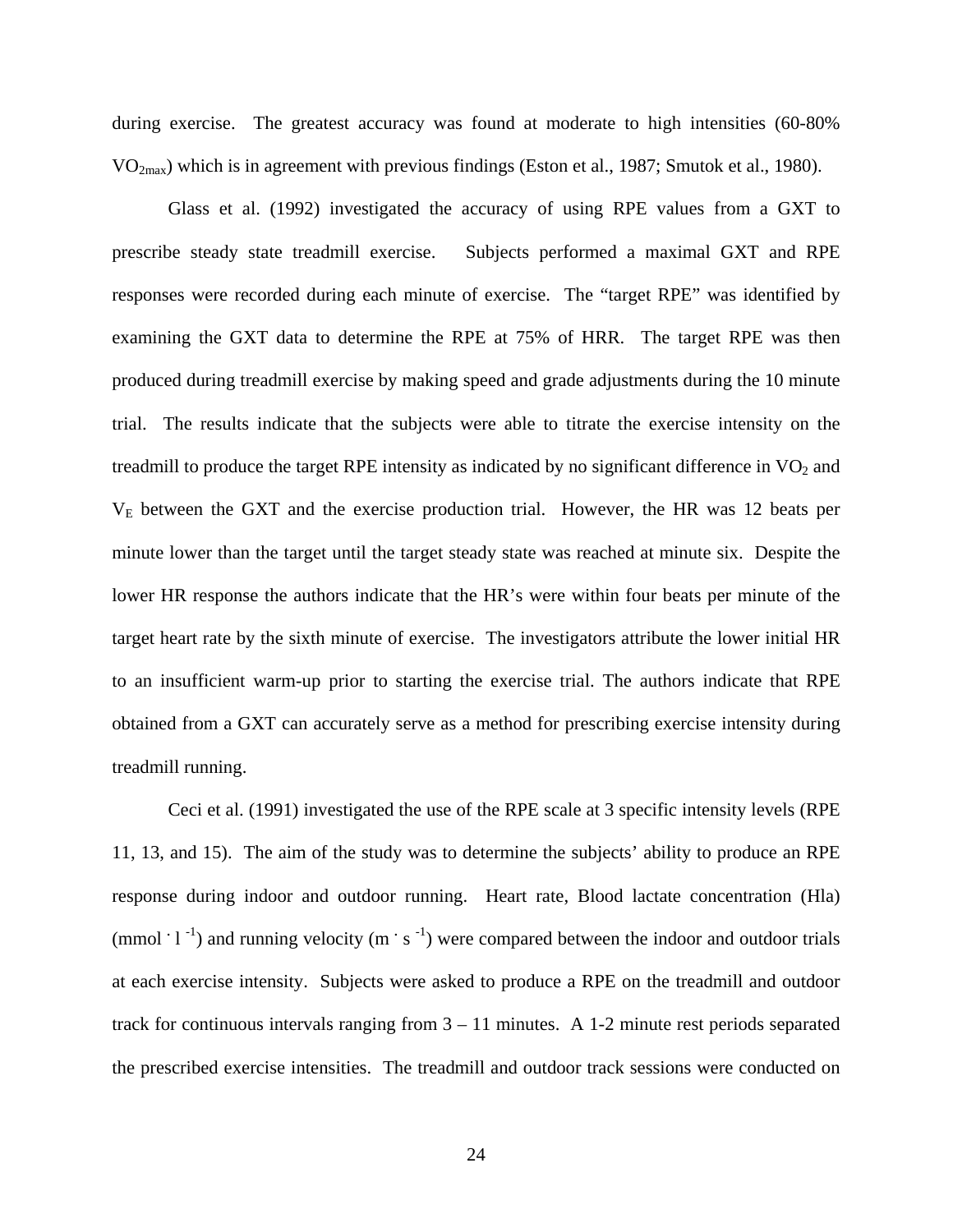during exercise. The greatest accuracy was found at moderate to high intensities (60-80% $VO_{2max}$) which is in agreement with previous findings (Eston et al., 1987; Smutok et al., 1980).

Glass et al. (1992) investigated the accuracy of using RPE values from a GXT to prescribe steady state treadmill exercise. Subjects performed a maximal GXT and RPE responses were recorded during each minute of exercise. The "target RPE" was identified by examining the GXT data to determine the RPE at 75% of HRR. The target RPE was then produced during treadmill exercise by making speed and grade adjustments during the 10 minute trial. The results indicate that the subjects were able to titrate the exercise intensity on the treadmill to produce the target RPE intensity as indicated by no significant difference in $VO_2$ and $V_E$ between the GXT and the exercise production trial. However, the HR was 12 beats per minute lower than the target until the target steady state was reached at minute six. Despite the lower HR response the authors indicate that the HR's were within four beats per minute of the target heart rate by the sixth minute of exercise. The investigators attribute the lower initial HR to an insufficient warm-up prior to starting the exercise trial. The authors indicate that RPE obtained from a GXT can accurately serve as a method for prescribing exercise intensity during treadmill running.

Ceci et al. (1991) investigated the use of the RPE scale at 3 specific intensity levels (RPE 11, 13, and 15). The aim of the study was to determine the subjects' ability to produce an RPE response during indoor and outdoor running. Heart rate, Blood lactate concentration (Hla) ($mmol \cdot l^{-1}$) and running velocity ($m \cdot s^{-1}$) were compared between the indoor and outdoor trials at each exercise intensity. Subjects were asked to produce a RPE on the treadmill and outdoor track for continuous intervals ranging from 3 – 11 minutes. A 1-2 minute rest periods separated the prescribed exercise intensities. The treadmill and outdoor track sessions were conducted on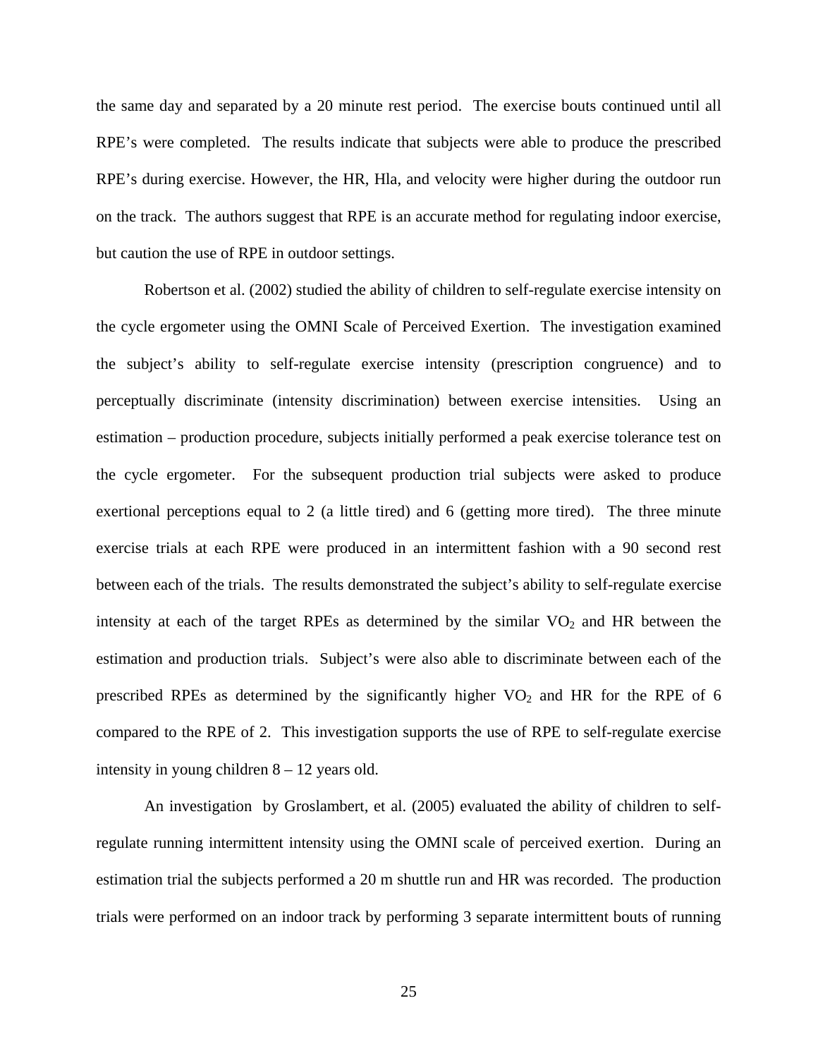the same day and separated by a 20 minute rest period. The exercise bouts continued until all RPE's were completed. The results indicate that subjects were able to produce the prescribed RPE's during exercise. However, the HR, Hla, and velocity were higher during the outdoor run on the track. The authors suggest that RPE is an accurate method for regulating indoor exercise, but caution the use of RPE in outdoor settings.

Robertson et al. (2002) studied the ability of children to self-regulate exercise intensity on the cycle ergometer using the OMNI Scale of Perceived Exertion. The investigation examined the subject's ability to self-regulate exercise intensity (prescription congruence) and to perceptually discriminate (intensity discrimination) between exercise intensities. Using an estimation – production procedure, subjects initially performed a peak exercise tolerance test on the cycle ergometer. For the subsequent production trial subjects were asked to produce exertional perceptions equal to 2 (a little tired) and 6 (getting more tired). The three minute exercise trials at each RPE were produced in an intermittent fashion with a 90 second rest between each of the trials. The results demonstrated the subject's ability to self-regulate exercise intensity at each of the target RPEs as determined by the similar $VO_2$ and HR between the estimation and production trials. Subject's were also able to discriminate between each of the prescribed RPEs as determined by the significantly higher $VO_2$ and HR for the RPE of 6 compared to the RPE of 2. This investigation supports the use of RPE to self-regulate exercise intensity in young children 8 – 12 years old.

An investigation by Groslambert, et al. (2005) evaluated the ability of children to self-regulate running intermittent intensity using the OMNI scale of perceived exertion. During an estimation trial the subjects performed a 20 m shuttle run and HR was recorded. The production trials were performed on an indoor track by performing 3 separate intermittent bouts of running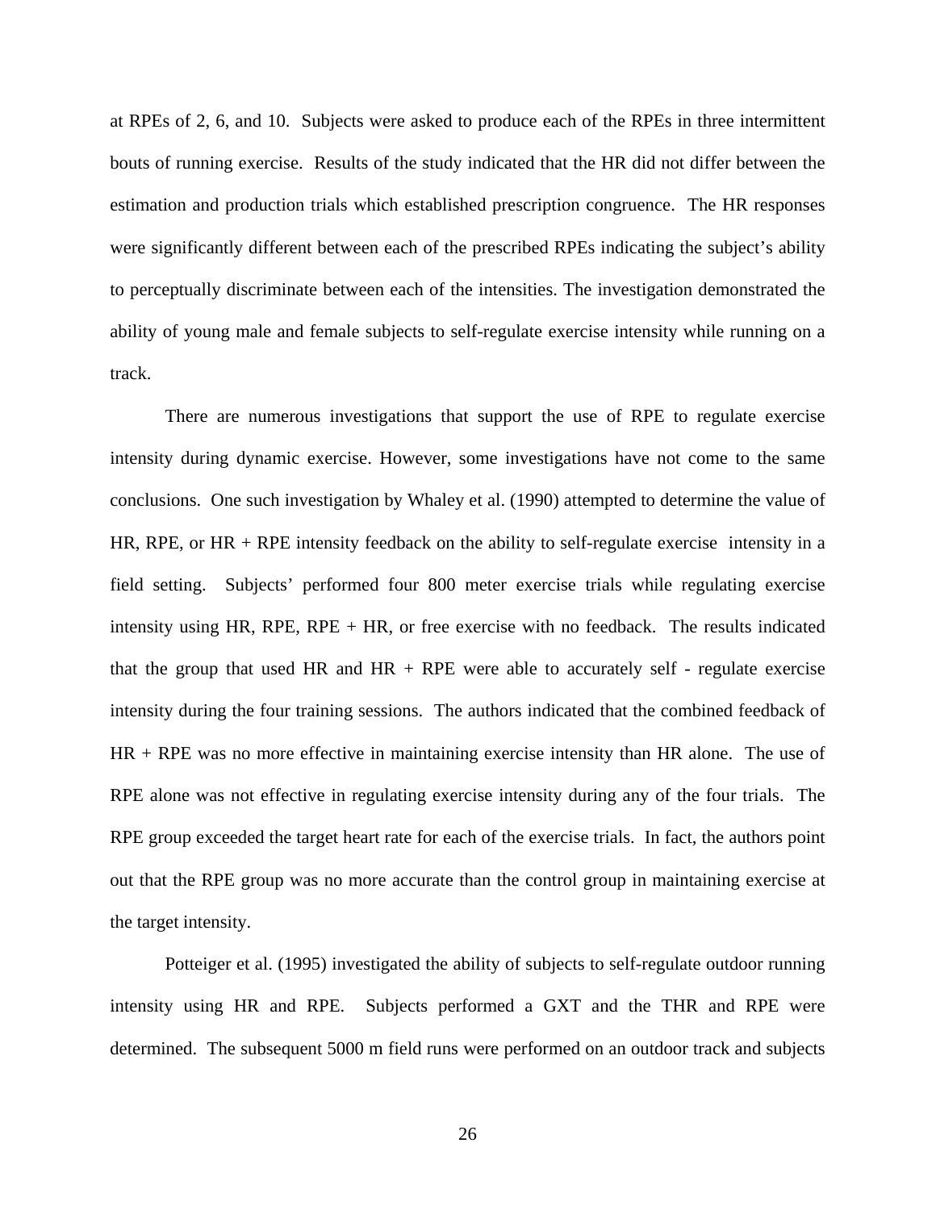at RPEs of 2, 6, and 10. Subjects were asked to produce each of the RPEs in three intermittent bouts of running exercise. Results of the study indicated that the HR did not differ between the estimation and production trials which established prescription congruence. The HR responses were significantly different between each of the prescribed RPEs indicating the subject's ability to perceptually discriminate between each of the intensities. The investigation demonstrated the ability of young male and female subjects to self-regulate exercise intensity while running on a track.

There are numerous investigations that support the use of RPE to regulate exercise intensity during dynamic exercise. However, some investigations have not come to the same conclusions. One such investigation by Whaley et al. (1990) attempted to determine the value of HR, RPE, or HR + RPE intensity feedback on the ability to self-regulate exercise intensity in a field setting. Subjects' performed four 800 meter exercise trials while regulating exercise intensity using HR, RPE, RPE + HR, or free exercise with no feedback. The results indicated that the group that used HR and HR + RPE were able to accurately self - regulate exercise intensity during the four training sessions. The authors indicated that the combined feedback of HR + RPE was no more effective in maintaining exercise intensity than HR alone. The use of RPE alone was not effective in regulating exercise intensity during any of the four trials. The RPE group exceeded the target heart rate for each of the exercise trials. In fact, the authors point out that the RPE group was no more accurate than the control group in maintaining exercise at the target intensity.

Potteiger et al. (1995) investigated the ability of subjects to self-regulate outdoor running intensity using HR and RPE. Subjects performed a GXT and the THR and RPE were determined. The subsequent 5000 m field runs were performed on an outdoor track and subjects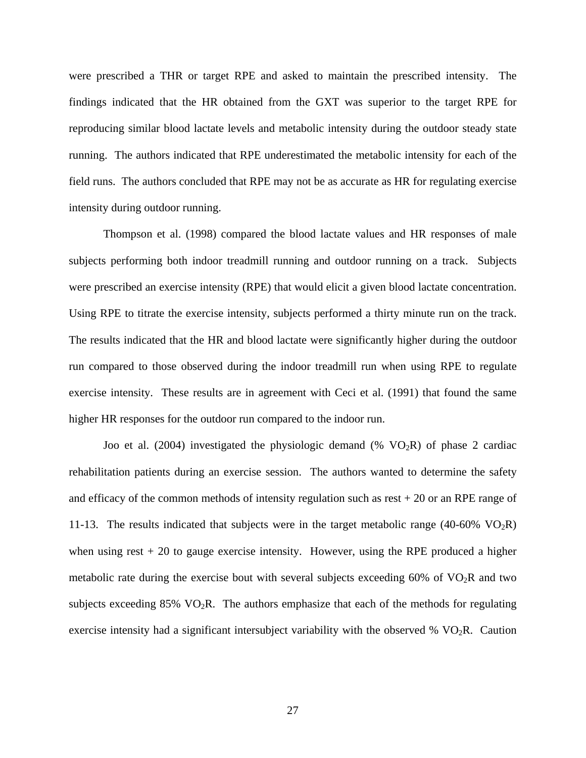were prescribed a THR or target RPE and asked to maintain the prescribed intensity. The findings indicated that the HR obtained from the GXT was superior to the target RPE for reproducing similar blood lactate levels and metabolic intensity during the outdoor steady state running. The authors indicated that RPE underestimated the metabolic intensity for each of the field runs. The authors concluded that RPE may not be as accurate as HR for regulating exercise intensity during outdoor running.

Thompson et al. (1998) compared the blood lactate values and HR responses of male subjects performing both indoor treadmill running and outdoor running on a track. Subjects were prescribed an exercise intensity (RPE) that would elicit a given blood lactate concentration. Using RPE to titrate the exercise intensity, subjects performed a thirty minute run on the track. The results indicated that the HR and blood lactate were significantly higher during the outdoor run compared to those observed during the indoor treadmill run when using RPE to regulate exercise intensity. These results are in agreement with Ceci et al. (1991) that found the same higher HR responses for the outdoor run compared to the indoor run.

Joo et al. (2004) investigated the physiologic demand (% $VO_2R$) of phase 2 cardiac rehabilitation patients during an exercise session. The authors wanted to determine the safety and efficacy of the common methods of intensity regulation such as rest + 20 or an RPE range of 11-13. The results indicated that subjects were in the target metabolic range (40-60% $VO_2R$) when using rest + 20 to gauge exercise intensity. However, using the RPE produced a higher metabolic rate during the exercise bout with several subjects exceeding 60% of $VO_2R$ and two subjects exceeding 85% $VO_2R$. The authors emphasize that each of the methods for regulating exercise intensity had a significant intersubject variability with the observed % $VO_2R$. Caution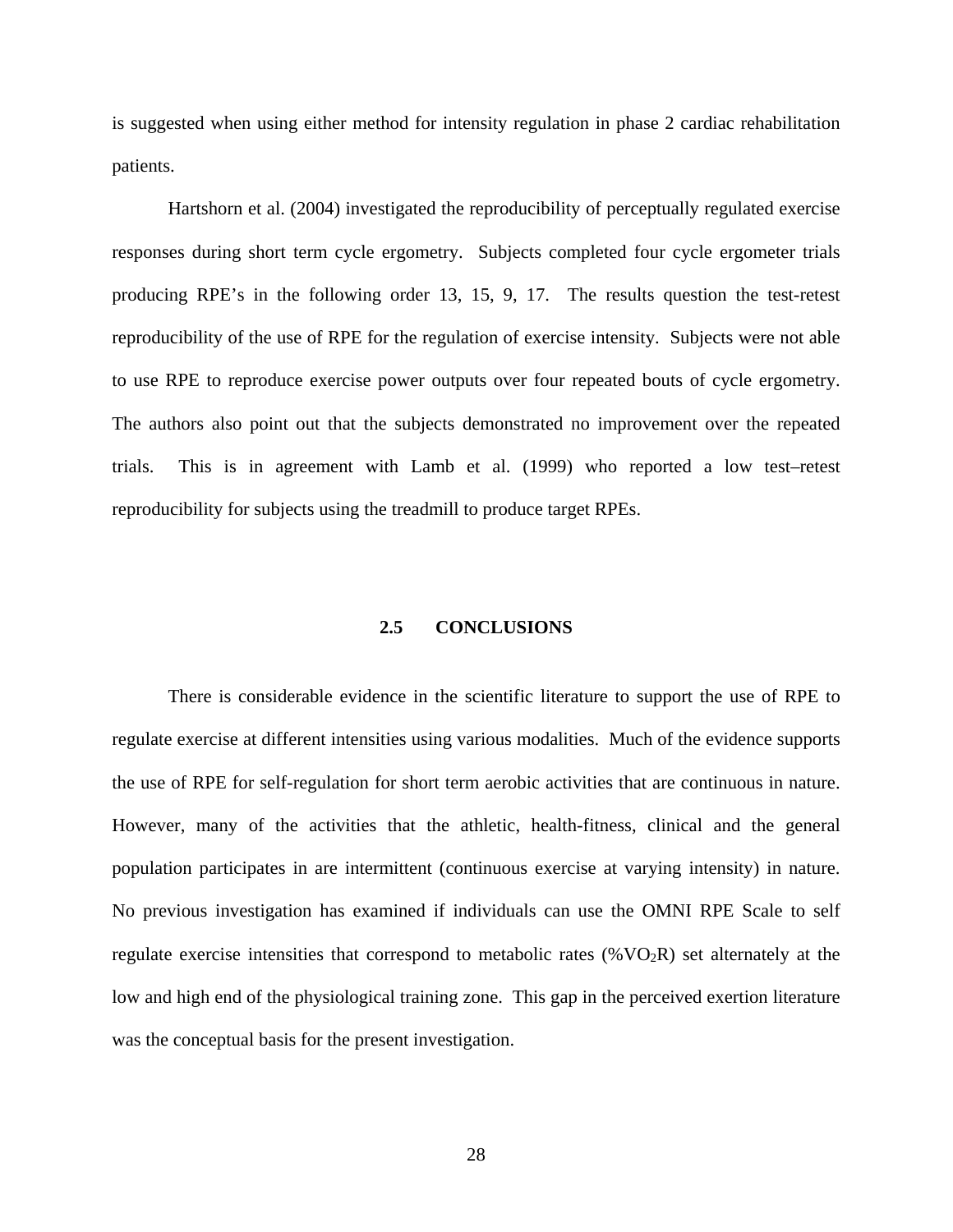is suggested when using either method for intensity regulation in phase 2 cardiac rehabilitation patients.

Hartshorn et al. (2004) investigated the reproducibility of perceptually regulated exercise responses during short term cycle ergometry. Subjects completed four cycle ergometer trials producing RPE's in the following order 13, 15, 9, 17. The results question the test-retest reproducibility of the use of RPE for the regulation of exercise intensity. Subjects were not able to use RPE to reproduce exercise power outputs over four repeated bouts of cycle ergometry. The authors also point out that the subjects demonstrated no improvement over the repeated trials. This is in agreement with Lamb et al. (1999) who reported a low test–retest reproducibility for subjects using the treadmill to produce target RPEs.

## 2.5 CONCLUSIONS

There is considerable evidence in the scientific literature to support the use of RPE to regulate exercise at different intensities using various modalities. Much of the evidence supports the use of RPE for self-regulation for short term aerobic activities that are continuous in nature. However, many of the activities that the athletic, health-fitness, clinical and the general population participates in are intermittent (continuous exercise at varying intensity) in nature. No previous investigation has examined if individuals can use the OMNI RPE Scale to self regulate exercise intensities that correspond to metabolic rates (%$VO_2R$) set alternately at the low and high end of the physiological training zone. This gap in the perceived exertion literature was the conceptual basis for the present investigation.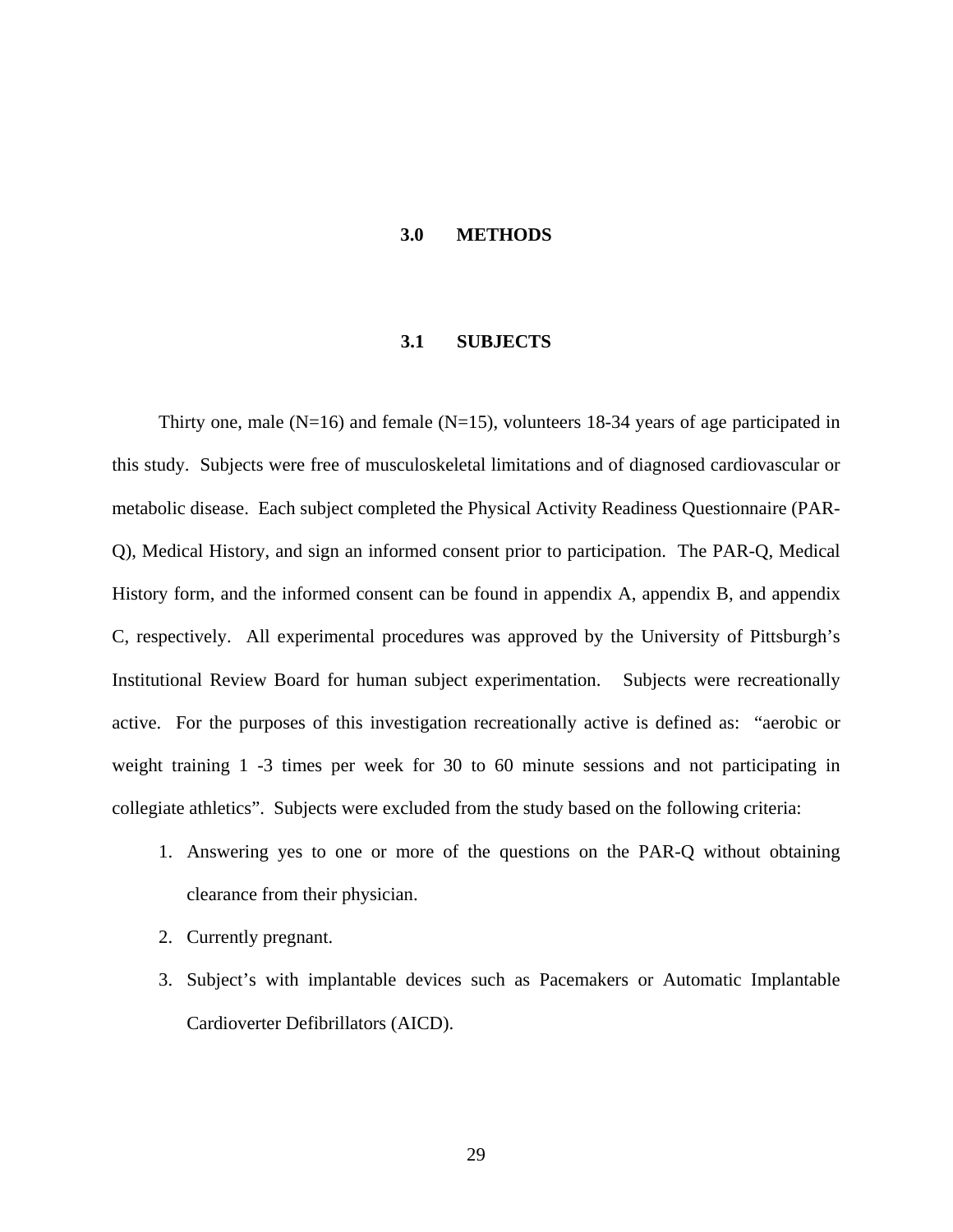# 3.0 METHODS

## 3.1 SUBJECTS

Thirty one, male (N=16) and female (N=15), volunteers 18-34 years of age participated in this study. Subjects were free of musculoskeletal limitations and of diagnosed cardiovascular or metabolic disease. Each subject completed the Physical Activity Readiness Questionnaire (PAR-Q), Medical History, and sign an informed consent prior to participation. The PAR-Q, Medical History form, and the informed consent can be found in appendix A, appendix B, and appendix C, respectively. All experimental procedures was approved by the University of Pittsburgh's Institutional Review Board for human subject experimentation. Subjects were recreationally active. For the purposes of this investigation recreationally active is defined as: "aerobic or weight training 1 -3 times per week for 30 to 60 minute sessions and not participating in collegiate athletics". Subjects were excluded from the study based on the following criteria:

1. Answering yes to one or more of the questions on the PAR-Q without obtaining clearance from their physician.
2. Currently pregnant.
3. Subject's with implantable devices such as Pacemakers or Automatic Implantable Cardioverter Defibrillators (AICD).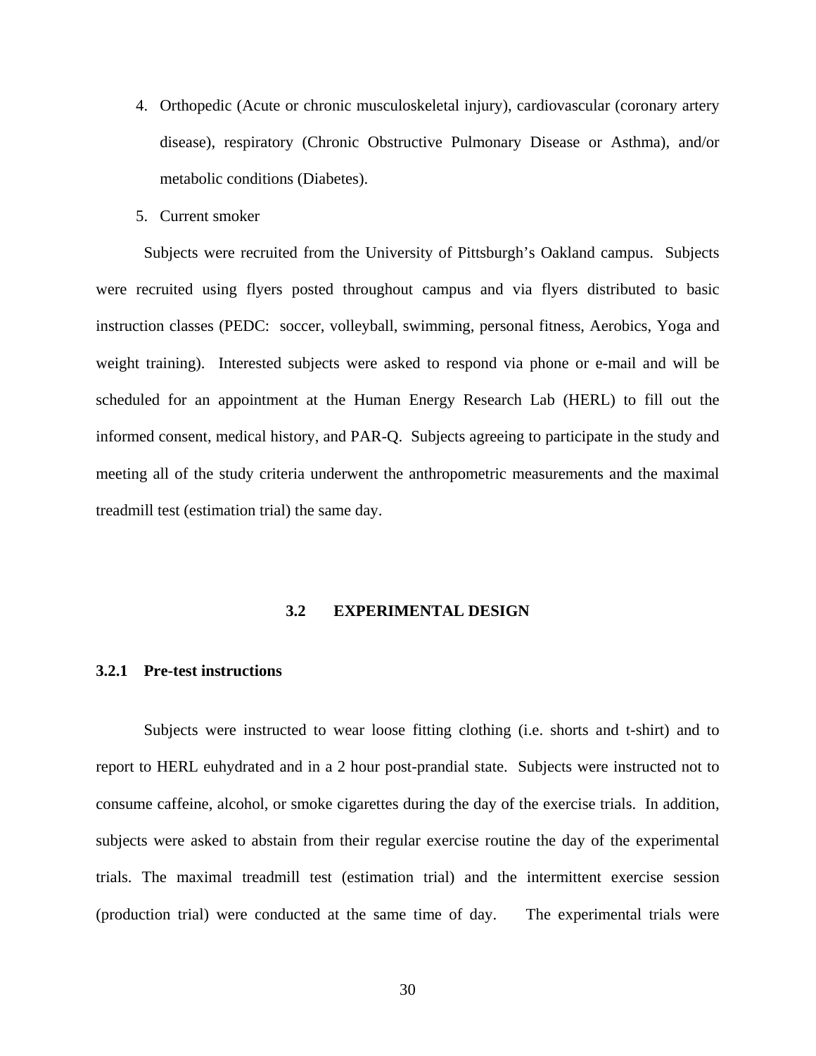4. Orthopedic (Acute or chronic musculoskeletal injury), cardiovascular (coronary artery disease), respiratory (Chronic Obstructive Pulmonary Disease or Asthma), and/or metabolic conditions (Diabetes).
5. Current smoker

Subjects were recruited from the University of Pittsburgh's Oakland campus. Subjects were recruited using flyers posted throughout campus and via flyers distributed to basic instruction classes (PEDC: soccer, volleyball, swimming, personal fitness, Aerobics, Yoga and weight training). Interested subjects were asked to respond via phone or e-mail and will be scheduled for an appointment at the Human Energy Research Lab (HERL) to fill out the informed consent, medical history, and PAR-Q. Subjects agreeing to participate in the study and meeting all of the study criteria underwent the anthropometric measurements and the maximal treadmill test (estimation trial) the same day.

## 3.2 EXPERIMENTAL DESIGN

### 3.2.1 Pre-test instructions

Subjects were instructed to wear loose fitting clothing (i.e. shorts and t-shirt) and to report to HERL euhydrated and in a 2 hour post-prandial state. Subjects were instructed not to consume caffeine, alcohol, or smoke cigarettes during the day of the exercise trials. In addition, subjects were asked to abstain from their regular exercise routine the day of the experimental trials. The maximal treadmill test (estimation trial) and the intermittent exercise session (production trial) were conducted at the same time of day. The experimental trials were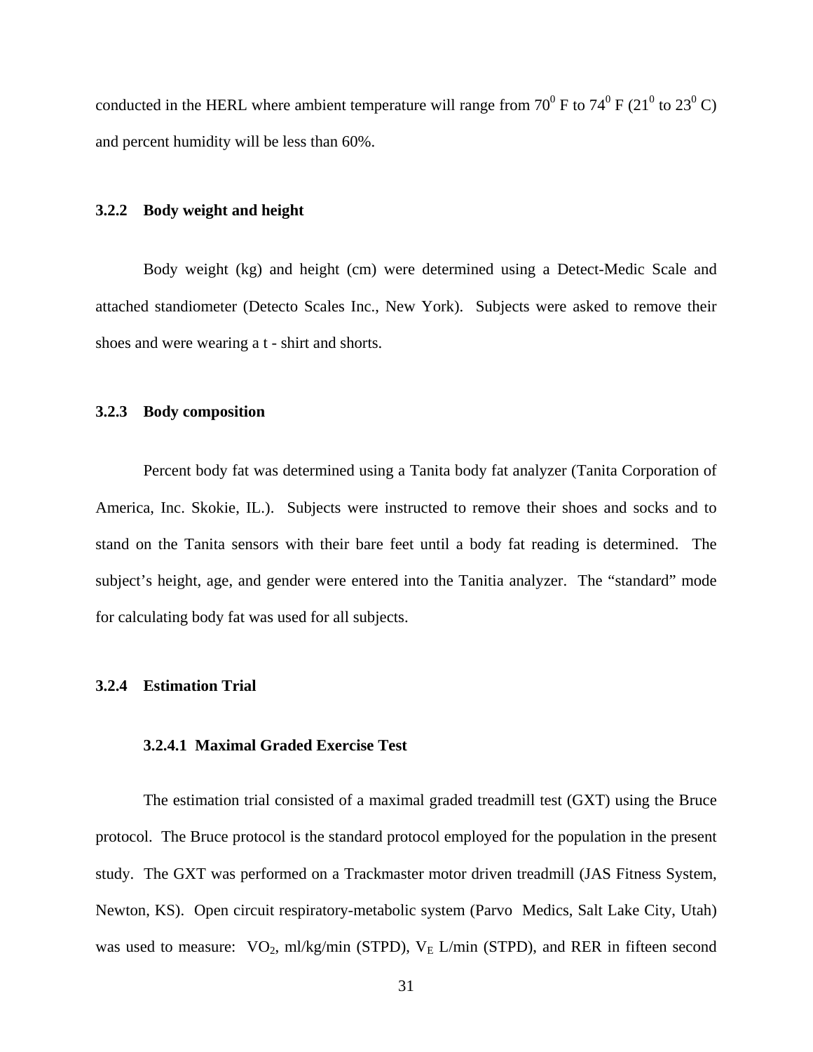conducted in the HERL where ambient temperature will range from $70^0$ F to $74^0$ F ($21^0$ to $23^0$ C) and percent humidity will be less than 60%.

### 3.2.2 Body weight and height

Body weight (kg) and height (cm) were determined using a Detect-Medic Scale and attached standiometer (Detecto Scales Inc., New York). Subjects were asked to remove their shoes and were wearing a t - shirt and shorts.

### 3.2.3 Body composition

Percent body fat was determined using a Tanita body fat analyzer (Tanita Corporation of America, Inc. Skokie, IL.). Subjects were instructed to remove their shoes and socks and to stand on the Tanita sensors with their bare feet until a body fat reading is determined. The subject's height, age, and gender were entered into the Tanitia analyzer. The "standard" mode for calculating body fat was used for all subjects.

### 3.2.4 Estimation Trial

#### 3.2.4.1 Maximal Graded Exercise Test

The estimation trial consisted of a maximal graded treadmill test (GXT) using the Bruce protocol. The Bruce protocol is the standard protocol employed for the population in the present study. The GXT was performed on a Trackmaster motor driven treadmill (JAS Fitness System, Newton, KS). Open circuit respiratory-metabolic system (Parvo Medics, Salt Lake City, Utah) was used to measure: $VO_2$, ml/kg/min (STPD), $V_E$ L/min (STPD), and RER in fifteen second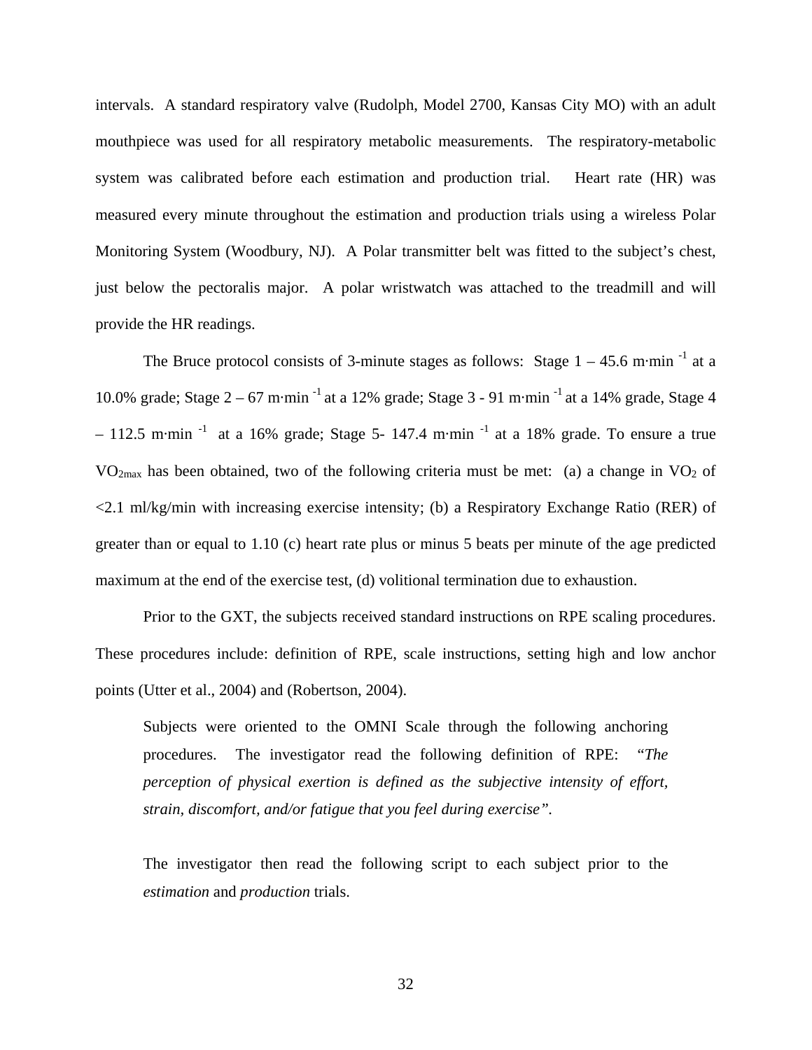intervals. A standard respiratory valve (Rudolph, Model 2700, Kansas City MO) with an adult mouthpiece was used for all respiratory metabolic measurements. The respiratory-metabolic system was calibrated before each estimation and production trial. Heart rate (HR) was measured every minute throughout the estimation and production trials using a wireless Polar Monitoring System (Woodbury, NJ). A Polar transmitter belt was fitted to the subject's chest, just below the pectoralis major. A polar wristwatch was attached to the treadmill and will provide the HR readings.

The Bruce protocol consists of 3-minute stages as follows: Stage 1 – 45.6 m·min $^{-1}$ at a 10.0% grade; Stage 2 – 67 m·min $^{-1}$ at a 12% grade; Stage 3 - 91 m·min $^{-1}$ at a 14% grade, Stage 4 – 112.5 m·min $^{-1}$ at a 16% grade; Stage 5- 147.4 m·min $^{-1}$ at a 18% grade. To ensure a true $VO_{2max}$ has been obtained, two of the following criteria must be met: (a) a change in $VO_2$ of <2.1 ml/kg/min with increasing exercise intensity; (b) a Respiratory Exchange Ratio (RER) of greater than or equal to 1.10 (c) heart rate plus or minus 5 beats per minute of the age predicted maximum at the end of the exercise test, (d) volitional termination due to exhaustion.

Prior to the GXT, the subjects received standard instructions on RPE scaling procedures. These procedures include: definition of RPE, scale instructions, setting high and low anchor points (Utter et al., 2004) and (Robertson, 2004).

> Subjects were oriented to the OMNI Scale through the following anchoring procedures. The investigator read the following definition of RPE: *"The perception of physical exertion is defined as the subjective intensity of effort, strain, discomfort, and/or fatigue that you feel during exercise"*.
>
> The investigator then read the following script to each subject prior to the *estimation* and *production* trials.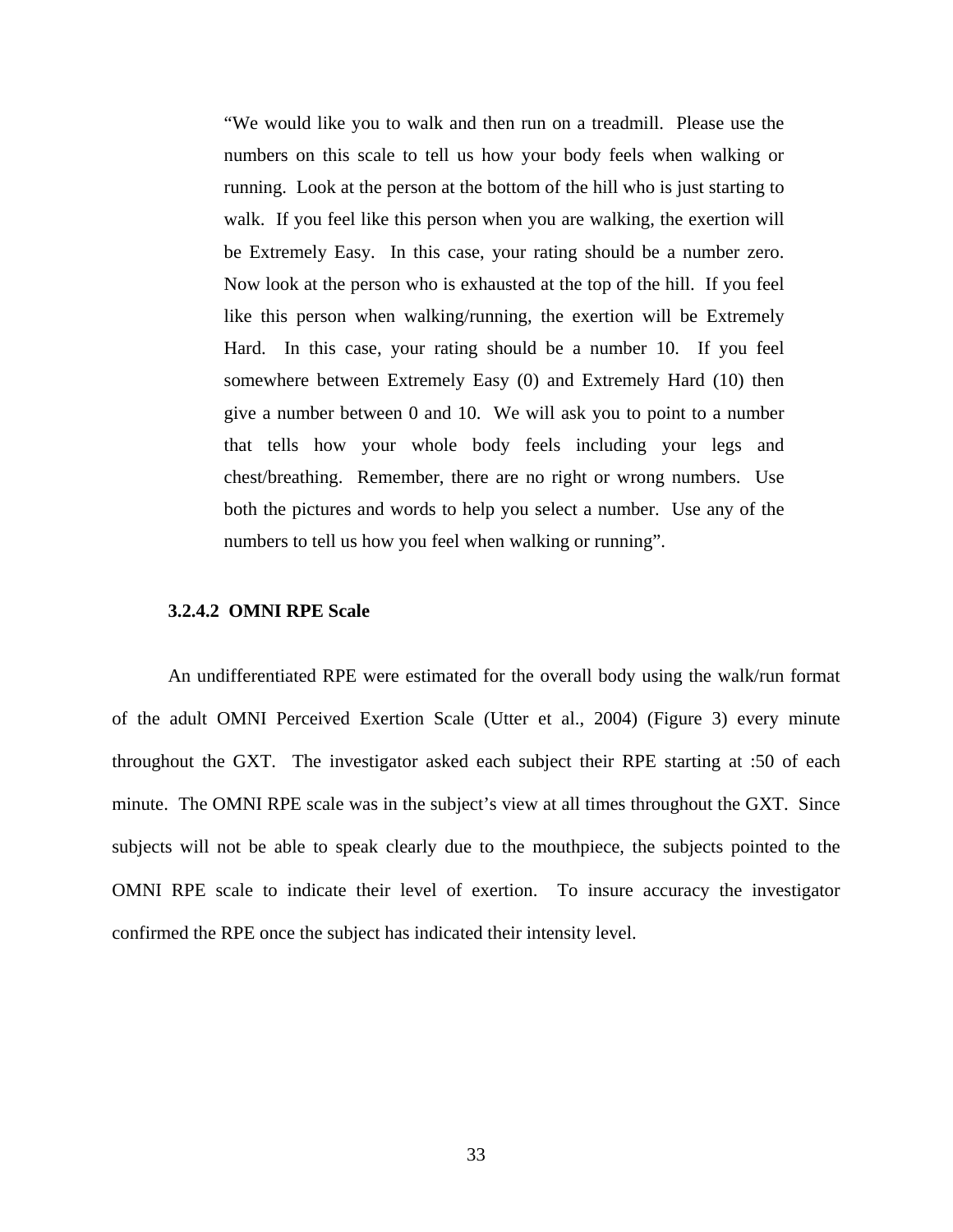> “We would like you to walk and then run on a treadmill. Please use the numbers on this scale to tell us how your body feels when walking or running. Look at the person at the bottom of the hill who is just starting to walk. If you feel like this person when you are walking, the exertion will be Extremely Easy. In this case, your rating should be a number zero. Now look at the person who is exhausted at the top of the hill. If you feel like this person when walking/running, the exertion will be Extremely Hard. In this case, your rating should be a number 10. If you feel somewhere between Extremely Easy (0) and Extremely Hard (10) then give a number between 0 and 10. We will ask you to point to a number that tells how your whole body feels including your legs and chest/breathing. Remember, there are no right or wrong numbers. Use both the pictures and words to help you select a number. Use any of the numbers to tell us how you feel when walking or running”.

#### 3.2.4.2 OMNI RPE Scale

An undifferentiated RPE were estimated for the overall body using the walk/run format of the adult OMNI Perceived Exertion Scale (Utter et al., 2004) (Figure 3) every minute throughout the GXT. The investigator asked each subject their RPE starting at :50 of each minute. The OMNI RPE scale was in the subject’s view at all times throughout the GXT. Since subjects will not be able to speak clearly due to the mouthpiece, the subjects pointed to the OMNI RPE scale to indicate their level of exertion. To insure accuracy the investigator confirmed the RPE once the subject has indicated their intensity level.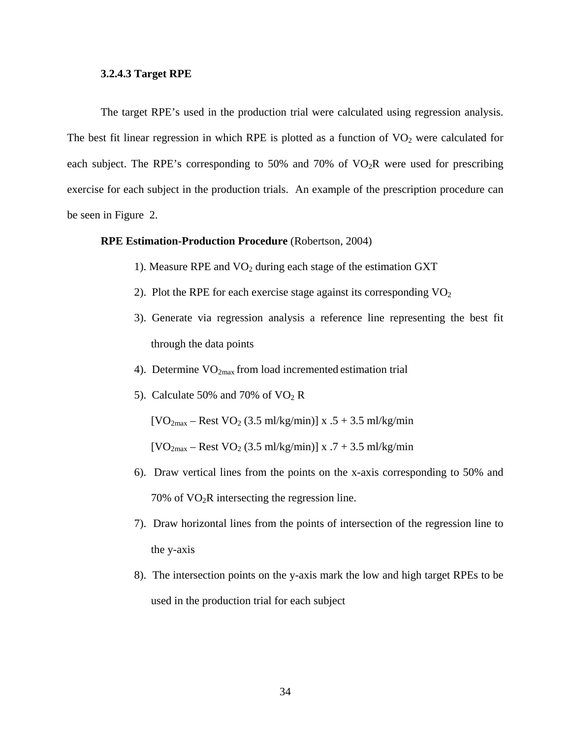### 3.2.4.3 Target RPE

The target RPE's used in the production trial were calculated using regression analysis. The best fit linear regression in which RPE is plotted as a function of $VO_2$ were calculated for each subject. The RPE's corresponding to 50% and 70% of $VO_2R$ were used for prescribing exercise for each subject in the production trials. An example of the prescription procedure can be seen in Figure 2.

**RPE Estimation-Production Procedure** (Robertson, 2004)

1). Measure RPE and $VO_2$ during each stage of the estimation GXT

2). Plot the RPE for each exercise stage against its corresponding $VO_2$

3). Generate via regression analysis a reference line representing the best fit through the data points

4). Determine $VO_{2max}$ from load incremented estimation trial

5). Calculate 50% and 70% of $VO_2$ R

$[VO_{2max}$ – Rest $VO_2$ (3.5 ml/kg/min)] x .5 + 3.5 ml/kg/min

$[VO_{2max}$ – Rest $VO_2$ (3.5 ml/kg/min)] x .7 + 3.5 ml/kg/min

6). Draw vertical lines from the points on the x-axis corresponding to 50% and 70% of $VO_2R$ intersecting the regression line.

7). Draw horizontal lines from the points of intersection of the regression line to the y-axis

8). The intersection points on the y-axis mark the low and high target RPEs to be used in the production trial for each subject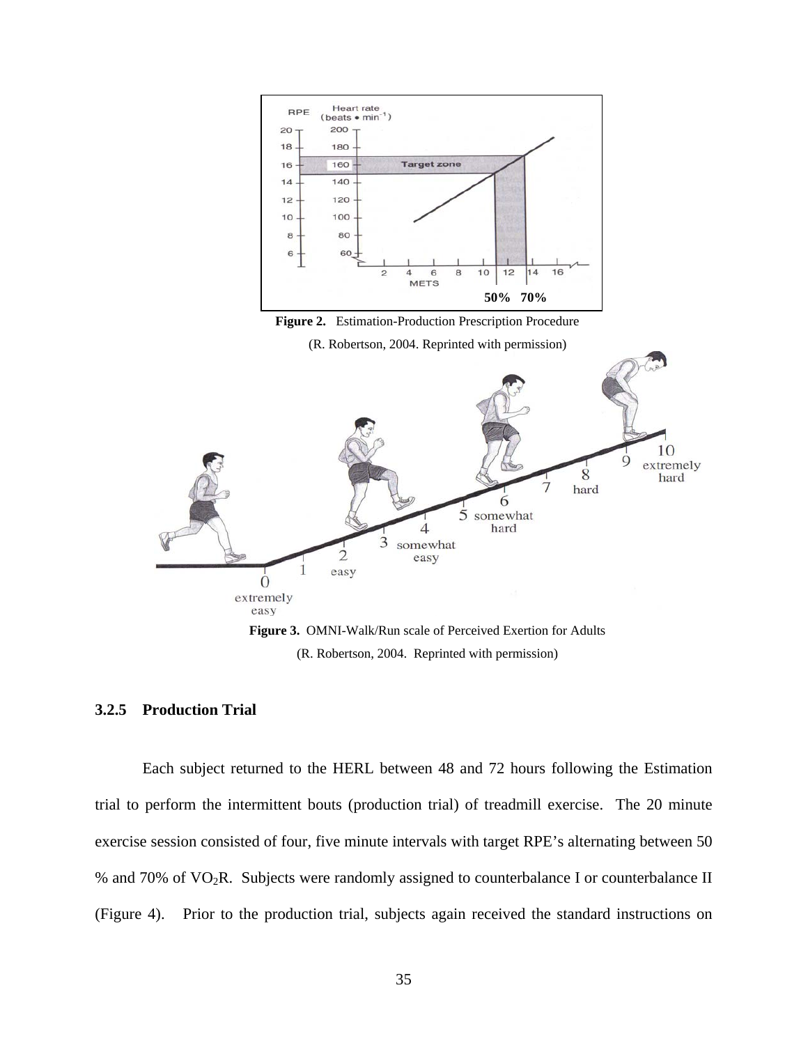**Figure 2.** Estimation-Production Prescription Procedure

(R. Robertson, 2004. Reprinted with permission)

**Figure 3.** OMNI-Walk/Run scale of Perceived Exertion for Adults

(R. Robertson, 2004. Reprinted with permission)

### 3.2.5 Production Trial

Each subject returned to the HERL between 48 and 72 hours following the Estimation trial to perform the intermittent bouts (production trial) of treadmill exercise. The 20 minute exercise session consisted of four, five minute intervals with target RPE's alternating between 50 % and 70% of $VO_2R$. Subjects were randomly assigned to counterbalance I or counterbalance II (Figure 4). Prior to the production trial, subjects again received the standard instructions on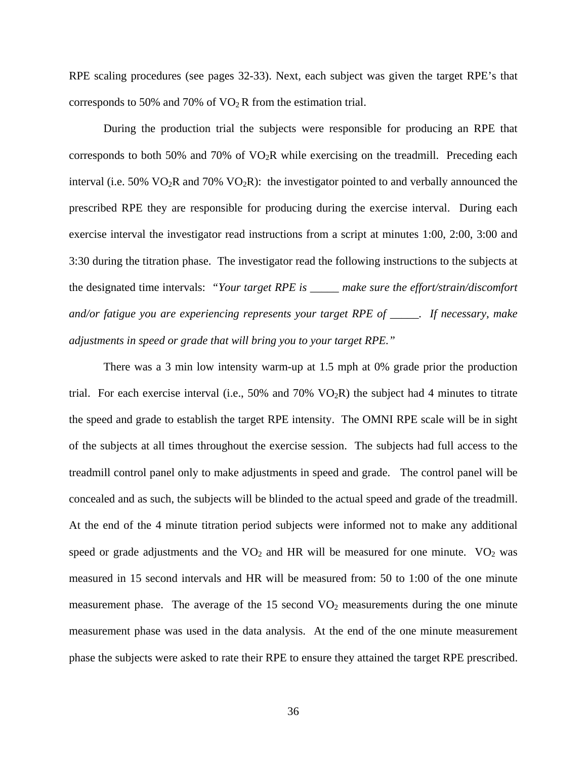RPE scaling procedures (see pages 32-33). Next, each subject was given the target RPE's that corresponds to 50% and 70% of $VO_2$ R from the estimation trial.

During the production trial the subjects were responsible for producing an RPE that corresponds to both 50% and 70% of $VO_2$R while exercising on the treadmill. Preceding each interval (i.e. 50% $VO_2$R and 70% $VO_2$R): the investigator pointed to and verbally announced the prescribed RPE they are responsible for producing during the exercise interval. During each exercise interval the investigator read instructions from a script at minutes 1:00, 2:00, 3:00 and 3:30 during the titration phase. The investigator read the following instructions to the subjects at the designated time intervals: *"Your target RPE is _____ make sure the effort/strain/discomfort and/or fatigue you are experiencing represents your target RPE of _____. If necessary, make adjustments in speed or grade that will bring you to your target RPE."*

There was a 3 min low intensity warm-up at 1.5 mph at 0% grade prior the production trial. For each exercise interval (i.e., 50% and 70% $VO_2$R) the subject had 4 minutes to titrate the speed and grade to establish the target RPE intensity. The OMNI RPE scale will be in sight of the subjects at all times throughout the exercise session. The subjects had full access to the treadmill control panel only to make adjustments in speed and grade. The control panel will be concealed and as such, the subjects will be blinded to the actual speed and grade of the treadmill. At the end of the 4 minute titration period subjects were informed not to make any additional speed or grade adjustments and the $VO_2$ and HR will be measured for one minute. $VO_2$ was measured in 15 second intervals and HR will be measured from: 50 to 1:00 of the one minute measurement phase. The average of the 15 second $VO_2$ measurements during the one minute measurement phase was used in the data analysis. At the end of the one minute measurement phase the subjects were asked to rate their RPE to ensure they attained the target RPE prescribed.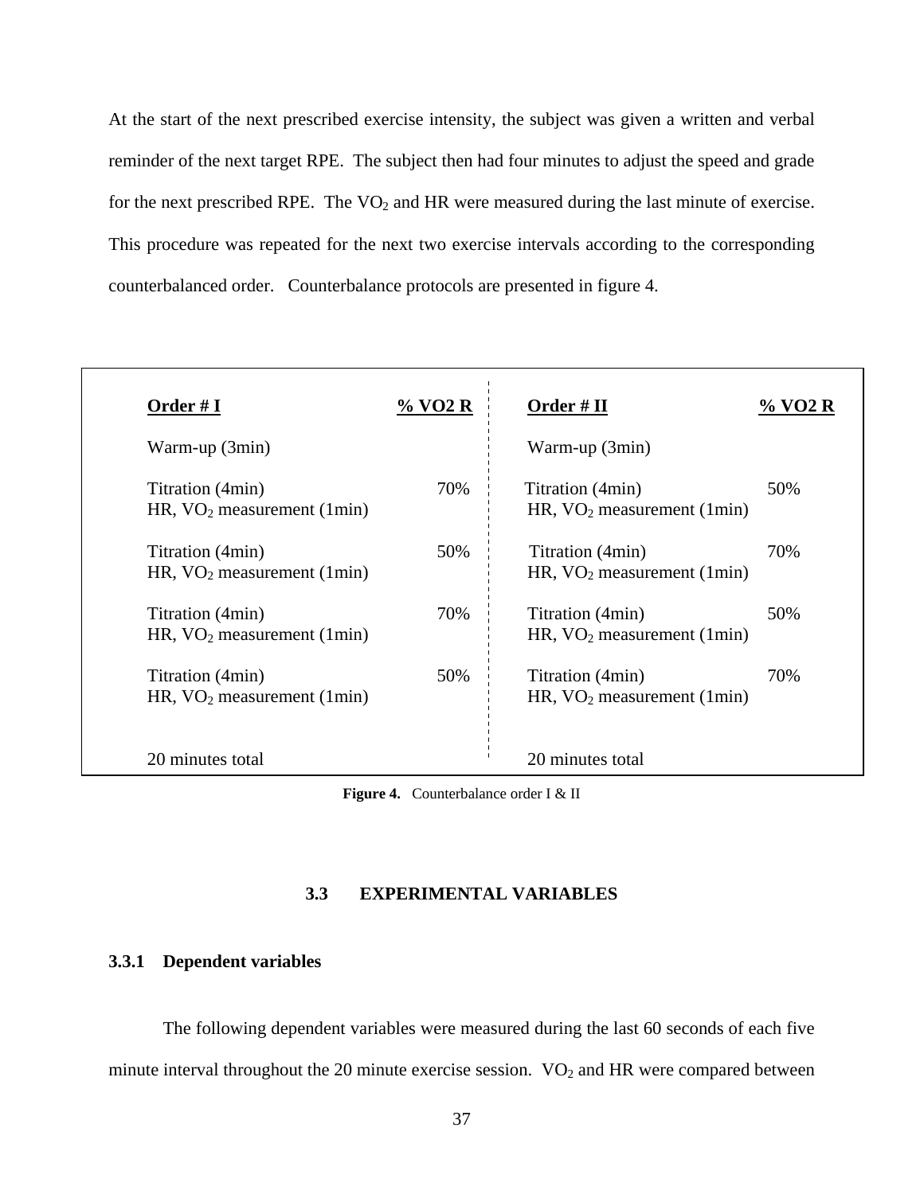At the start of the next prescribed exercise intensity, the subject was given a written and verbal reminder of the next target RPE. The subject then had four minutes to adjust the speed and grade for the next prescribed RPE. The $VO_2$ and HR were measured during the last minute of exercise. This procedure was repeated for the next two exercise intervals according to the corresponding counterbalanced order. Counterbalance protocols are presented in figure 4.

| **Order # I** | **% VO2 R** | **Order # II** | **% VO2 R** |
|---|---|---|---|
| Warm-up (3min) | | Warm-up (3min) | |
| Titration (4min)<br>HR, $VO_2$ measurement (1min) | 70% | Titration (4min)<br>HR, $VO_2$ measurement (1min) | 50% |
| Titration (4min)<br>HR, $VO_2$ measurement (1min) | 50% | Titration (4min)<br>HR, $VO_2$ measurement (1min) | 70% |
| Titration (4min)<br>HR, $VO_2$ measurement (1min) | 70% | Titration (4min)<br>HR, $VO_2$ measurement (1min) | 50% |
| Titration (4min)<br>HR, $VO_2$ measurement (1min) | 50% | Titration (4min)<br>HR, $VO_2$ measurement (1min) | 70% |
| 20 minutes total | | 20 minutes total | |

**Figure 4.** Counterbalance order I & II

## 3.3 EXPERIMENTAL VARIABLES

### 3.3.1 Dependent variables

The following dependent variables were measured during the last 60 seconds of each five minute interval throughout the 20 minute exercise session. $VO_2$ and HR were compared between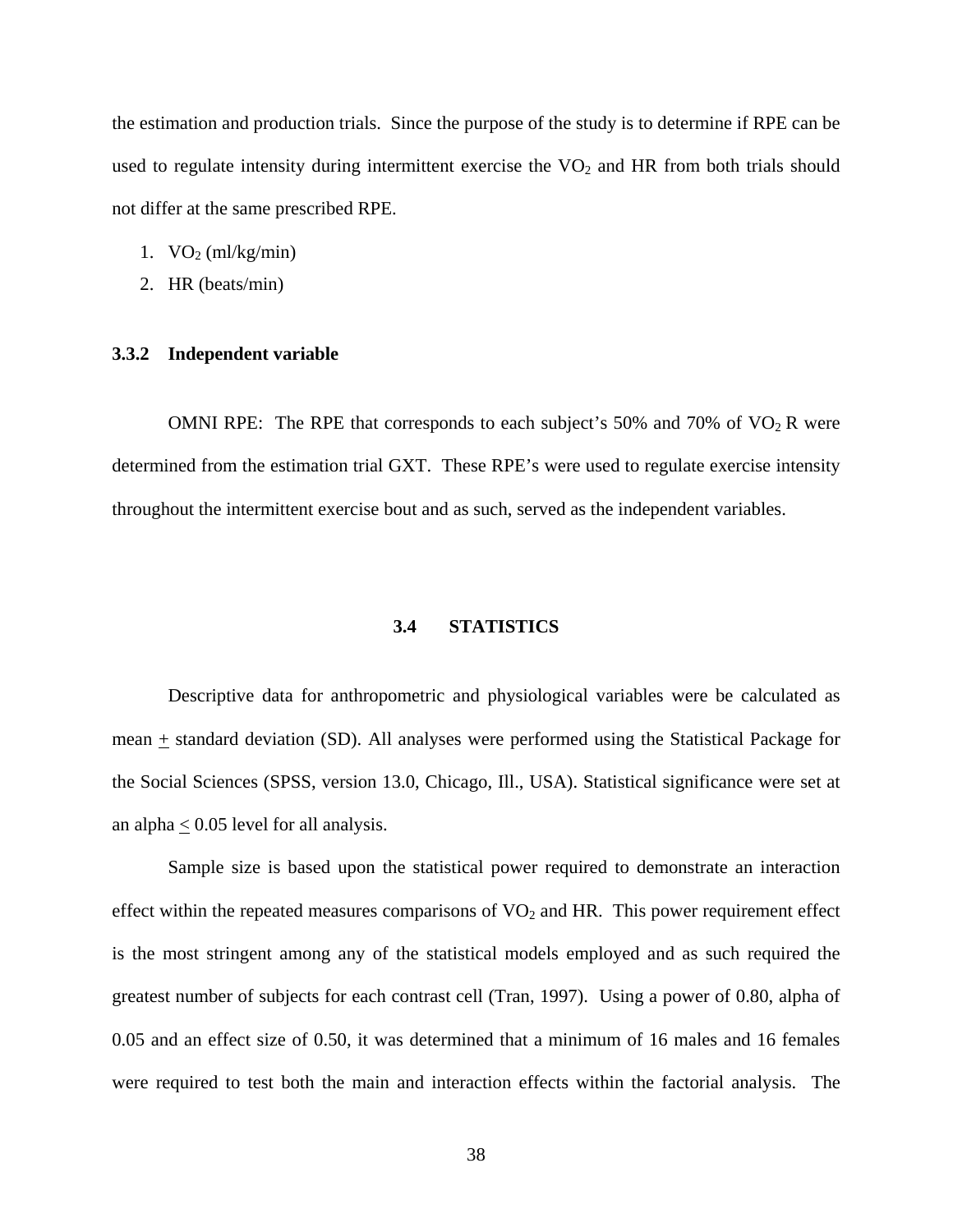the estimation and production trials. Since the purpose of the study is to determine if RPE can be used to regulate intensity during intermittent exercise the $VO_2$ and HR from both trials should not differ at the same prescribed RPE.

1. $VO_2$ (ml/kg/min)
2. HR (beats/min)

### 3.3.2 Independent variable

OMNI RPE: The RPE that corresponds to each subject's 50% and 70% of $VO_2$ R were determined from the estimation trial GXT. These RPE's were used to regulate exercise intensity throughout the intermittent exercise bout and as such, served as the independent variables.

## 3.4 STATISTICS

Descriptive data for anthropometric and physiological variables were be calculated as mean $\pm$ standard deviation (SD). All analyses were performed using the Statistical Package for the Social Sciences (SPSS, version 13.0, Chicago, Ill., USA). Statistical significance were set at an alpha $\leq$ 0.05 level for all analysis.

Sample size is based upon the statistical power required to demonstrate an interaction effect within the repeated measures comparisons of $VO_2$ and HR. This power requirement effect is the most stringent among any of the statistical models employed and as such required the greatest number of subjects for each contrast cell (Tran, 1997). Using a power of 0.80, alpha of 0.05 and an effect size of 0.50, it was determined that a minimum of 16 males and 16 females were required to test both the main and interaction effects within the factorial analysis. The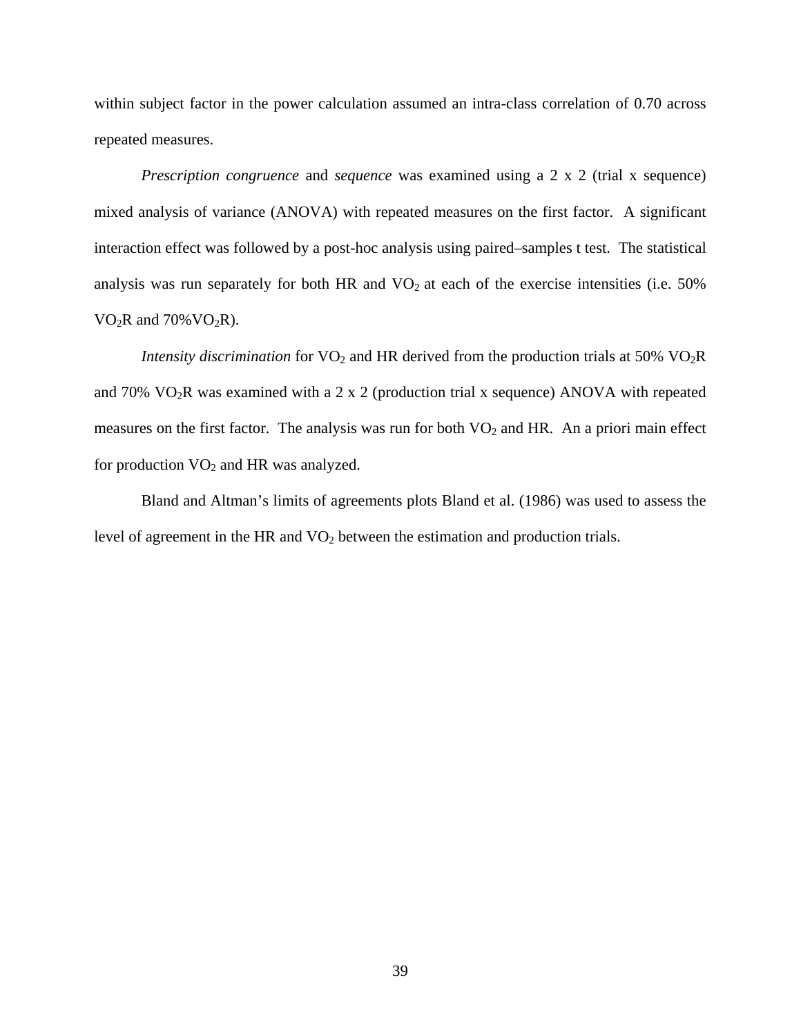within subject factor in the power calculation assumed an intra-class correlation of 0.70 across repeated measures.

*Prescription congruence* and *sequence* was examined using a 2 x 2 (trial x sequence) mixed analysis of variance (ANOVA) with repeated measures on the first factor. A significant interaction effect was followed by a post-hoc analysis using paired–samples t test. The statistical analysis was run separately for both HR and $VO_2$ at each of the exercise intensities (i.e. 50% $VO_2R$ and 70%$VO_2R$).

*Intensity discrimination* for $VO_2$ and HR derived from the production trials at 50% $VO_2R$ and 70% $VO_2R$ was examined with a 2 x 2 (production trial x sequence) ANOVA with repeated measures on the first factor. The analysis was run for both $VO_2$ and HR. An a priori main effect for production $VO_2$ and HR was analyzed.

Bland and Altman's limits of agreements plots Bland et al. (1986) was used to assess the level of agreement in the HR and $VO_2$ between the estimation and production trials.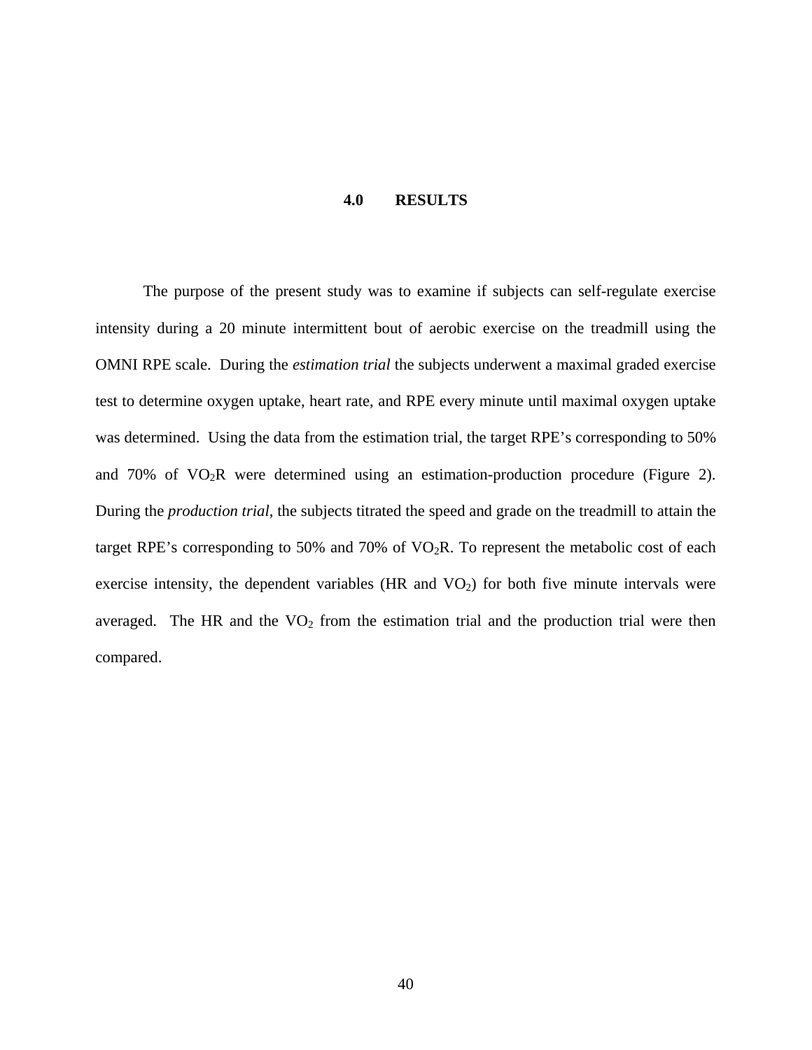# 4.0 RESULTS

The purpose of the present study was to examine if subjects can self-regulate exercise intensity during a 20 minute intermittent bout of aerobic exercise on the treadmill using the OMNI RPE scale. During the *estimation trial* the subjects underwent a maximal graded exercise test to determine oxygen uptake, heart rate, and RPE every minute until maximal oxygen uptake was determined. Using the data from the estimation trial, the target RPE's corresponding to 50% and 70% of $VO_2R$ were determined using an estimation-production procedure (Figure 2). During the *production trial*, the subjects titrated the speed and grade on the treadmill to attain the target RPE's corresponding to 50% and 70% of $VO_2R$. To represent the metabolic cost of each exercise intensity, the dependent variables (HR and $VO_2$) for both five minute intervals were averaged. The HR and the $VO_2$ from the estimation trial and the production trial were then compared.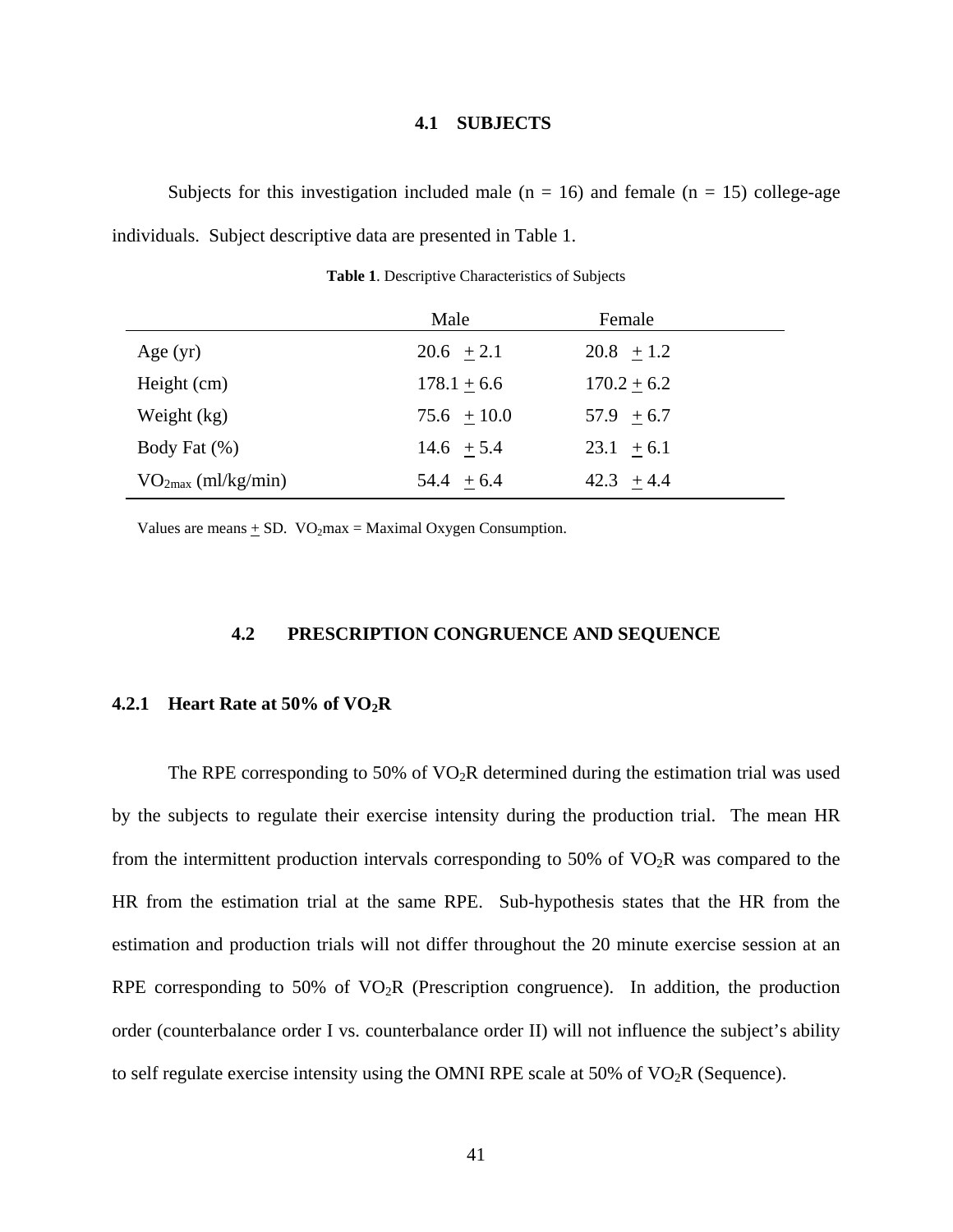## 4.1 SUBJECTS

Subjects for this investigation included male (n = 16) and female (n = 15) college-age individuals. Subject descriptive data are presented in Table 1.

**Table 1**. Descriptive Characteristics of Subjects

| | Male | Female |
|---|---|---|
| Age (yr) | 20.6 ± 2.1 | 20.8 ± 1.2 |
| Height (cm) | 178.1 ± 6.6 | 170.2 ± 6.2 |
| Weight (kg) | 75.6 ± 10.0 | 57.9 ± 6.7 |
| Body Fat (%) | 14.6 ± 5.4 | 23.1 ± 6.1 |
| $VO_{2max}$ (ml/kg/min) | 54.4 ± 6.4 | 42.3 ± 4.4 |

Values are means ± SD. $VO_2$max = Maximal Oxygen Consumption.

## 4.2 PRESCRIPTION CONGRUENCE AND SEQUENCE

### 4.2.1 Heart Rate at 50% of $VO_2R$

The RPE corresponding to 50% of $VO_2R$ determined during the estimation trial was used by the subjects to regulate their exercise intensity during the production trial. The mean HR from the intermittent production intervals corresponding to 50% of $VO_2R$ was compared to the HR from the estimation trial at the same RPE. Sub-hypothesis states that the HR from the estimation and production trials will not differ throughout the 20 minute exercise session at an RPE corresponding to 50% of $VO_2R$ (Prescription congruence). In addition, the production order (counterbalance order I vs. counterbalance order II) will not influence the subject's ability to self regulate exercise intensity using the OMNI RPE scale at 50% of $VO_2R$ (Sequence).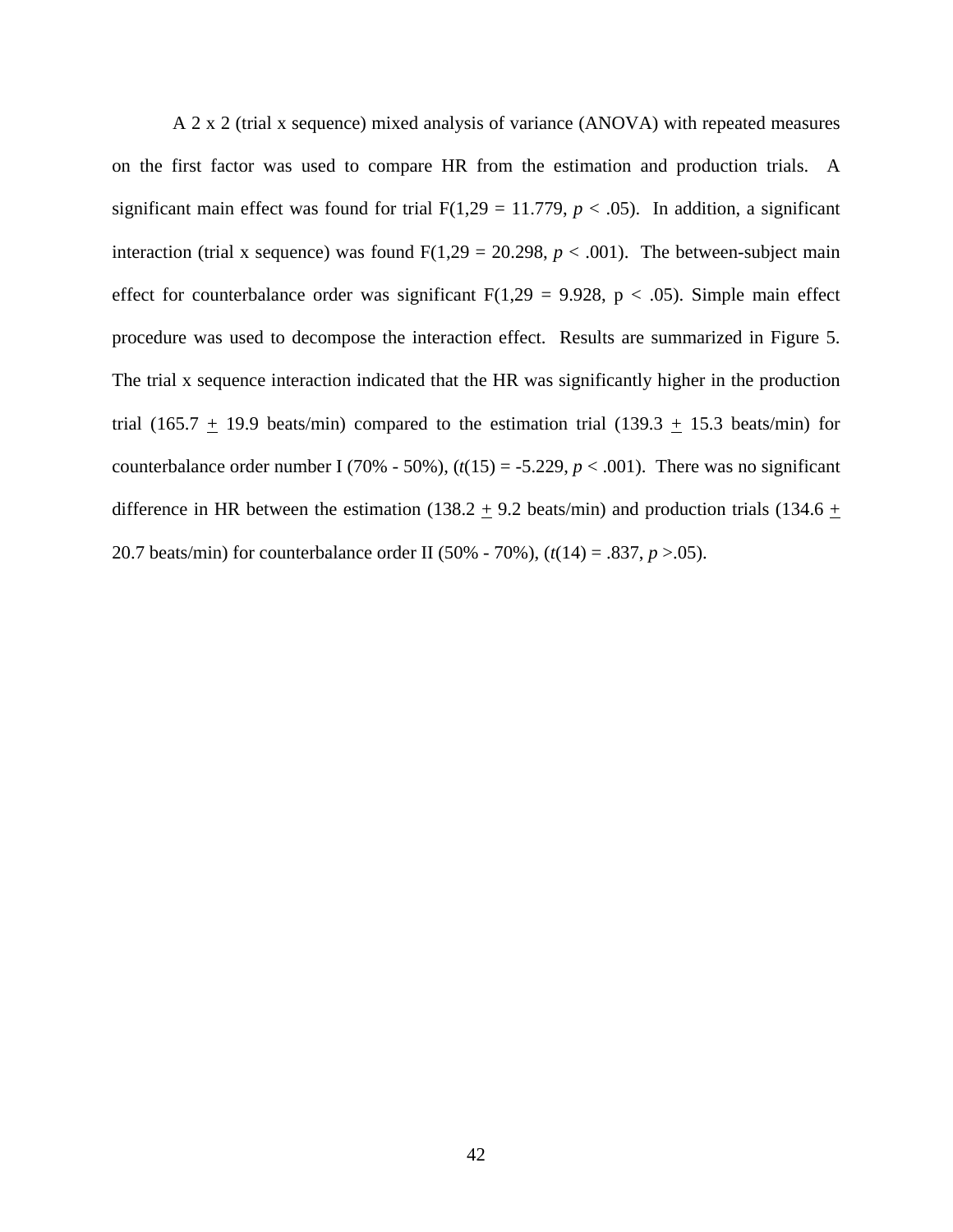A 2 x 2 (trial x sequence) mixed analysis of variance (ANOVA) with repeated measures on the first factor was used to compare HR from the estimation and production trials. A significant main effect was found for trial F(1,29 = 11.779, $p < .05$). In addition, a significant interaction (trial x sequence) was found F(1,29 = 20.298, $p < .001$). The between-subject main effect for counterbalance order was significant F(1,29 = 9.928, p < .05). Simple main effect procedure was used to decompose the interaction effect. Results are summarized in Figure 5. The trial x sequence interaction indicated that the HR was significantly higher in the production trial (165.7 $\pm$ 19.9 beats/min) compared to the estimation trial (139.3 $\pm$ 15.3 beats/min) for counterbalance order number I (70% - 50%), ($t(15) = -5.229$, $p < .001$). There was no significant difference in HR between the estimation (138.2 $\pm$ 9.2 beats/min) and production trials (134.6 $\pm$ 20.7 beats/min) for counterbalance order II (50% - 70%), ($t(14) = .837$, $p > .05$).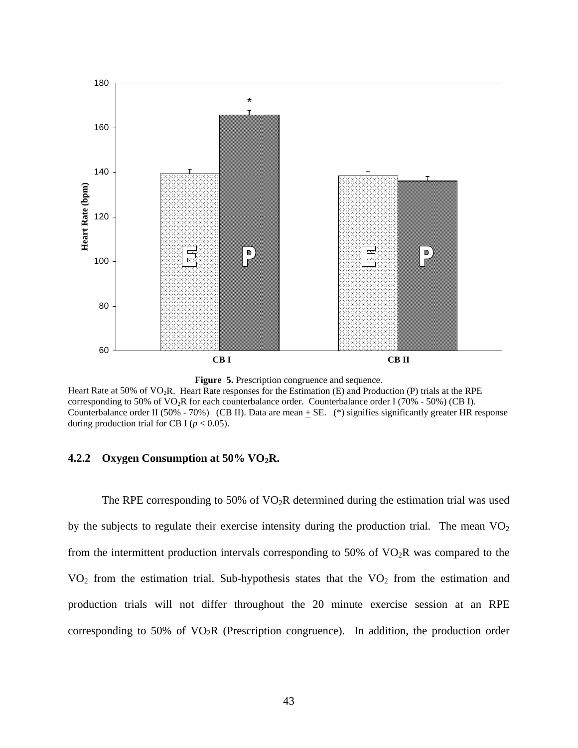**Figure 5.** Prescription congruence and sequence.

Heart Rate at 50% of $VO_2R$. Heart Rate responses for the Estimation (E) and Production (P) trials at the RPE corresponding to 50% of $VO_2R$ for each counterbalance order. Counterbalance order I (70% - 50%) (CB I). Counterbalance order II (50% - 70%) (CB II). Data are mean $\pm$ SE. (*) signifies significantly greater HR response during production trial for CB I ($p < 0.05$).

### 4.2.2 Oxygen Consumption at 50% $VO_2R$.

The RPE corresponding to 50% of $VO_2R$ determined during the estimation trial was used by the subjects to regulate their exercise intensity during the production trial. The mean $VO_2$ from the intermittent production intervals corresponding to 50% of $VO_2R$ was compared to the $VO_2$ from the estimation trial. Sub-hypothesis states that the $VO_2$ from the estimation and production trials will not differ throughout the 20 minute exercise session at an RPE corresponding to 50% of $VO_2R$ (Prescription congruence). In addition, the production order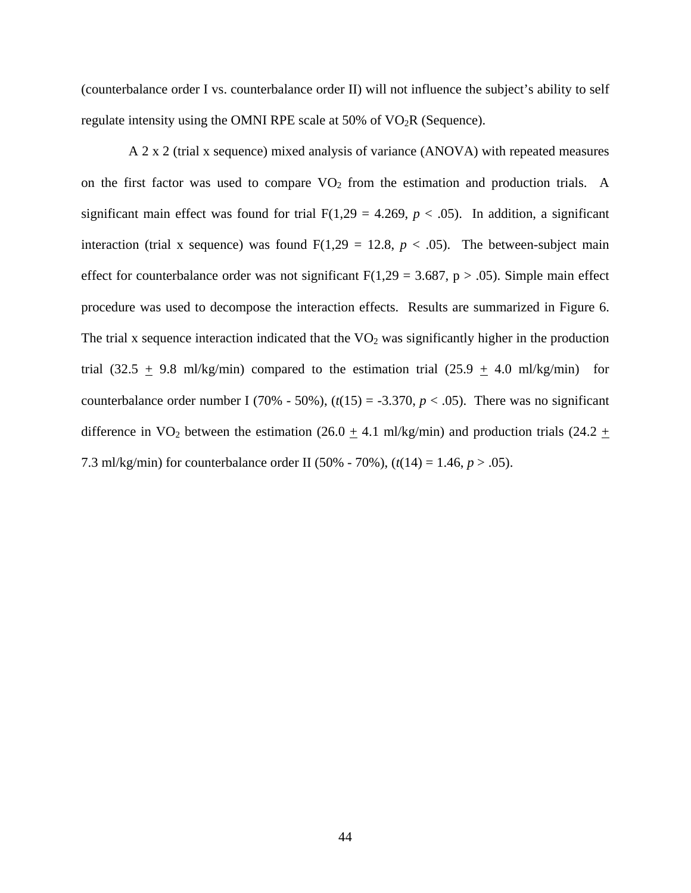(counterbalance order I vs. counterbalance order II) will not influence the subject's ability to self regulate intensity using the OMNI RPE scale at 50% of $VO_2R$ (Sequence).

A 2 x 2 (trial x sequence) mixed analysis of variance (ANOVA) with repeated measures on the first factor was used to compare $VO_2$ from the estimation and production trials. A significant main effect was found for trial F(1,29 = 4.269, $p < .05$). In addition, a significant interaction (trial x sequence) was found F(1,29 = 12.8, $p < .05$). The between-subject main effect for counterbalance order was not significant F(1,29 = 3.687, p > .05). Simple main effect procedure was used to decompose the interaction effects. Results are summarized in Figure 6. The trial x sequence interaction indicated that the $VO_2$ was significantly higher in the production trial (32.5 $\pm$ 9.8 ml/kg/min) compared to the estimation trial (25.9 $\pm$ 4.0 ml/kg/min) for counterbalance order number I (70% - 50%), ($t(15) = -3.370$, $p < .05$). There was no significant difference in $VO_2$ between the estimation (26.0 $\pm$ 4.1 ml/kg/min) and production trials (24.2 $\pm$ 7.3 ml/kg/min) for counterbalance order II (50% - 70%), ($t(14) = 1.46$, $p > .05$).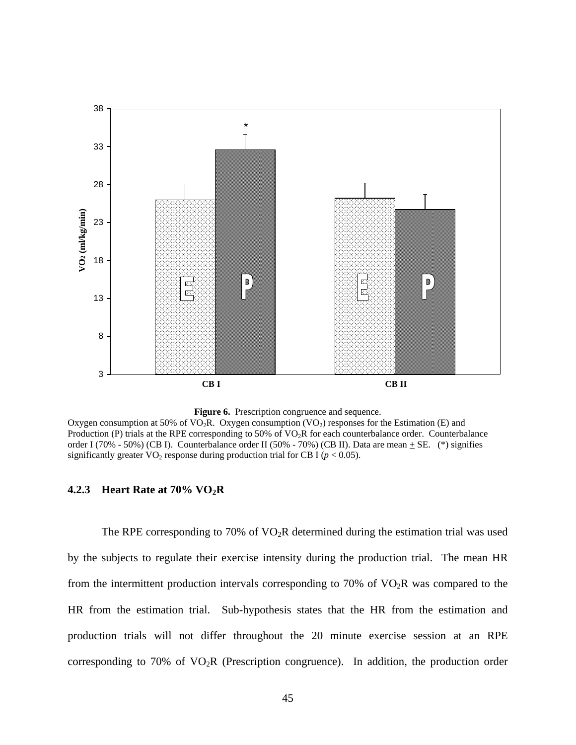**Figure 6.** Prescription congruence and sequence.

Oxygen consumption at 50% of $VO_2R$. Oxygen consumption ($VO_2$) responses for the Estimation (E) and Production (P) trials at the RPE corresponding to 50% of $VO_2R$ for each counterbalance order. Counterbalance order I (70% - 50%) (CB I). Counterbalance order II (50% - 70%) (CB II). Data are mean $\pm$ SE. (*) signifies significantly greater $VO_2$ response during production trial for CB I ($p < 0.05$).

### 4.2.3 Heart Rate at 70% $VO_2R$

The RPE corresponding to 70% of $VO_2R$ determined during the estimation trial was used by the subjects to regulate their exercise intensity during the production trial. The mean HR from the intermittent production intervals corresponding to 70% of $VO_2R$ was compared to the HR from the estimation trial. Sub-hypothesis states that the HR from the estimation and production trials will not differ throughout the 20 minute exercise session at an RPE corresponding to 70% of $VO_2R$ (Prescription congruence). In addition, the production order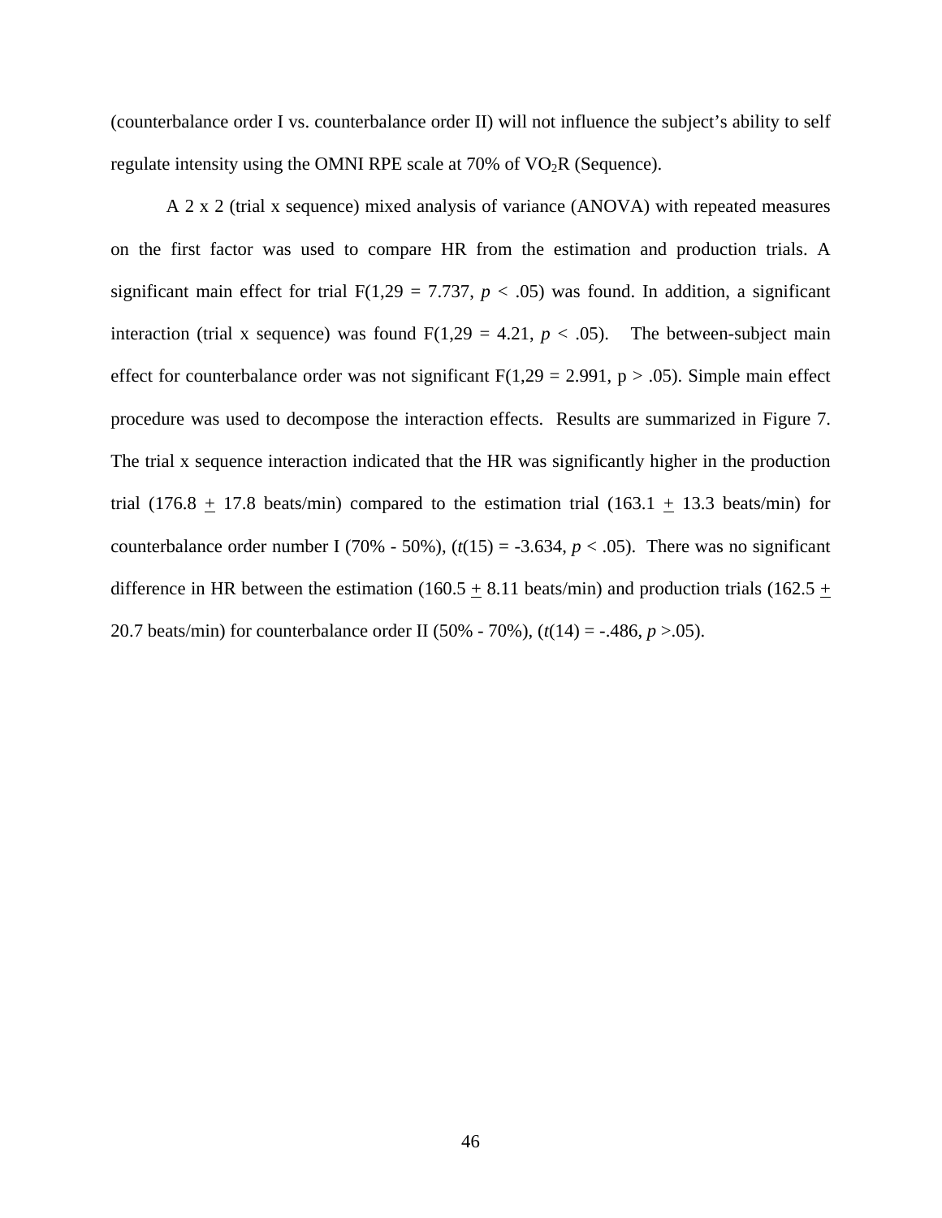(counterbalance order I vs. counterbalance order II) will not influence the subject's ability to self regulate intensity using the OMNI RPE scale at 70% of $VO_2R$ (Sequence).

A 2 x 2 (trial x sequence) mixed analysis of variance (ANOVA) with repeated measures on the first factor was used to compare HR from the estimation and production trials. A significant main effect for trial F(1,29 = 7.737, $p < .05$) was found. In addition, a significant interaction (trial x sequence) was found F(1,29 = 4.21, $p < .05$). The between-subject main effect for counterbalance order was not significant F(1,29 = 2.991, p > .05). Simple main effect procedure was used to decompose the interaction effects. Results are summarized in Figure 7. The trial x sequence interaction indicated that the HR was significantly higher in the production trial (176.8 $\pm$ 17.8 beats/min) compared to the estimation trial (163.1 $\pm$ 13.3 beats/min) for counterbalance order number I (70% - 50%), ($t(15) = -3.634$, $p < .05$). There was no significant difference in HR between the estimation (160.5 $\pm$ 8.11 beats/min) and production trials (162.5 $\pm$ 20.7 beats/min) for counterbalance order II (50% - 70%), ($t(14) = -.486$, $p > .05$).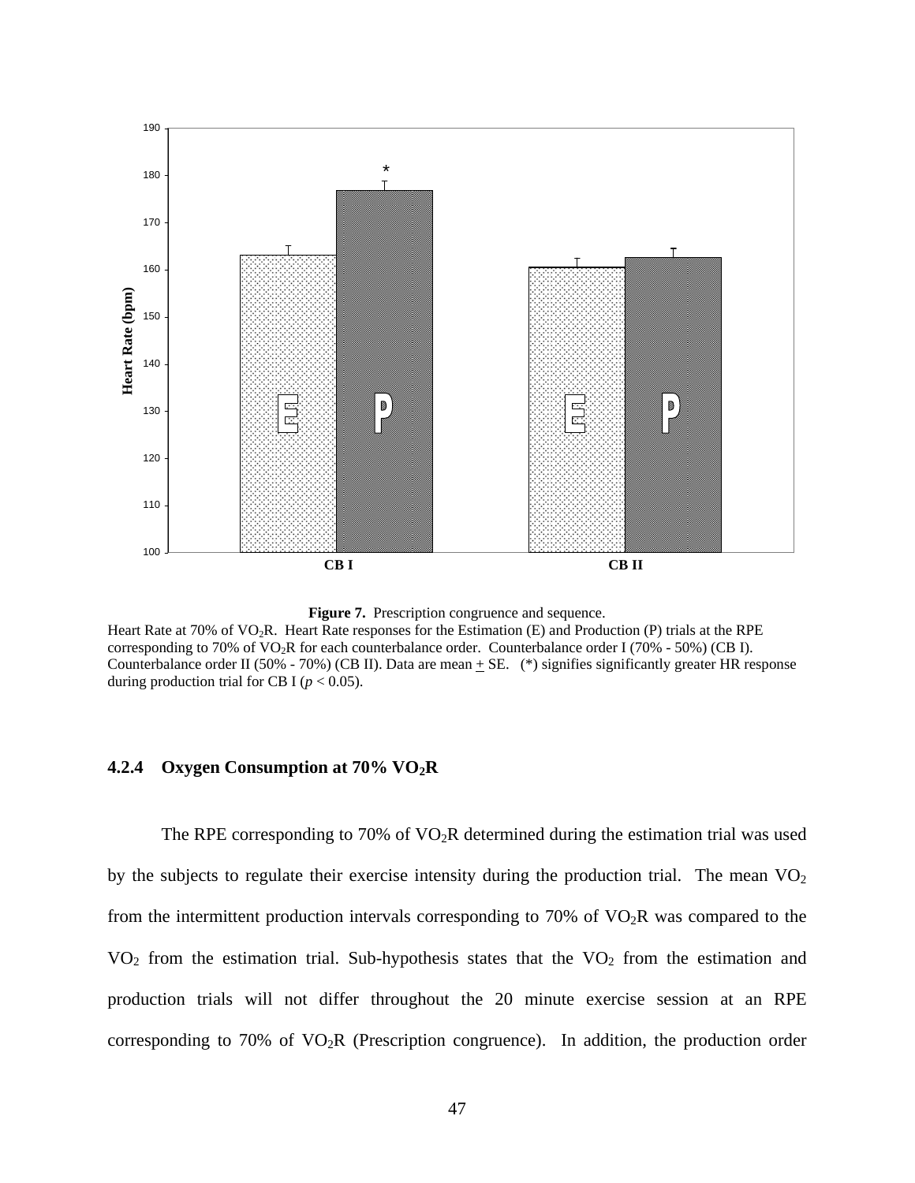**Figure 7.** Prescription congruence and sequence.

Heart Rate at 70% of $VO_2R$. Heart Rate responses for the Estimation (E) and Production (P) trials at the RPE corresponding to 70% of $VO_2R$ for each counterbalance order. Counterbalance order I (70% - 50%) (CB I). Counterbalance order II (50% - 70%) (CB II). Data are mean $\pm$ SE. (*) signifies significantly greater HR response during production trial for CB I ($p < 0.05$).

### 4.2.4 Oxygen Consumption at 70% $VO_2R$

The RPE corresponding to 70% of $VO_2R$ determined during the estimation trial was used by the subjects to regulate their exercise intensity during the production trial. The mean $VO_2$ from the intermittent production intervals corresponding to 70% of $VO_2R$ was compared to the $VO_2$ from the estimation trial. Sub-hypothesis states that the $VO_2$ from the estimation and production trials will not differ throughout the 20 minute exercise session at an RPE corresponding to 70% of $VO_2R$ (Prescription congruence). In addition, the production order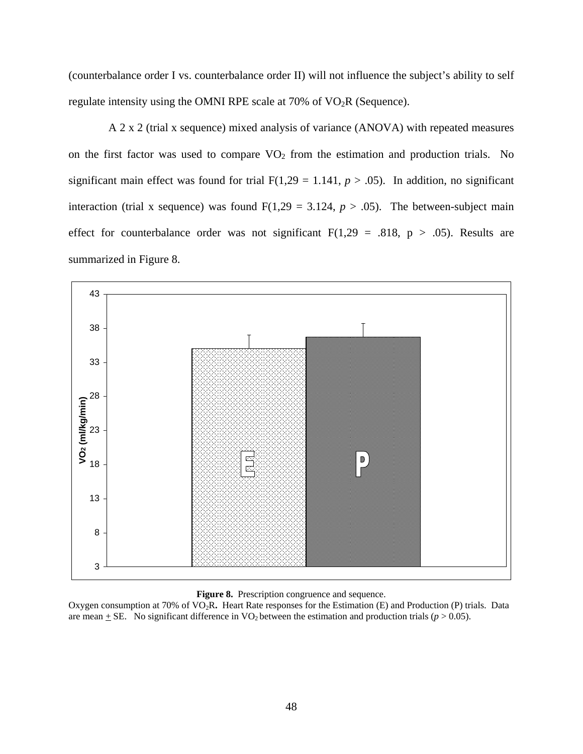(counterbalance order I vs. counterbalance order II) will not influence the subject's ability to self regulate intensity using the OMNI RPE scale at 70% of $VO_2R$ (Sequence).

A 2 x 2 (trial x sequence) mixed analysis of variance (ANOVA) with repeated measures on the first factor was used to compare $VO_2$ from the estimation and production trials. No significant main effect was found for trial $F(1,29 = 1.141, p > .05)$. In addition, no significant interaction (trial x sequence) was found $F(1,29 = 3.124, p > .05)$. The between-subject main effect for counterbalance order was not significant $F(1,29 = .818, p > .05)$. Results are summarized in Figure 8.

**Figure 8.** Prescription congruence and sequence.
Oxygen consumption at 70% of $VO_2R$**.** Heart Rate responses for the Estimation (E) and Production (P) trials. Data are mean $\pm$ SE. No significant difference in $VO_2$ between the estimation and production trials ($p > 0.05$).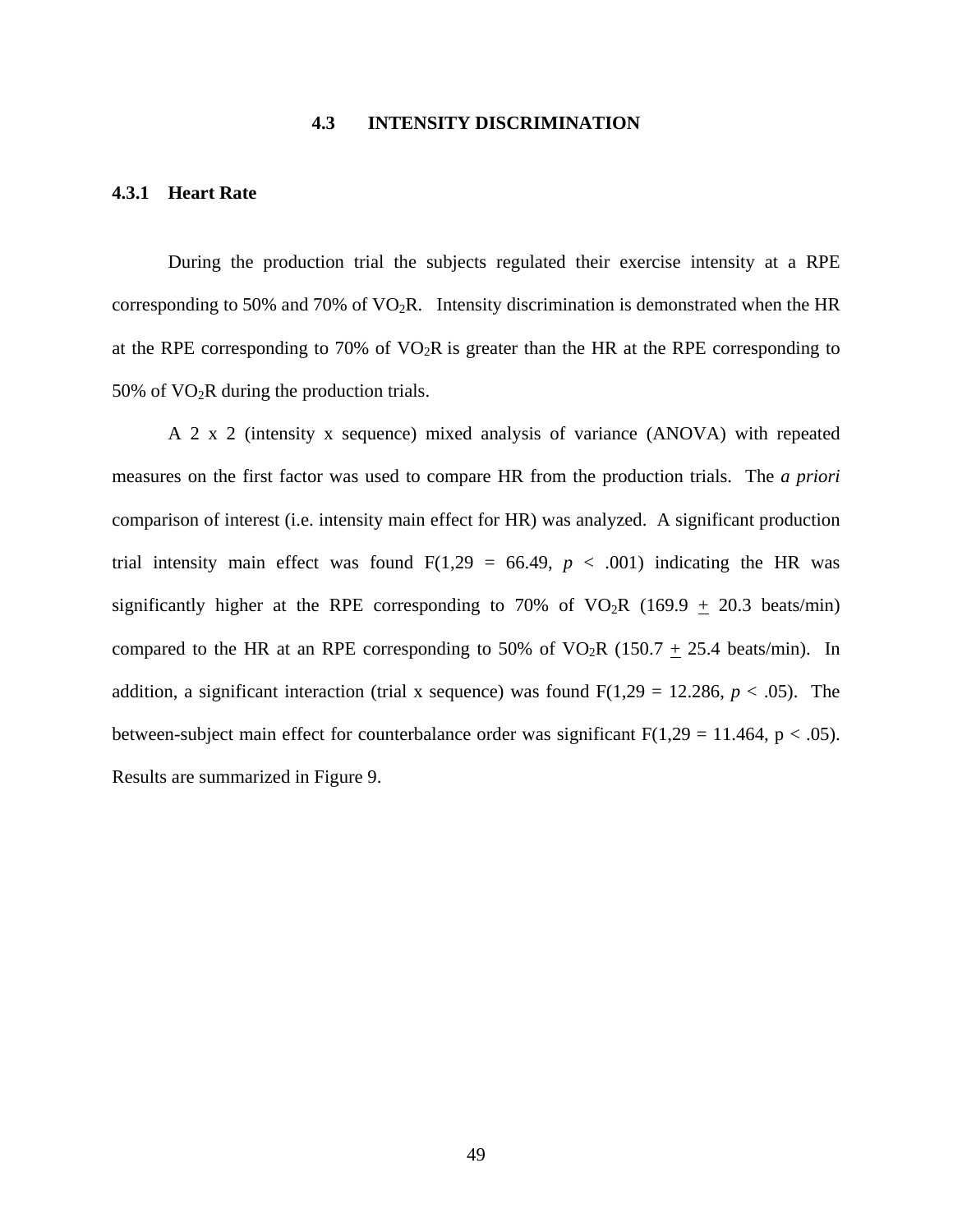## 4.3 INTENSITY DISCRIMINATION

### 4.3.1 Heart Rate

During the production trial the subjects regulated their exercise intensity at a RPE corresponding to 50% and 70% of $VO_2R$. Intensity discrimination is demonstrated when the HR at the RPE corresponding to 70% of $VO_2R$ is greater than the HR at the RPE corresponding to 50% of $VO_2R$ during the production trials.

A 2 x 2 (intensity x sequence) mixed analysis of variance (ANOVA) with repeated measures on the first factor was used to compare HR from the production trials. The *a priori* comparison of interest (i.e. intensity main effect for HR) was analyzed. A significant production trial intensity main effect was found $F(1,29 = 66.49$, $p < .001)$ indicating the HR was significantly higher at the RPE corresponding to 70% of $VO_2R$ (169.9 $\pm$ 20.3 beats/min) compared to the HR at an RPE corresponding to 50% of $VO_2R$ (150.7 $\pm$ 25.4 beats/min). In addition, a significant interaction (trial x sequence) was found $F(1,29 = 12.286$, $p < .05)$. The between-subject main effect for counterbalance order was significant $F(1,29 = 11.464$, $p < .05)$. Results are summarized in Figure 9.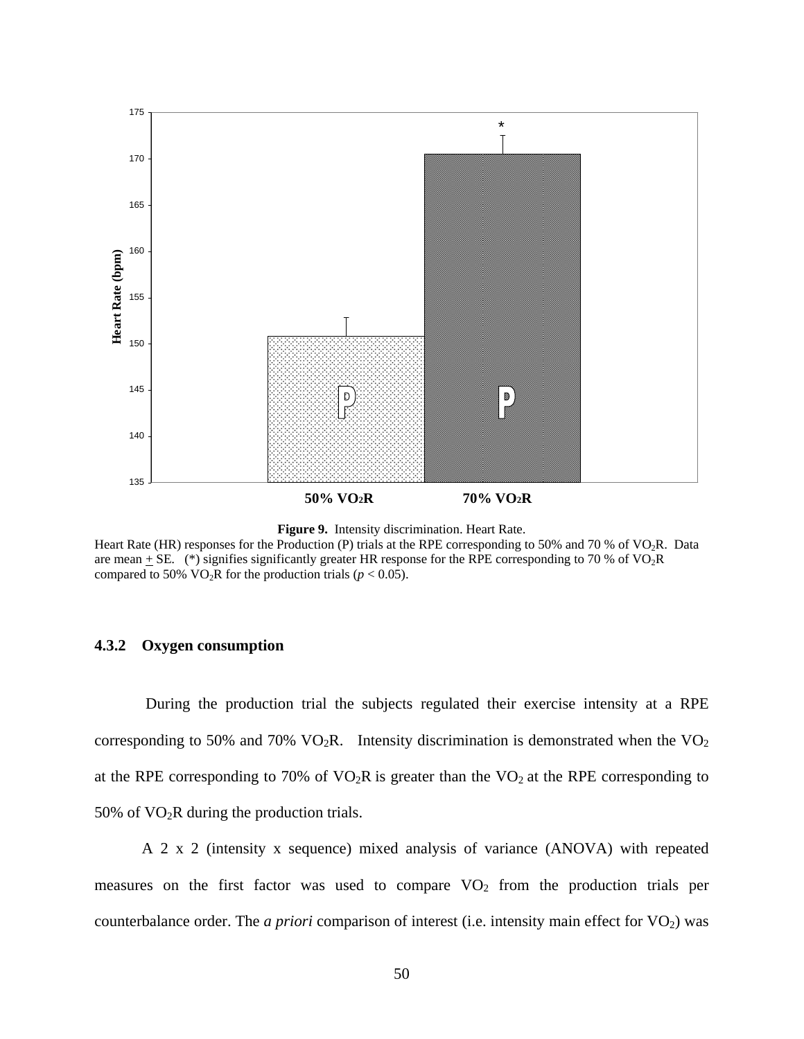**Figure 9.** Intensity discrimination. Heart Rate.

Heart Rate (HR) responses for the Production (P) trials at the RPE corresponding to 50% and 70 % of $VO_2R$. Data are mean $\pm$ SE. (*) signifies significantly greater HR response for the RPE corresponding to 70 % of $VO_2R$ compared to 50% $VO_2R$ for the production trials ($p < 0.05$).

### 4.3.2 Oxygen consumption

During the production trial the subjects regulated their exercise intensity at a RPE corresponding to 50% and 70% $VO_2R$. Intensity discrimination is demonstrated when the $VO_2$ at the RPE corresponding to 70% of $VO_2R$ is greater than the $VO_2$ at the RPE corresponding to 50% of $VO_2R$ during the production trials.

A 2 x 2 (intensity x sequence) mixed analysis of variance (ANOVA) with repeated measures on the first factor was used to compare $VO_2$ from the production trials per counterbalance order. The *a priori* comparison of interest (i.e. intensity main effect for $VO_2$) was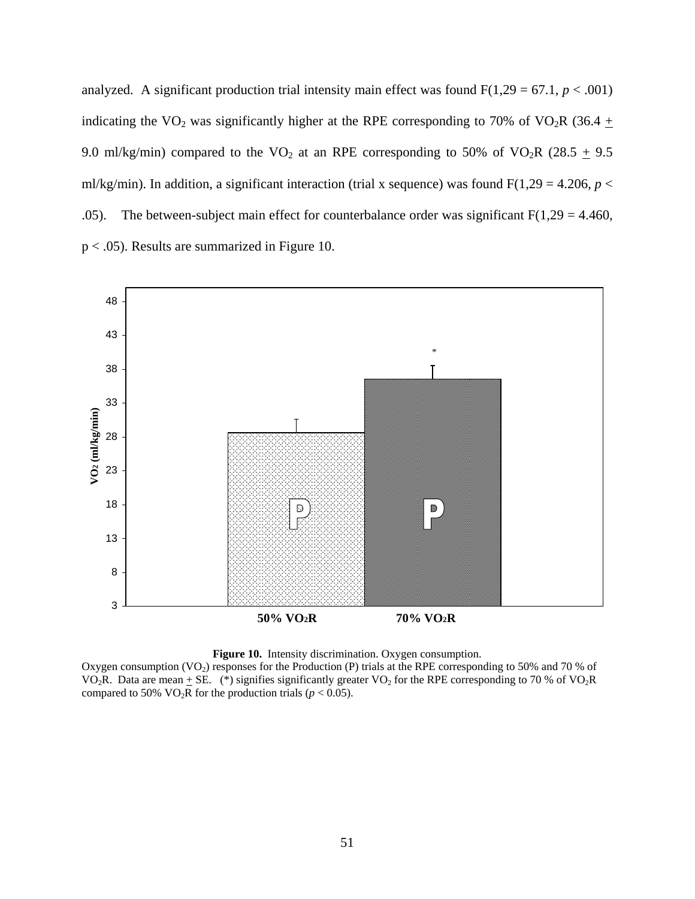analyzed. A significant production trial intensity main effect was found F(1,29 = 67.1, $p < .001$) indicating the $VO_2$ was significantly higher at the RPE corresponding to 70% of $VO_2R$ (36.4 $\pm$ 9.0 ml/kg/min) compared to the $VO_2$ at an RPE corresponding to 50% of $VO_2R$ (28.5 $\pm$ 9.5 ml/kg/min). In addition, a significant interaction (trial x sequence) was found F(1,29 = 4.206, $p < .05$). The between-subject main effect for counterbalance order was significant F(1,29 = 4.460, $p < .05$). Results are summarized in Figure 10.

**Figure 10.** Intensity discrimination. Oxygen consumption.
Oxygen consumption ($VO_2$) responses for the Production (P) trials at the RPE corresponding to 50% and 70 % of $VO_2R$. Data are mean $\pm$ SE. (*) signifies significantly greater $VO_2$ for the RPE corresponding to 70 % of $VO_2R$ compared to 50% $VO_2R$ for the production trials ($p < 0.05$).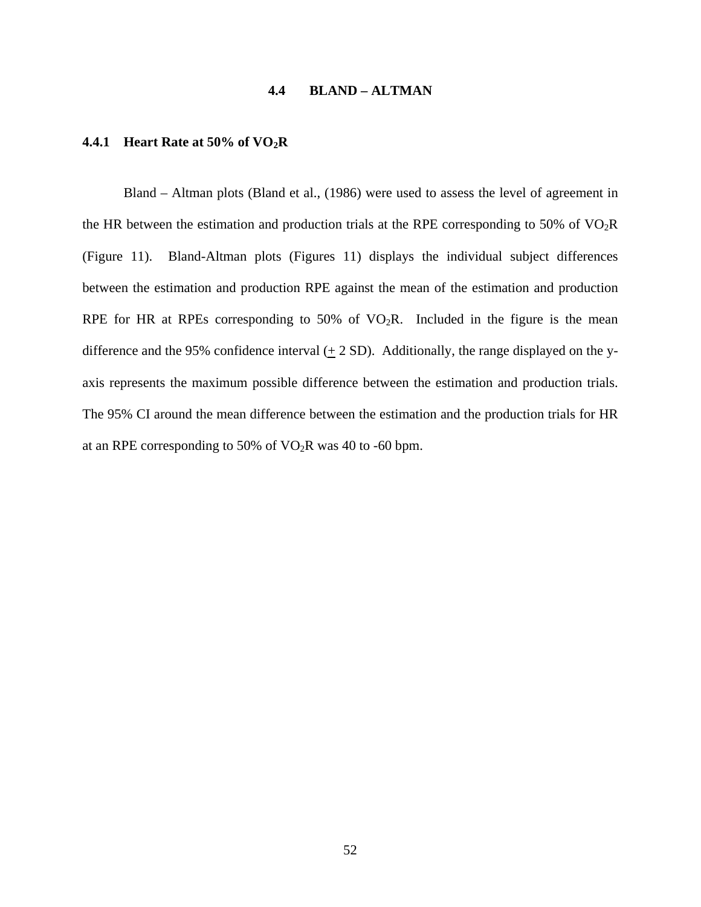## 4.4 BLAND – ALTMAN

### 4.4.1 Heart Rate at 50% of $VO_2R$

Bland – Altman plots (Bland et al., (1986) were used to assess the level of agreement in the HR between the estimation and production trials at the RPE corresponding to 50% of $VO_2R$ (Figure 11). Bland-Altman plots (Figures 11) displays the individual subject differences between the estimation and production RPE against the mean of the estimation and production RPE for HR at RPEs corresponding to 50% of $VO_2R$. Included in the figure is the mean difference and the 95% confidence interval ($\pm$ 2 SD). Additionally, the range displayed on the y-axis represents the maximum possible difference between the estimation and production trials. The 95% CI around the mean difference between the estimation and the production trials for HR at an RPE corresponding to 50% of $VO_2R$ was 40 to -60 bpm.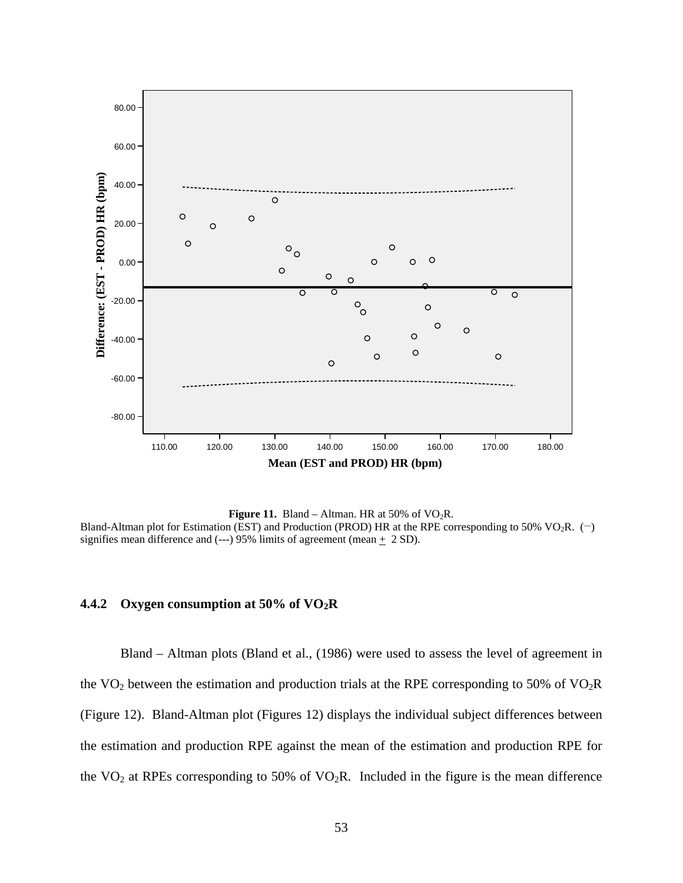**Figure 11.** Bland – Altman. HR at 50% of $VO_2R$.
Bland-Altman plot for Estimation (EST) and Production (PROD) HR at the RPE corresponding to 50% $VO_2R$. (—) signifies mean difference and (---) 95% limits of agreement (mean $\pm$ 2 SD).

### 4.4.2 Oxygen consumption at 50% of $VO_2R$

Bland – Altman plots (Bland et al., (1986) were used to assess the level of agreement in the $VO_2$ between the estimation and production trials at the RPE corresponding to 50% of $VO_2R$ (Figure 12). Bland-Altman plot (Figures 12) displays the individual subject differences between the estimation and production RPE against the mean of the estimation and production RPE for the $VO_2$ at RPEs corresponding to 50% of $VO_2R$. Included in the figure is the mean difference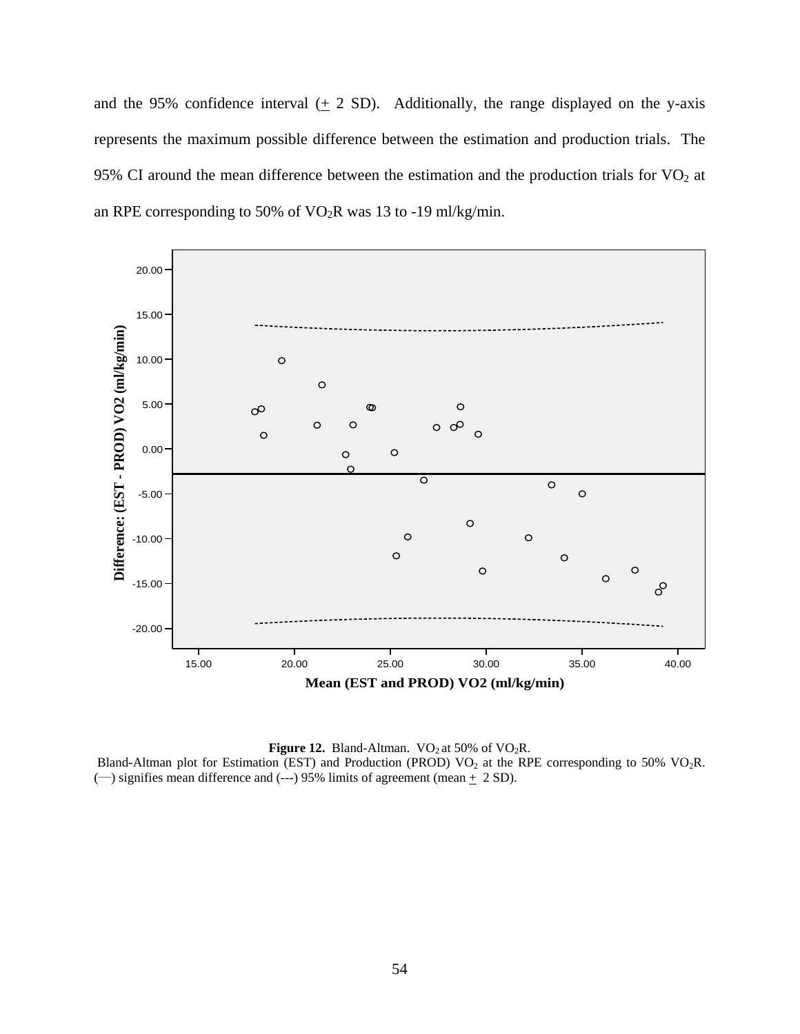and the 95% confidence interval (± 2 SD). Additionally, the range displayed on the y-axis represents the maximum possible difference between the estimation and production trials. The 95% CI around the mean difference between the estimation and the production trials for $VO_2$ at an RPE corresponding to 50% of $VO_2R$ was 13 to -19 ml/kg/min.

**Figure 12.** Bland-Altman. $VO_2$ at 50% of $VO_2R$.
Bland-Altman plot for Estimation (EST) and Production (PROD) $VO_2$ at the RPE corresponding to 50% $VO_2R$. (—) signifies mean difference and (---) 95% limits of agreement (mean ± 2 SD).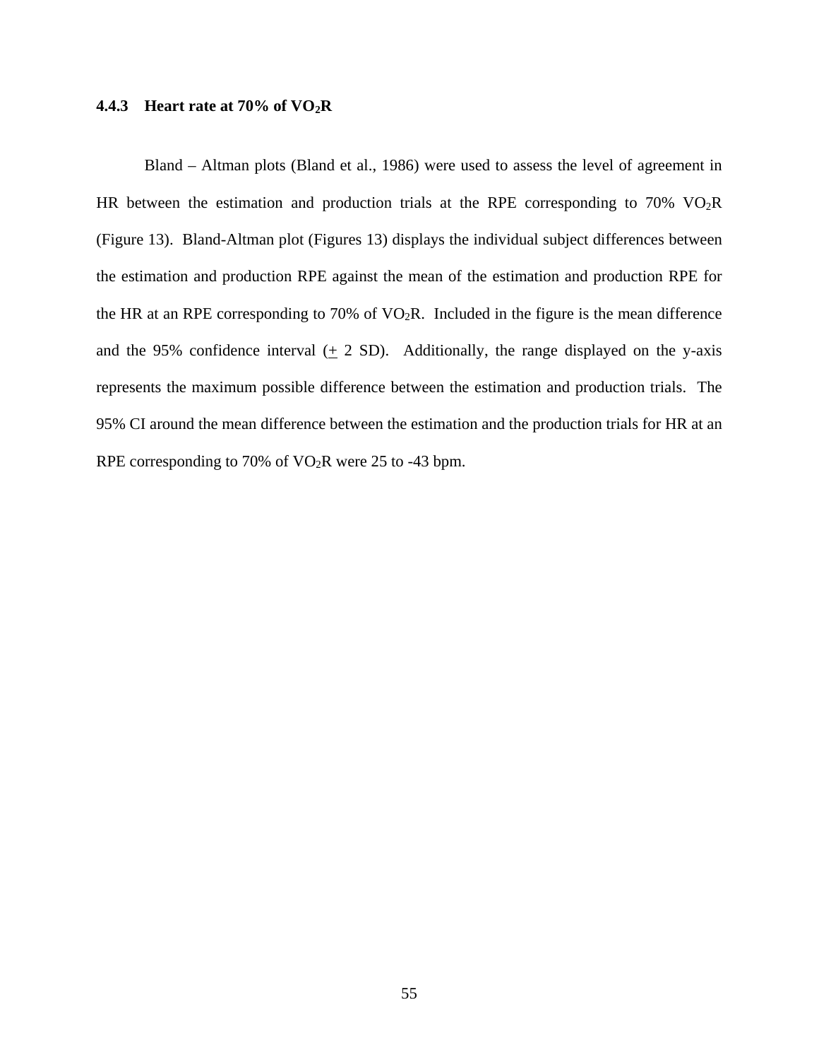### 4.4.3 Heart rate at 70% of $VO_2R$

Bland – Altman plots (Bland et al., 1986) were used to assess the level of agreement in HR between the estimation and production trials at the RPE corresponding to 70% $VO_2R$ (Figure 13). Bland-Altman plot (Figures 13) displays the individual subject differences between the estimation and production RPE against the mean of the estimation and production RPE for the HR at an RPE corresponding to 70% of $VO_2R$. Included in the figure is the mean difference and the 95% confidence interval ($\pm$ 2 SD). Additionally, the range displayed on the y-axis represents the maximum possible difference between the estimation and production trials. The 95% CI around the mean difference between the estimation and the production trials for HR at an RPE corresponding to 70% of $VO_2R$ were 25 to -43 bpm.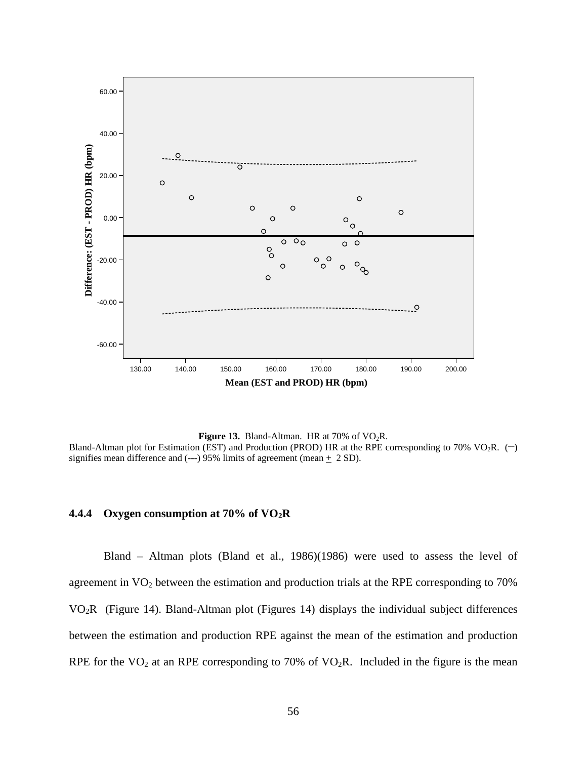**Figure 13.** Bland-Altman. HR at 70% of $VO_2R$.

Bland-Altman plot for Estimation (EST) and Production (PROD) HR at the RPE corresponding to 70% $VO_2R$. (—) signifies mean difference and (---) 95% limits of agreement (mean ± 2 SD).

### 4.4.4 Oxygen consumption at 70% of $VO_2R$

Bland – Altman plots (Bland et al., 1986)(1986) were used to assess the level of agreement in $VO_2$ between the estimation and production trials at the RPE corresponding to 70% $VO_2R$ (Figure 14). Bland-Altman plot (Figures 14) displays the individual subject differences between the estimation and production RPE against the mean of the estimation and production RPE for the $VO_2$ at an RPE corresponding to 70% of $VO_2R$. Included in the figure is the mean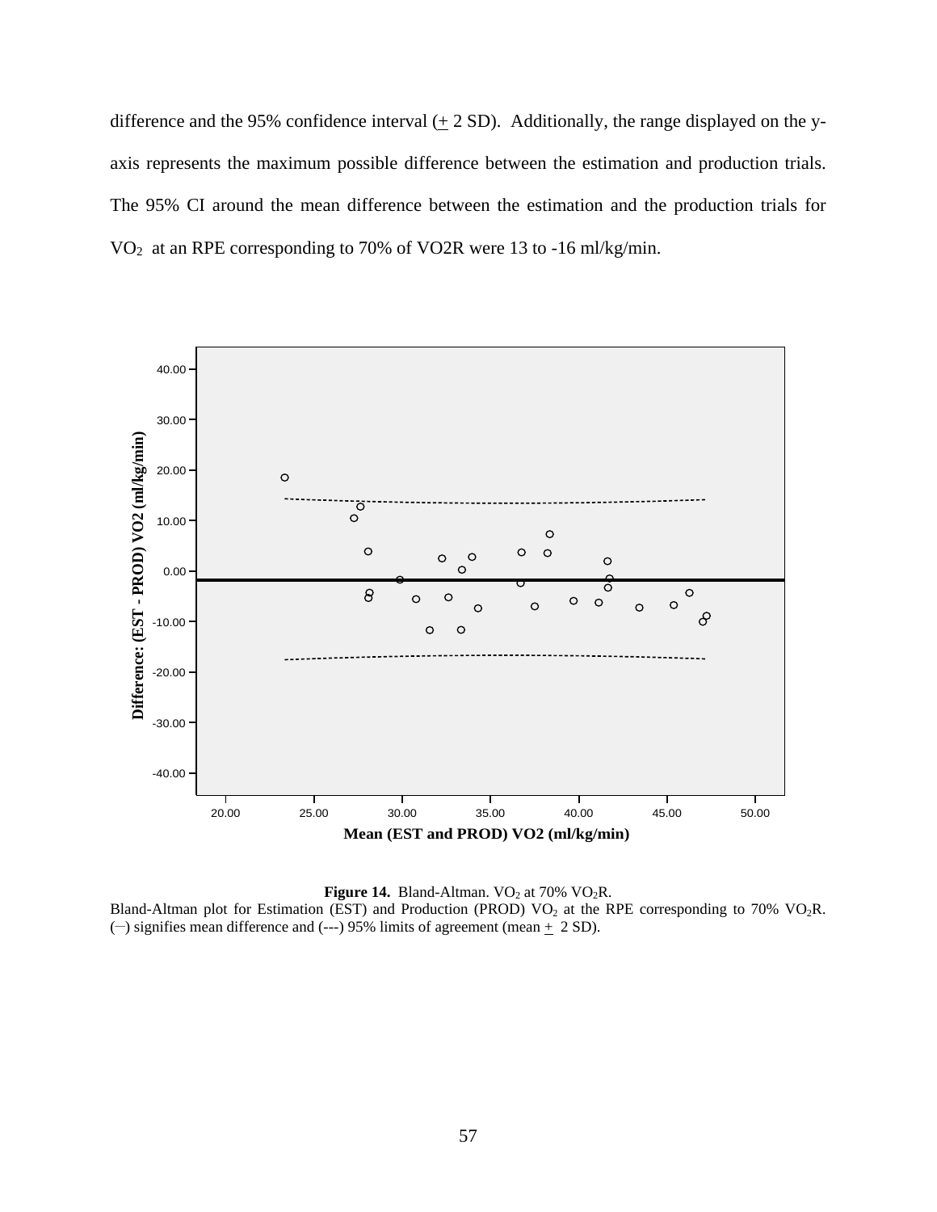difference and the 95% confidence interval (± 2 SD). Additionally, the range displayed on the y-axis represents the maximum possible difference between the estimation and production trials. The 95% CI around the mean difference between the estimation and the production trials for $VO_2$ at an RPE corresponding to 70% of VO2R were 13 to -16 ml/kg/min.

**Figure 14.** Bland-Altman. $VO_2$ at 70% $VO_2R$.
Bland-Altman plot for Estimation (EST) and Production (PROD) $VO_2$ at the RPE corresponding to 70% $VO_2R$. (—) signifies mean difference and (---) 95% limits of agreement (mean ± 2 SD).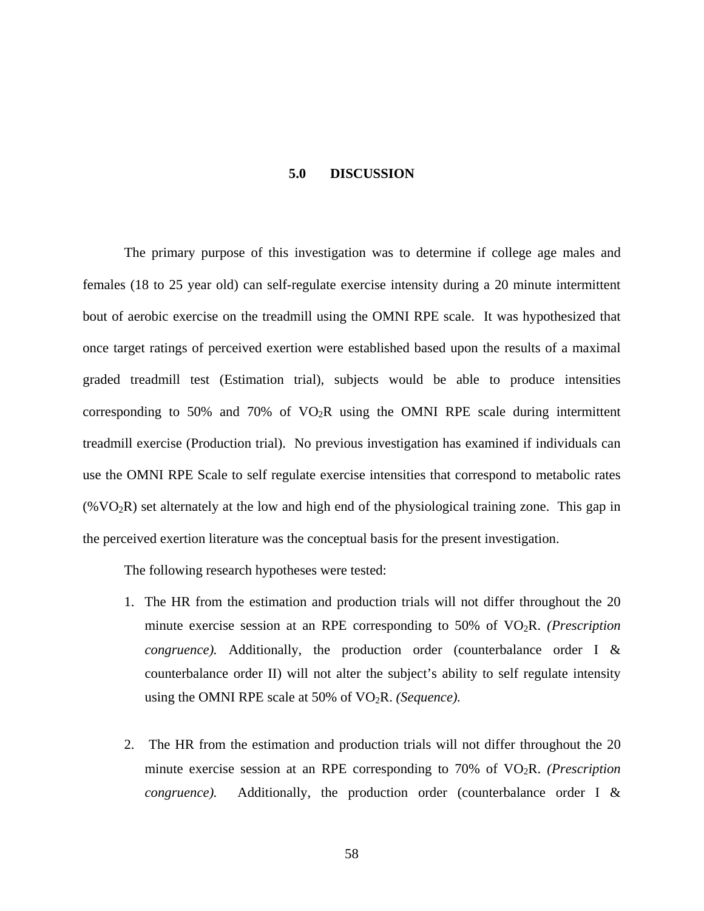# 5.0 DISCUSSION

The primary purpose of this investigation was to determine if college age males and females (18 to 25 year old) can self-regulate exercise intensity during a 20 minute intermittent bout of aerobic exercise on the treadmill using the OMNI RPE scale. It was hypothesized that once target ratings of perceived exertion were established based upon the results of a maximal graded treadmill test (Estimation trial), subjects would be able to produce intensities corresponding to 50% and 70% of $VO_2R$ using the OMNI RPE scale during intermittent treadmill exercise (Production trial). No previous investigation has examined if individuals can use the OMNI RPE Scale to self regulate exercise intensities that correspond to metabolic rates (%$VO_2R$) set alternately at the low and high end of the physiological training zone. This gap in the perceived exertion literature was the conceptual basis for the present investigation.

The following research hypotheses were tested:

1. The HR from the estimation and production trials will not differ throughout the 20 minute exercise session at an RPE corresponding to 50% of $VO_2R$. *(Prescription congruence).* Additionally, the production order (counterbalance order I & counterbalance order II) will not alter the subject's ability to self regulate intensity using the OMNI RPE scale at 50% of $VO_2R$. *(Sequence).*

2. The HR from the estimation and production trials will not differ throughout the 20 minute exercise session at an RPE corresponding to 70% of $VO_2R$. *(Prescription congruence).* Additionally, the production order (counterbalance order I &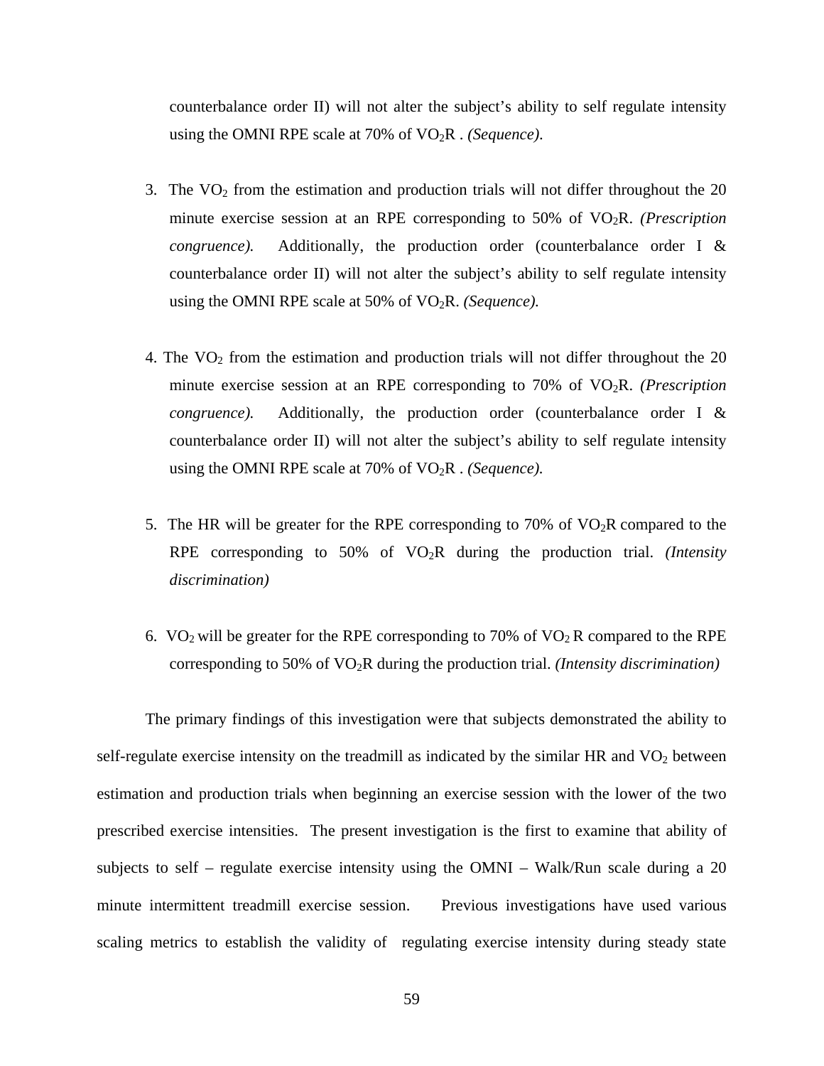counterbalance order II) will not alter the subject's ability to self regulate intensity using the OMNI RPE scale at 70% of $VO_2R$ . *(Sequence).*

3. The $VO_2$ from the estimation and production trials will not differ throughout the 20 minute exercise session at an RPE corresponding to 50% of $VO_2R$. *(Prescription congruence).* Additionally, the production order (counterbalance order I & counterbalance order II) will not alter the subject's ability to self regulate intensity using the OMNI RPE scale at 50% of $VO_2R$. *(Sequence).*

4. The $VO_2$ from the estimation and production trials will not differ throughout the 20 minute exercise session at an RPE corresponding to 70% of $VO_2R$. *(Prescription congruence).* Additionally, the production order (counterbalance order I & counterbalance order II) will not alter the subject's ability to self regulate intensity using the OMNI RPE scale at 70% of $VO_2R$ . *(Sequence).*

5. The HR will be greater for the RPE corresponding to 70% of $VO_2R$ compared to the RPE corresponding to 50% of $VO_2R$ during the production trial. *(Intensity discrimination)*

6. $VO_2$ will be greater for the RPE corresponding to 70% of $VO_2$ R compared to the RPE corresponding to 50% of $VO_2R$ during the production trial. *(Intensity discrimination)*

The primary findings of this investigation were that subjects demonstrated the ability to self-regulate exercise intensity on the treadmill as indicated by the similar HR and $VO_2$ between estimation and production trials when beginning an exercise session with the lower of the two prescribed exercise intensities. The present investigation is the first to examine that ability of subjects to self – regulate exercise intensity using the OMNI – Walk/Run scale during a 20 minute intermittent treadmill exercise session. Previous investigations have used various scaling metrics to establish the validity of regulating exercise intensity during steady state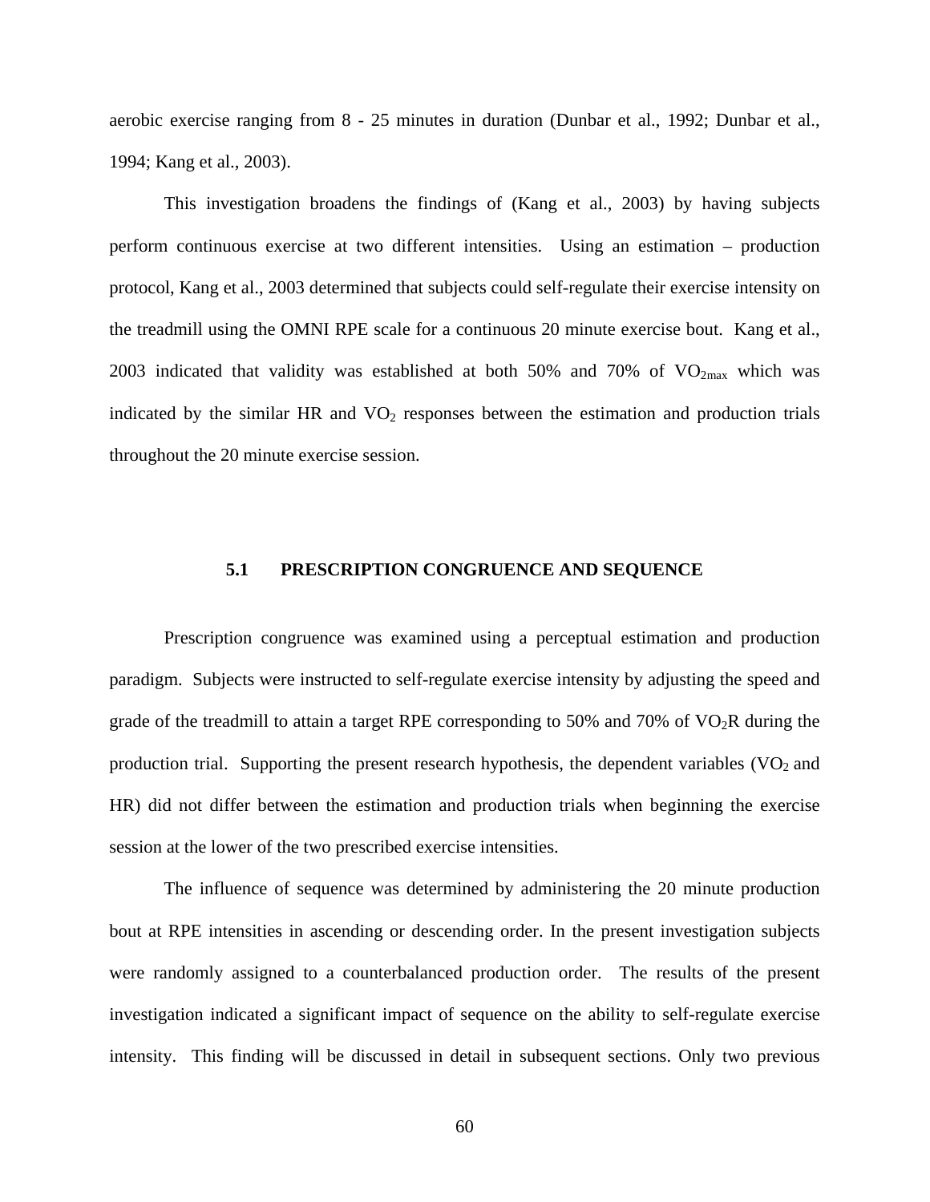aerobic exercise ranging from 8 - 25 minutes in duration (Dunbar et al., 1992; Dunbar et al., 1994; Kang et al., 2003).

This investigation broadens the findings of (Kang et al., 2003) by having subjects perform continuous exercise at two different intensities. Using an estimation – production protocol, Kang et al., 2003 determined that subjects could self-regulate their exercise intensity on the treadmill using the OMNI RPE scale for a continuous 20 minute exercise bout. Kang et al., 2003 indicated that validity was established at both 50% and 70% of $VO_{2max}$ which was indicated by the similar HR and $VO_2$ responses between the estimation and production trials throughout the 20 minute exercise session.

## 5.1 PRESCRIPTION CONGRUENCE AND SEQUENCE

Prescription congruence was examined using a perceptual estimation and production paradigm. Subjects were instructed to self-regulate exercise intensity by adjusting the speed and grade of the treadmill to attain a target RPE corresponding to 50% and 70% of $VO_2R$ during the production trial. Supporting the present research hypothesis, the dependent variables ($VO_2$ and HR) did not differ between the estimation and production trials when beginning the exercise session at the lower of the two prescribed exercise intensities.

The influence of sequence was determined by administering the 20 minute production bout at RPE intensities in ascending or descending order. In the present investigation subjects were randomly assigned to a counterbalanced production order. The results of the present investigation indicated a significant impact of sequence on the ability to self-regulate exercise intensity. This finding will be discussed in detail in subsequent sections. Only two previous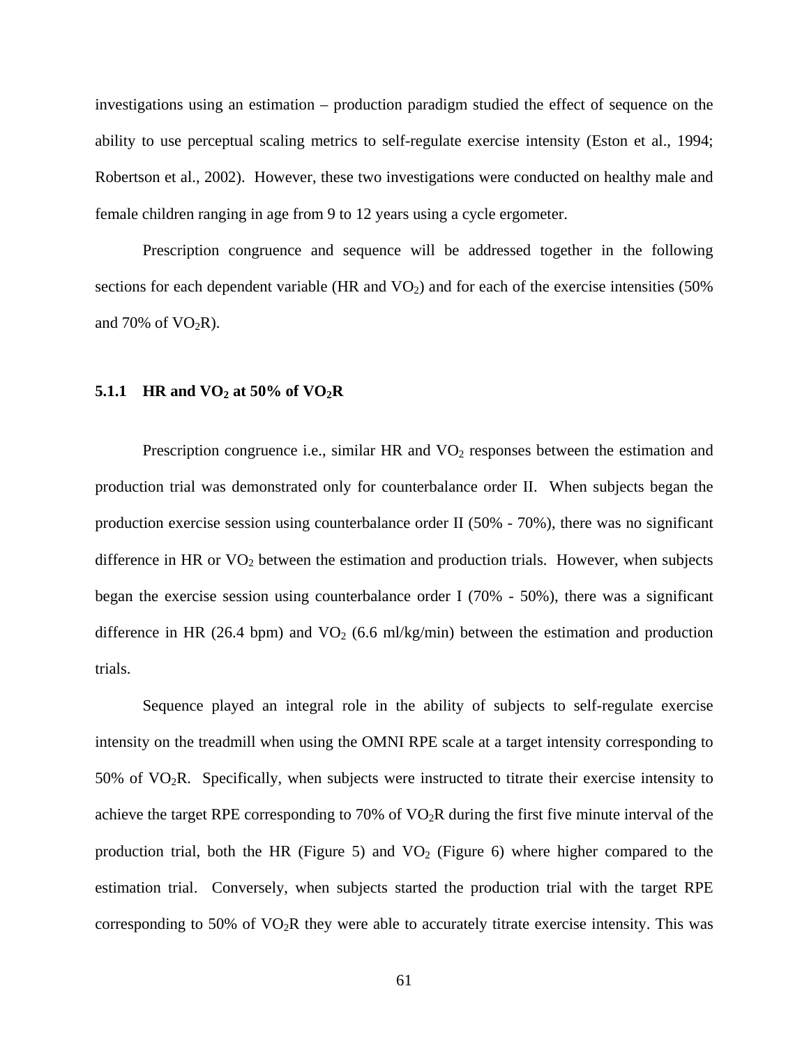investigations using an estimation – production paradigm studied the effect of sequence on the ability to use perceptual scaling metrics to self-regulate exercise intensity (Eston et al., 1994; Robertson et al., 2002). However, these two investigations were conducted on healthy male and female children ranging in age from 9 to 12 years using a cycle ergometer.

Prescription congruence and sequence will be addressed together in the following sections for each dependent variable (HR and $VO_2$) and for each of the exercise intensities (50% and 70% of $VO_2R$).

### 5.1.1 HR and $VO_2$ at 50% of $VO_2R$

Prescription congruence i.e., similar HR and $VO_2$ responses between the estimation and production trial was demonstrated only for counterbalance order II. When subjects began the production exercise session using counterbalance order II (50% - 70%), there was no significant difference in HR or $VO_2$ between the estimation and production trials. However, when subjects began the exercise session using counterbalance order I (70% - 50%), there was a significant difference in HR (26.4 bpm) and $VO_2$ (6.6 ml/kg/min) between the estimation and production trials.

Sequence played an integral role in the ability of subjects to self-regulate exercise intensity on the treadmill when using the OMNI RPE scale at a target intensity corresponding to 50% of $VO_2R$. Specifically, when subjects were instructed to titrate their exercise intensity to achieve the target RPE corresponding to 70% of $VO_2R$ during the first five minute interval of the production trial, both the HR (Figure 5) and $VO_2$ (Figure 6) where higher compared to the estimation trial. Conversely, when subjects started the production trial with the target RPE corresponding to 50% of $VO_2R$ they were able to accurately titrate exercise intensity. This was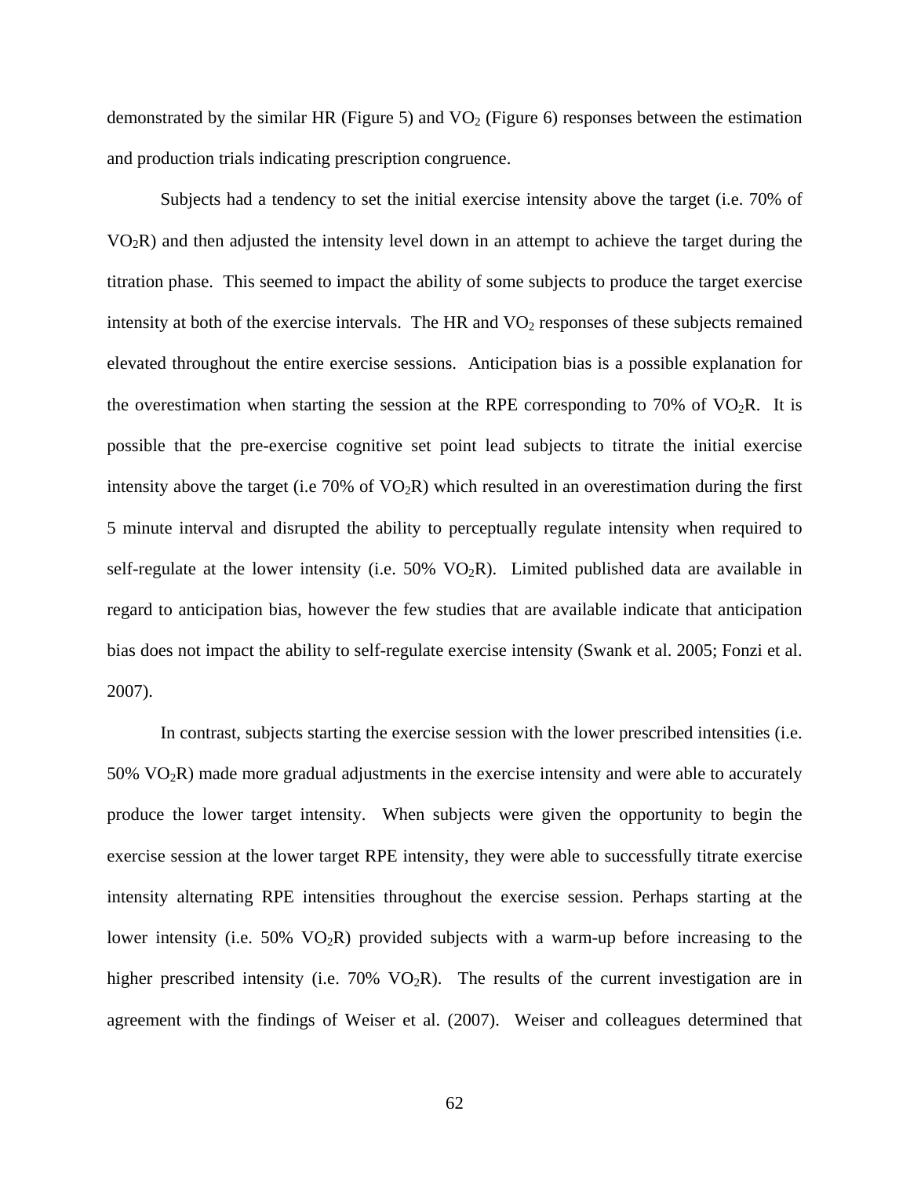demonstrated by the similar HR (Figure 5) and $VO_2$ (Figure 6) responses between the estimation and production trials indicating prescription congruence.

Subjects had a tendency to set the initial exercise intensity above the target (i.e. 70% of $VO_2R$) and then adjusted the intensity level down in an attempt to achieve the target during the titration phase. This seemed to impact the ability of some subjects to produce the target exercise intensity at both of the exercise intervals. The HR and $VO_2$ responses of these subjects remained elevated throughout the entire exercise sessions. Anticipation bias is a possible explanation for the overestimation when starting the session at the RPE corresponding to 70% of $VO_2R$. It is possible that the pre-exercise cognitive set point lead subjects to titrate the initial exercise intensity above the target (i.e 70% of $VO_2R$) which resulted in an overestimation during the first 5 minute interval and disrupted the ability to perceptually regulate intensity when required to self-regulate at the lower intensity (i.e. 50% $VO_2R$). Limited published data are available in regard to anticipation bias, however the few studies that are available indicate that anticipation bias does not impact the ability to self-regulate exercise intensity (Swank et al. 2005; Fonzi et al. 2007).

In contrast, subjects starting the exercise session with the lower prescribed intensities (i.e. 50% $VO_2R$) made more gradual adjustments in the exercise intensity and were able to accurately produce the lower target intensity. When subjects were given the opportunity to begin the exercise session at the lower target RPE intensity, they were able to successfully titrate exercise intensity alternating RPE intensities throughout the exercise session. Perhaps starting at the lower intensity (i.e. 50% $VO_2R$) provided subjects with a warm-up before increasing to the higher prescribed intensity (i.e. 70% $VO_2R$). The results of the current investigation are in agreement with the findings of Weiser et al. (2007). Weiser and colleagues determined that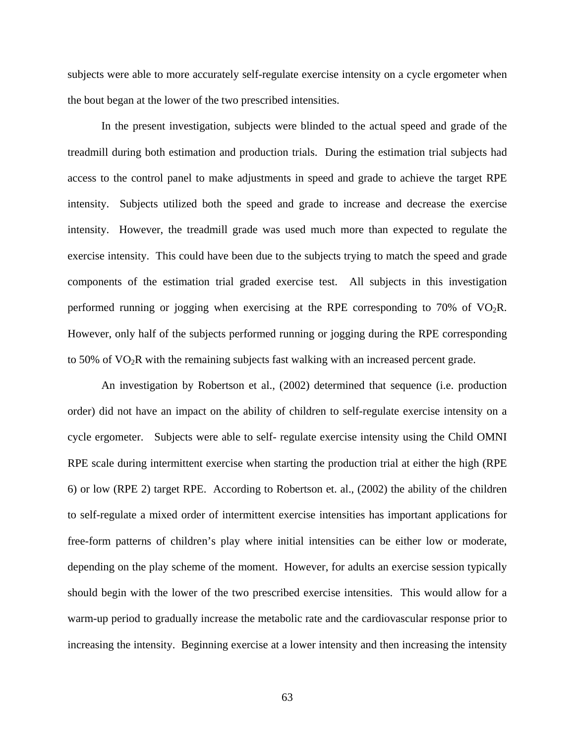subjects were able to more accurately self-regulate exercise intensity on a cycle ergometer when the bout began at the lower of the two prescribed intensities.

In the present investigation, subjects were blinded to the actual speed and grade of the treadmill during both estimation and production trials. During the estimation trial subjects had access to the control panel to make adjustments in speed and grade to achieve the target RPE intensity. Subjects utilized both the speed and grade to increase and decrease the exercise intensity. However, the treadmill grade was used much more than expected to regulate the exercise intensity. This could have been due to the subjects trying to match the speed and grade components of the estimation trial graded exercise test. All subjects in this investigation performed running or jogging when exercising at the RPE corresponding to 70% of $VO_2R$. However, only half of the subjects performed running or jogging during the RPE corresponding to 50% of $VO_2R$ with the remaining subjects fast walking with an increased percent grade.

An investigation by Robertson et al., (2002) determined that sequence (i.e. production order) did not have an impact on the ability of children to self-regulate exercise intensity on a cycle ergometer. Subjects were able to self- regulate exercise intensity using the Child OMNI RPE scale during intermittent exercise when starting the production trial at either the high (RPE 6) or low (RPE 2) target RPE. According to Robertson et. al., (2002) the ability of the children to self-regulate a mixed order of intermittent exercise intensities has important applications for free-form patterns of children's play where initial intensities can be either low or moderate, depending on the play scheme of the moment. However, for adults an exercise session typically should begin with the lower of the two prescribed exercise intensities. This would allow for a warm-up period to gradually increase the metabolic rate and the cardiovascular response prior to increasing the intensity. Beginning exercise at a lower intensity and then increasing the intensity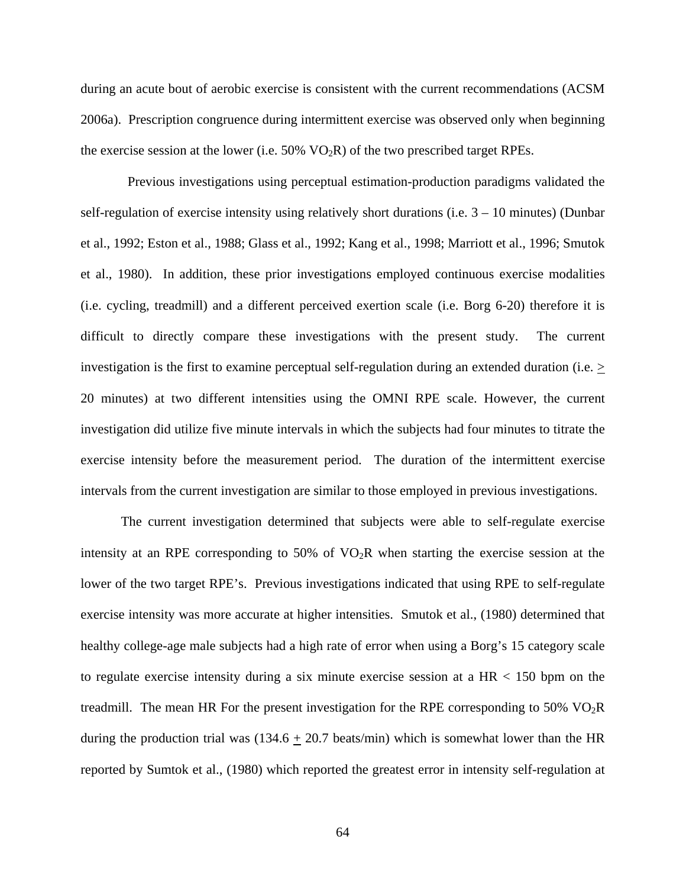during an acute bout of aerobic exercise is consistent with the current recommendations (ACSM 2006a). Prescription congruence during intermittent exercise was observed only when beginning the exercise session at the lower (i.e. 50% $VO_2R$) of the two prescribed target RPEs.

Previous investigations using perceptual estimation-production paradigms validated the self-regulation of exercise intensity using relatively short durations (i.e. 3 – 10 minutes) (Dunbar et al., 1992; Eston et al., 1988; Glass et al., 1992; Kang et al., 1998; Marriott et al., 1996; Smutok et al., 1980). In addition, these prior investigations employed continuous exercise modalities (i.e. cycling, treadmill) and a different perceived exertion scale (i.e. Borg 6-20) therefore it is difficult to directly compare these investigations with the present study. The current investigation is the first to examine perceptual self-regulation during an extended duration (i.e. $\geq$ 20 minutes) at two different intensities using the OMNI RPE scale. However, the current investigation did utilize five minute intervals in which the subjects had four minutes to titrate the exercise intensity before the measurement period. The duration of the intermittent exercise intervals from the current investigation are similar to those employed in previous investigations.

The current investigation determined that subjects were able to self-regulate exercise intensity at an RPE corresponding to 50% of $VO_2R$ when starting the exercise session at the lower of the two target RPE's. Previous investigations indicated that using RPE to self-regulate exercise intensity was more accurate at higher intensities. Smutok et al., (1980) determined that healthy college-age male subjects had a high rate of error when using a Borg's 15 category scale to regulate exercise intensity during a six minute exercise session at a HR < 150 bpm on the treadmill. The mean HR For the present investigation for the RPE corresponding to 50% $VO_2R$ during the production trial was (134.6 $\pm$ 20.7 beats/min) which is somewhat lower than the HR reported by Sumtok et al., (1980) which reported the greatest error in intensity self-regulation at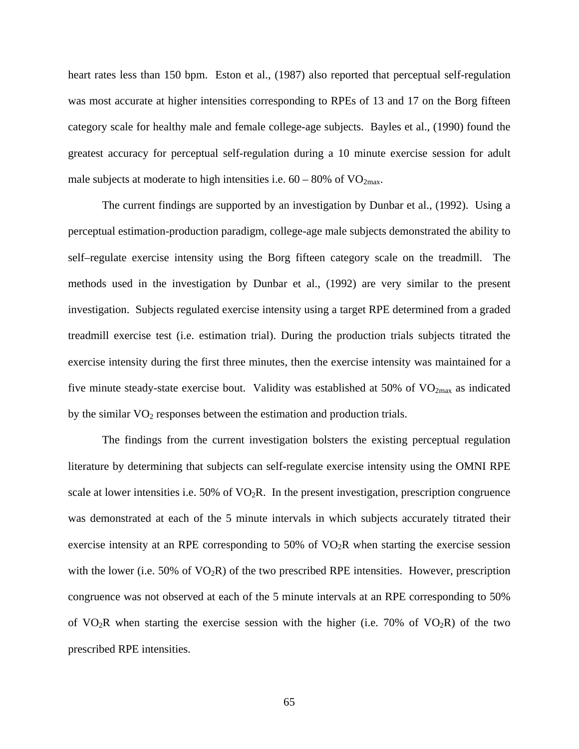heart rates less than 150 bpm. Eston et al., (1987) also reported that perceptual self-regulation was most accurate at higher intensities corresponding to RPEs of 13 and 17 on the Borg fifteen category scale for healthy male and female college-age subjects. Bayles et al., (1990) found the greatest accuracy for perceptual self-regulation during a 10 minute exercise session for adult male subjects at moderate to high intensities i.e. 60 – 80% of $VO_{2max}$.

The current findings are supported by an investigation by Dunbar et al., (1992). Using a perceptual estimation-production paradigm, college-age male subjects demonstrated the ability to self–regulate exercise intensity using the Borg fifteen category scale on the treadmill. The methods used in the investigation by Dunbar et al., (1992) are very similar to the present investigation. Subjects regulated exercise intensity using a target RPE determined from a graded treadmill exercise test (i.e. estimation trial). During the production trials subjects titrated the exercise intensity during the first three minutes, then the exercise intensity was maintained for a five minute steady-state exercise bout. Validity was established at 50% of $VO_{2max}$ as indicated by the similar $VO_2$ responses between the estimation and production trials.

The findings from the current investigation bolsters the existing perceptual regulation literature by determining that subjects can self-regulate exercise intensity using the OMNI RPE scale at lower intensities i.e. 50% of $VO_2R$. In the present investigation, prescription congruence was demonstrated at each of the 5 minute intervals in which subjects accurately titrated their exercise intensity at an RPE corresponding to 50% of $VO_2R$ when starting the exercise session with the lower (i.e. 50% of $VO_2R$) of the two prescribed RPE intensities. However, prescription congruence was not observed at each of the 5 minute intervals at an RPE corresponding to 50% of $VO_2R$ when starting the exercise session with the higher (i.e. 70% of $VO_2R$) of the two prescribed RPE intensities.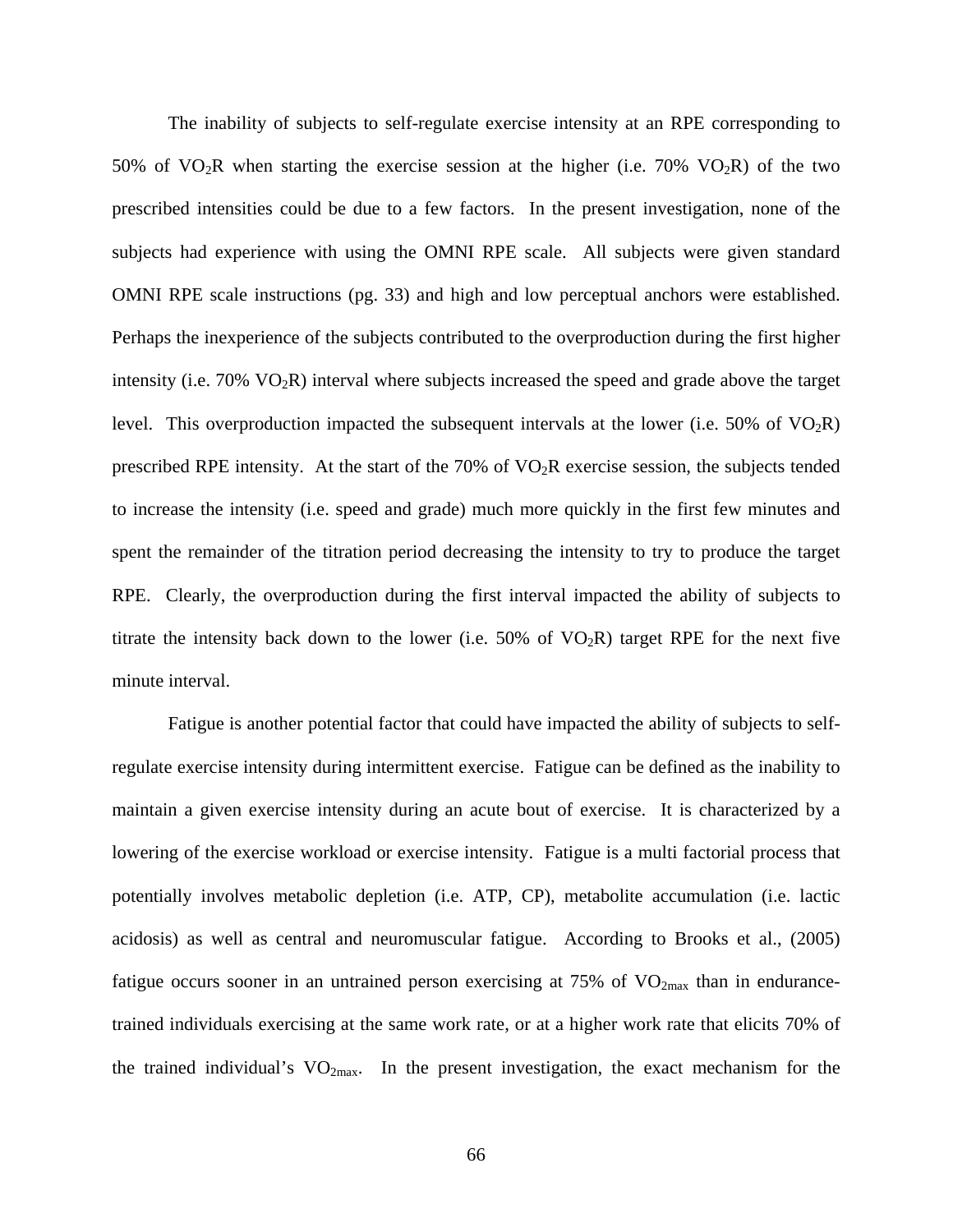The inability of subjects to self-regulate exercise intensity at an RPE corresponding to 50% of $VO_2R$ when starting the exercise session at the higher (i.e. 70% $VO_2R$) of the two prescribed intensities could be due to a few factors. In the present investigation, none of the subjects had experience with using the OMNI RPE scale. All subjects were given standard OMNI RPE scale instructions (pg. 33) and high and low perceptual anchors were established. Perhaps the inexperience of the subjects contributed to the overproduction during the first higher intensity (i.e. 70% $VO_2R$) interval where subjects increased the speed and grade above the target level. This overproduction impacted the subsequent intervals at the lower (i.e. 50% of $VO_2R$) prescribed RPE intensity. At the start of the 70% of $VO_2R$ exercise session, the subjects tended to increase the intensity (i.e. speed and grade) much more quickly in the first few minutes and spent the remainder of the titration period decreasing the intensity to try to produce the target RPE. Clearly, the overproduction during the first interval impacted the ability of subjects to titrate the intensity back down to the lower (i.e. 50% of $VO_2R$) target RPE for the next five minute interval.

Fatigue is another potential factor that could have impacted the ability of subjects to self-regulate exercise intensity during intermittent exercise. Fatigue can be defined as the inability to maintain a given exercise intensity during an acute bout of exercise. It is characterized by a lowering of the exercise workload or exercise intensity. Fatigue is a multi factorial process that potentially involves metabolic depletion (i.e. ATP, CP), metabolite accumulation (i.e. lactic acidosis) as well as central and neuromuscular fatigue. According to Brooks et al., (2005) fatigue occurs sooner in an untrained person exercising at 75% of $VO_{2max}$ than in endurance-trained individuals exercising at the same work rate, or at a higher work rate that elicits 70% of the trained individual's $VO_{2max}$. In the present investigation, the exact mechanism for the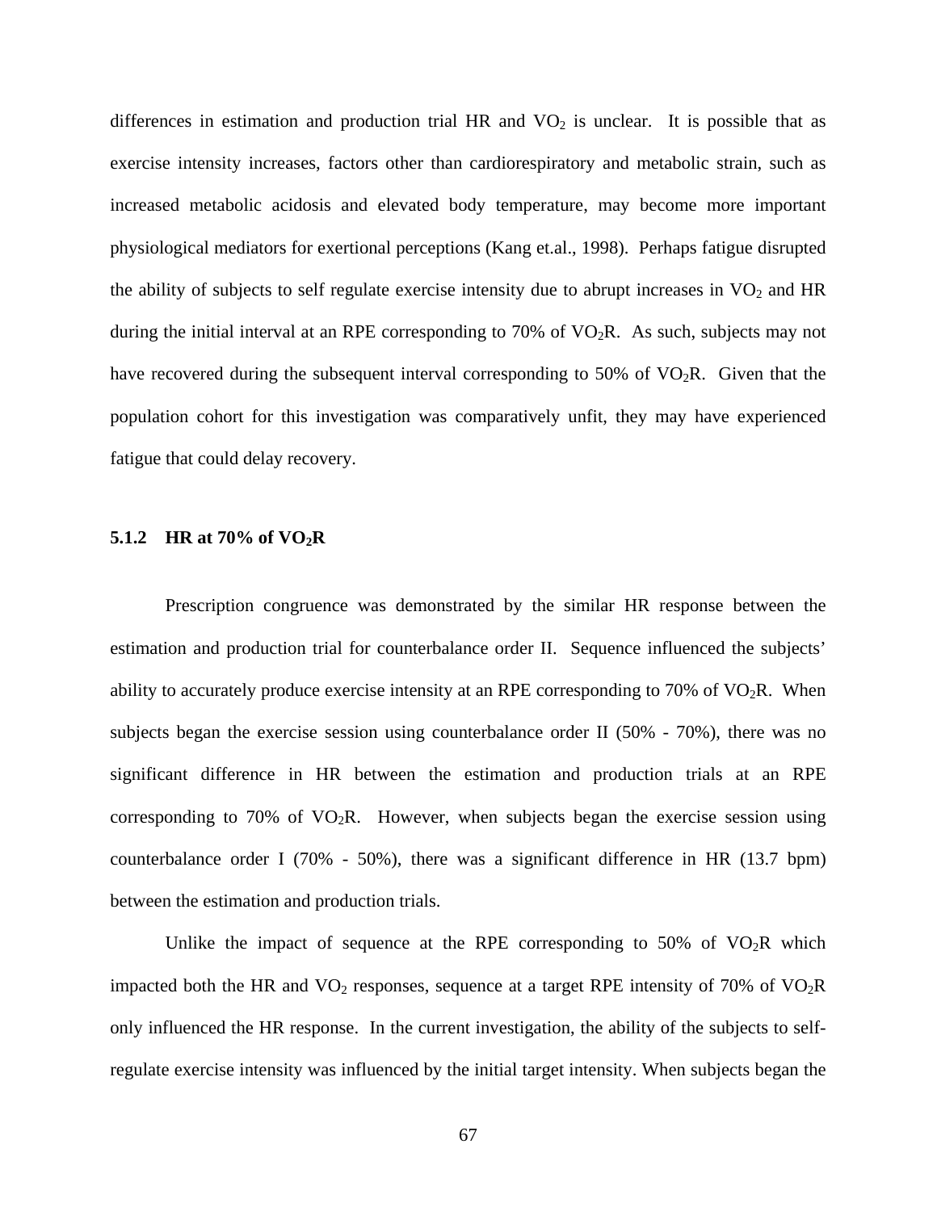differences in estimation and production trial HR and $VO_2$ is unclear. It is possible that as exercise intensity increases, factors other than cardiorespiratory and metabolic strain, such as increased metabolic acidosis and elevated body temperature, may become more important physiological mediators for exertional perceptions (Kang et.al., 1998). Perhaps fatigue disrupted the ability of subjects to self regulate exercise intensity due to abrupt increases in $VO_2$ and HR during the initial interval at an RPE corresponding to 70% of $VO_2R$. As such, subjects may not have recovered during the subsequent interval corresponding to 50% of $VO_2R$. Given that the population cohort for this investigation was comparatively unfit, they may have experienced fatigue that could delay recovery.

### 5.1.2 HR at 70% of $VO_2R$

Prescription congruence was demonstrated by the similar HR response between the estimation and production trial for counterbalance order II. Sequence influenced the subjects' ability to accurately produce exercise intensity at an RPE corresponding to 70% of $VO_2R$. When subjects began the exercise session using counterbalance order II (50% - 70%), there was no significant difference in HR between the estimation and production trials at an RPE corresponding to 70% of $VO_2R$. However, when subjects began the exercise session using counterbalance order I (70% - 50%), there was a significant difference in HR (13.7 bpm) between the estimation and production trials.

Unlike the impact of sequence at the RPE corresponding to 50% of $VO_2R$ which impacted both the HR and $VO_2$ responses, sequence at a target RPE intensity of 70% of $VO_2R$ only influenced the HR response. In the current investigation, the ability of the subjects to self-regulate exercise intensity was influenced by the initial target intensity. When subjects began the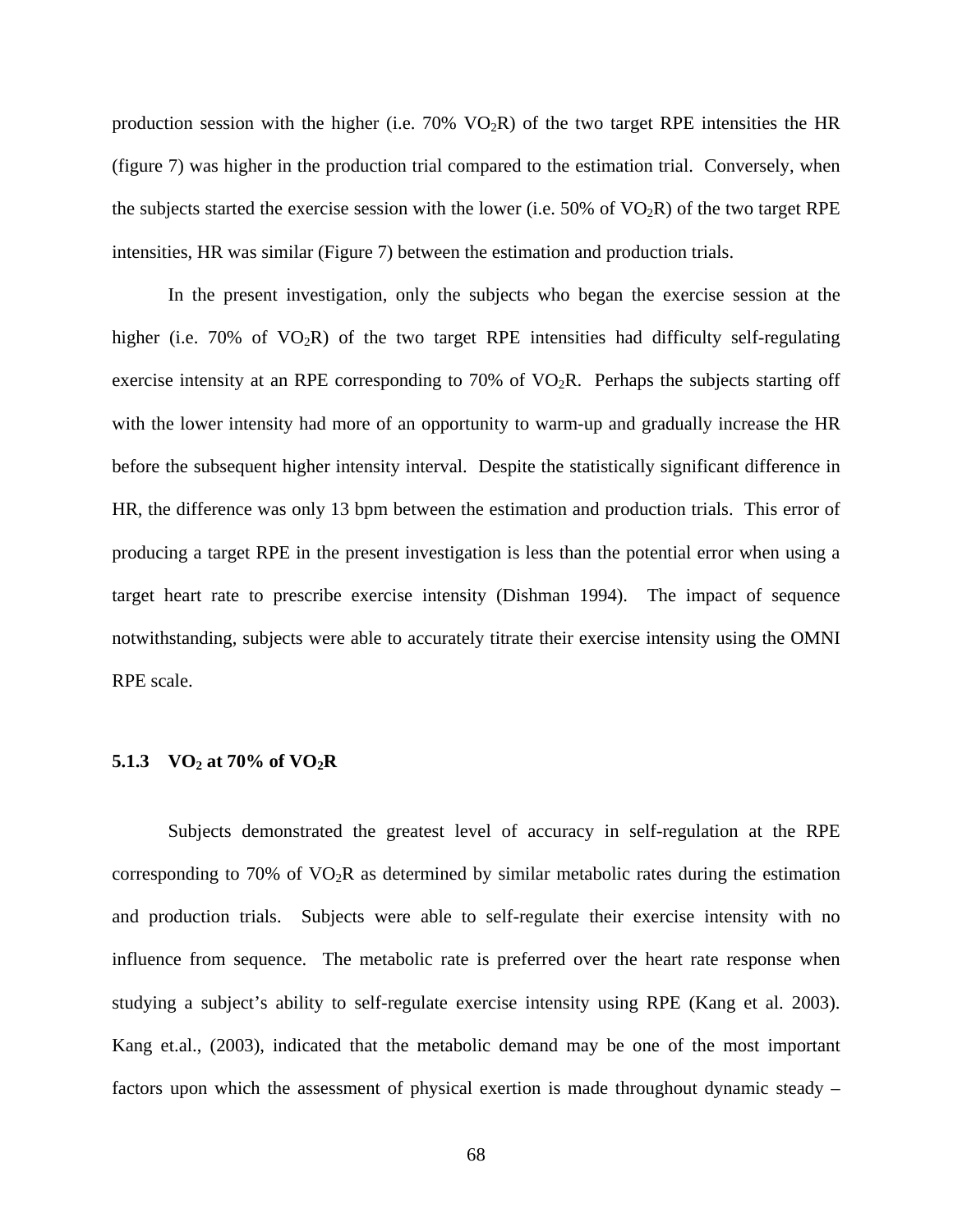production session with the higher (i.e. 70% $VO_2R$) of the two target RPE intensities the HR (figure 7) was higher in the production trial compared to the estimation trial. Conversely, when the subjects started the exercise session with the lower (i.e. 50% of $VO_2R$) of the two target RPE intensities, HR was similar (Figure 7) between the estimation and production trials.

In the present investigation, only the subjects who began the exercise session at the higher (i.e. 70% of $VO_2R$) of the two target RPE intensities had difficulty self-regulating exercise intensity at an RPE corresponding to 70% of $VO_2R$. Perhaps the subjects starting off with the lower intensity had more of an opportunity to warm-up and gradually increase the HR before the subsequent higher intensity interval. Despite the statistically significant difference in HR, the difference was only 13 bpm between the estimation and production trials. This error of producing a target RPE in the present investigation is less than the potential error when using a target heart rate to prescribe exercise intensity (Dishman 1994). The impact of sequence notwithstanding, subjects were able to accurately titrate their exercise intensity using the OMNI RPE scale.

### 5.1.3 $VO_2$ at 70% of $VO_2R$

Subjects demonstrated the greatest level of accuracy in self-regulation at the RPE corresponding to 70% of $VO_2R$ as determined by similar metabolic rates during the estimation and production trials. Subjects were able to self-regulate their exercise intensity with no influence from sequence. The metabolic rate is preferred over the heart rate response when studying a subject's ability to self-regulate exercise intensity using RPE (Kang et al. 2003). Kang et.al., (2003), indicated that the metabolic demand may be one of the most important factors upon which the assessment of physical exertion is made throughout dynamic steady –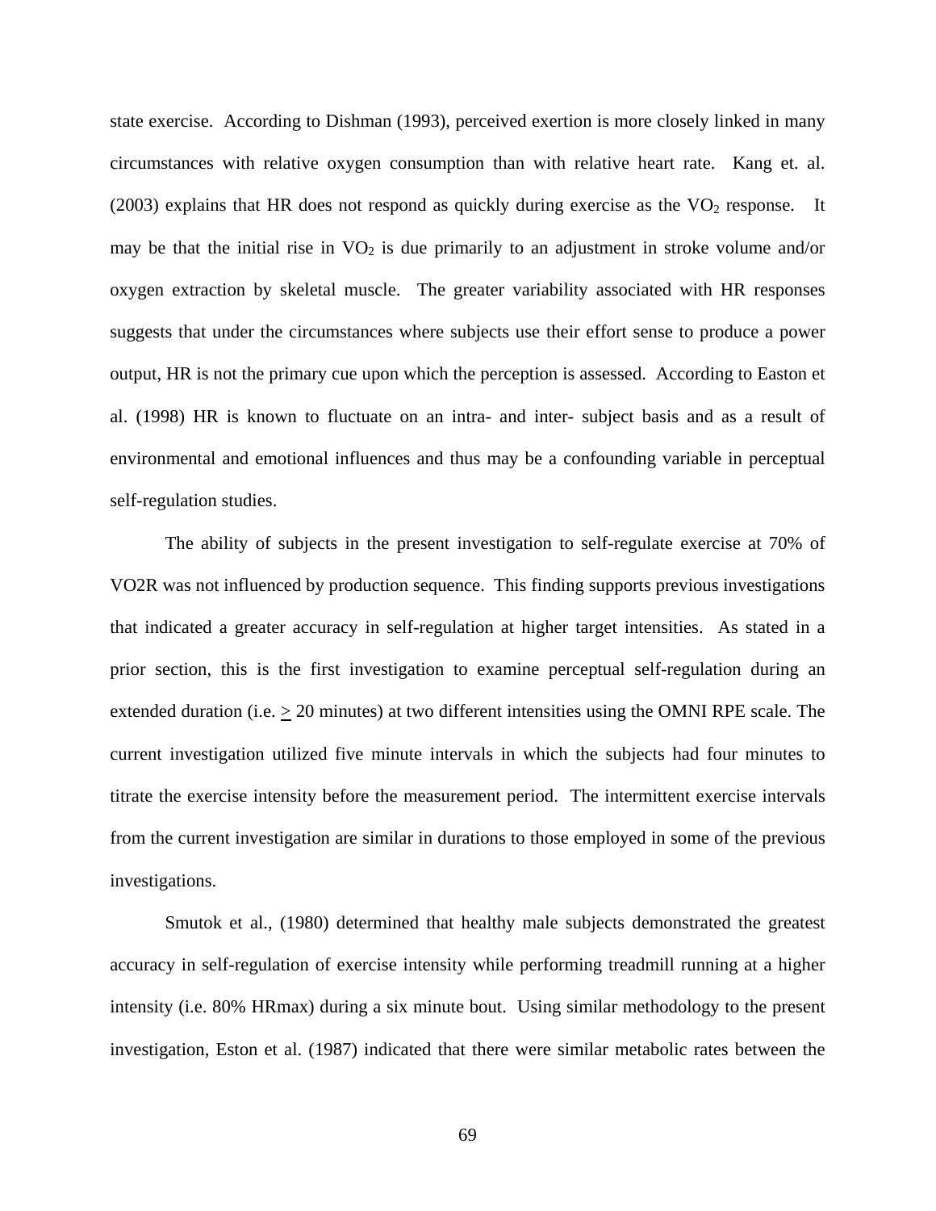state exercise. According to Dishman (1993), perceived exertion is more closely linked in many circumstances with relative oxygen consumption than with relative heart rate. Kang et. al. (2003) explains that HR does not respond as quickly during exercise as the $VO_2$ response. It may be that the initial rise in $VO_2$ is due primarily to an adjustment in stroke volume and/or oxygen extraction by skeletal muscle. The greater variability associated with HR responses suggests that under the circumstances where subjects use their effort sense to produce a power output, HR is not the primary cue upon which the perception is assessed. According to Easton et al. (1998) HR is known to fluctuate on an intra- and inter- subject basis and as a result of environmental and emotional influences and thus may be a confounding variable in perceptual self-regulation studies.

The ability of subjects in the present investigation to self-regulate exercise at 70% of VO2R was not influenced by production sequence. This finding supports previous investigations that indicated a greater accuracy in self-regulation at higher target intensities. As stated in a prior section, this is the first investigation to examine perceptual self-regulation during an extended duration (i.e. $\geq$ 20 minutes) at two different intensities using the OMNI RPE scale. The current investigation utilized five minute intervals in which the subjects had four minutes to titrate the exercise intensity before the measurement period. The intermittent exercise intervals from the current investigation are similar in durations to those employed in some of the previous investigations.

Smutok et al., (1980) determined that healthy male subjects demonstrated the greatest accuracy in self-regulation of exercise intensity while performing treadmill running at a higher intensity (i.e. 80% HRmax) during a six minute bout. Using similar methodology to the present investigation, Eston et al. (1987) indicated that there were similar metabolic rates between the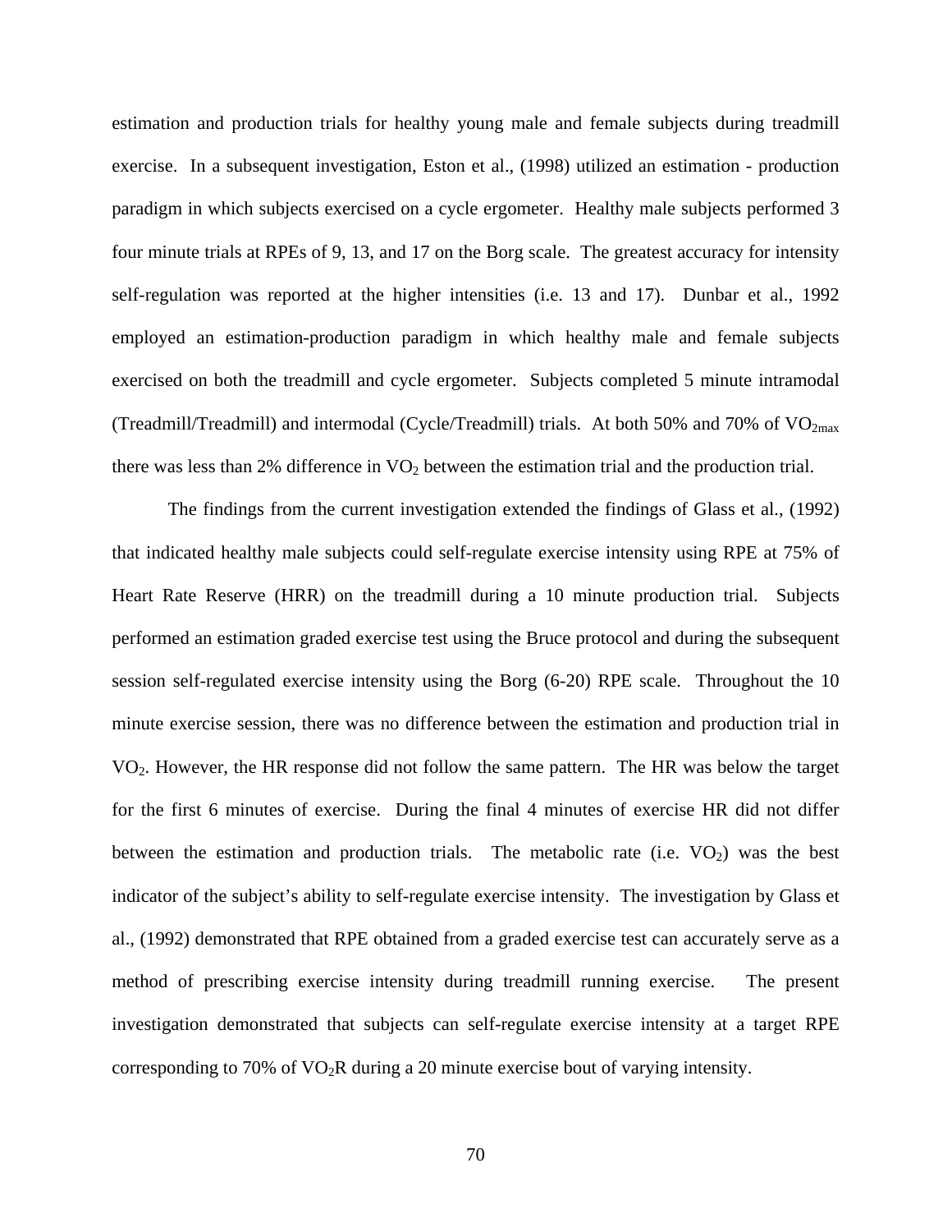estimation and production trials for healthy young male and female subjects during treadmill exercise. In a subsequent investigation, Eston et al., (1998) utilized an estimation - production paradigm in which subjects exercised on a cycle ergometer. Healthy male subjects performed 3 four minute trials at RPEs of 9, 13, and 17 on the Borg scale. The greatest accuracy for intensity self-regulation was reported at the higher intensities (i.e. 13 and 17). Dunbar et al., 1992 employed an estimation-production paradigm in which healthy male and female subjects exercised on both the treadmill and cycle ergometer. Subjects completed 5 minute intramodal (Treadmill/Treadmill) and intermodal (Cycle/Treadmill) trials. At both 50% and 70% of $VO_{2max}$ there was less than 2% difference in $VO_2$ between the estimation trial and the production trial.

The findings from the current investigation extended the findings of Glass et al., (1992) that indicated healthy male subjects could self-regulate exercise intensity using RPE at 75% of Heart Rate Reserve (HRR) on the treadmill during a 10 minute production trial. Subjects performed an estimation graded exercise test using the Bruce protocol and during the subsequent session self-regulated exercise intensity using the Borg (6-20) RPE scale. Throughout the 10 minute exercise session, there was no difference between the estimation and production trial in $VO_2$. However, the HR response did not follow the same pattern. The HR was below the target for the first 6 minutes of exercise. During the final 4 minutes of exercise HR did not differ between the estimation and production trials. The metabolic rate (i.e. $VO_2$) was the best indicator of the subject's ability to self-regulate exercise intensity. The investigation by Glass et al., (1992) demonstrated that RPE obtained from a graded exercise test can accurately serve as a method of prescribing exercise intensity during treadmill running exercise. The present investigation demonstrated that subjects can self-regulate exercise intensity at a target RPE corresponding to 70% of $VO_2R$ during a 20 minute exercise bout of varying intensity.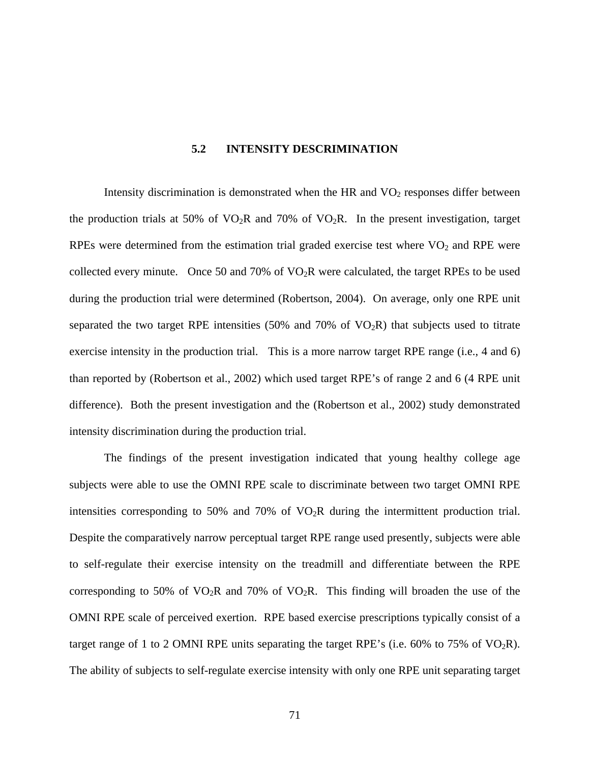## 5.2 INTENSITY DESCRIMINATION

Intensity discrimination is demonstrated when the HR and $VO_2$ responses differ between the production trials at 50% of $VO_2R$ and 70% of $VO_2R$. In the present investigation, target RPEs were determined from the estimation trial graded exercise test where $VO_2$ and RPE were collected every minute. Once 50 and 70% of $VO_2R$ were calculated, the target RPEs to be used during the production trial were determined (Robertson, 2004). On average, only one RPE unit separated the two target RPE intensities (50% and 70% of $VO_2R$) that subjects used to titrate exercise intensity in the production trial. This is a more narrow target RPE range (i.e., 4 and 6) than reported by (Robertson et al., 2002) which used target RPE's of range 2 and 6 (4 RPE unit difference). Both the present investigation and the (Robertson et al., 2002) study demonstrated intensity discrimination during the production trial.

The findings of the present investigation indicated that young healthy college age subjects were able to use the OMNI RPE scale to discriminate between two target OMNI RPE intensities corresponding to 50% and 70% of $VO_2R$ during the intermittent production trial. Despite the comparatively narrow perceptual target RPE range used presently, subjects were able to self-regulate their exercise intensity on the treadmill and differentiate between the RPE corresponding to 50% of $VO_2R$ and 70% of $VO_2R$. This finding will broaden the use of the OMNI RPE scale of perceived exertion. RPE based exercise prescriptions typically consist of a target range of 1 to 2 OMNI RPE units separating the target RPE's (i.e. 60% to 75% of $VO_2R$). The ability of subjects to self-regulate exercise intensity with only one RPE unit separating target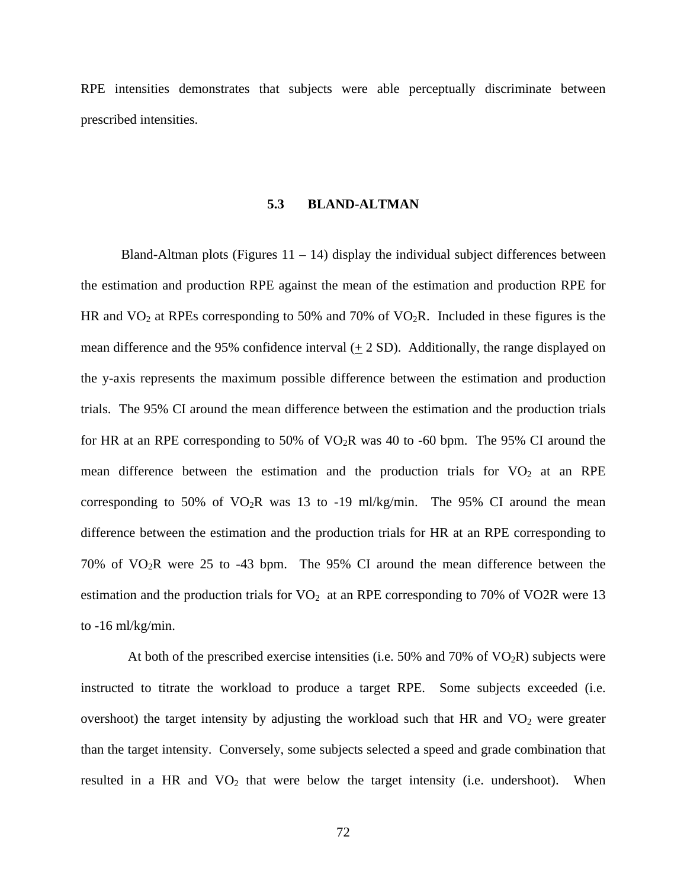RPE intensities demonstrates that subjects were able perceptually discriminate between prescribed intensities.

### 5.3 BLAND-ALTMAN

Bland-Altman plots (Figures 11 – 14) display the individual subject differences between the estimation and production RPE against the mean of the estimation and production RPE for HR and $VO_2$ at RPEs corresponding to 50% and 70% of $VO_2R$. Included in these figures is the mean difference and the 95% confidence interval ($\pm$ 2 SD). Additionally, the range displayed on the y-axis represents the maximum possible difference between the estimation and production trials. The 95% CI around the mean difference between the estimation and the production trials for HR at an RPE corresponding to 50% of $VO_2R$ was 40 to -60 bpm. The 95% CI around the mean difference between the estimation and the production trials for $VO_2$ at an RPE corresponding to 50% of $VO_2R$ was 13 to -19 ml/kg/min. The 95% CI around the mean difference between the estimation and the production trials for HR at an RPE corresponding to 70% of $VO_2R$ were 25 to -43 bpm. The 95% CI around the mean difference between the estimation and the production trials for $VO_2$ at an RPE corresponding to 70% of VO2R were 13 to -16 ml/kg/min.

At both of the prescribed exercise intensities (i.e. 50% and 70% of $VO_2R$) subjects were instructed to titrate the workload to produce a target RPE. Some subjects exceeded (i.e. overshoot) the target intensity by adjusting the workload such that HR and $VO_2$ were greater than the target intensity. Conversely, some subjects selected a speed and grade combination that resulted in a HR and $VO_2$ that were below the target intensity (i.e. undershoot). When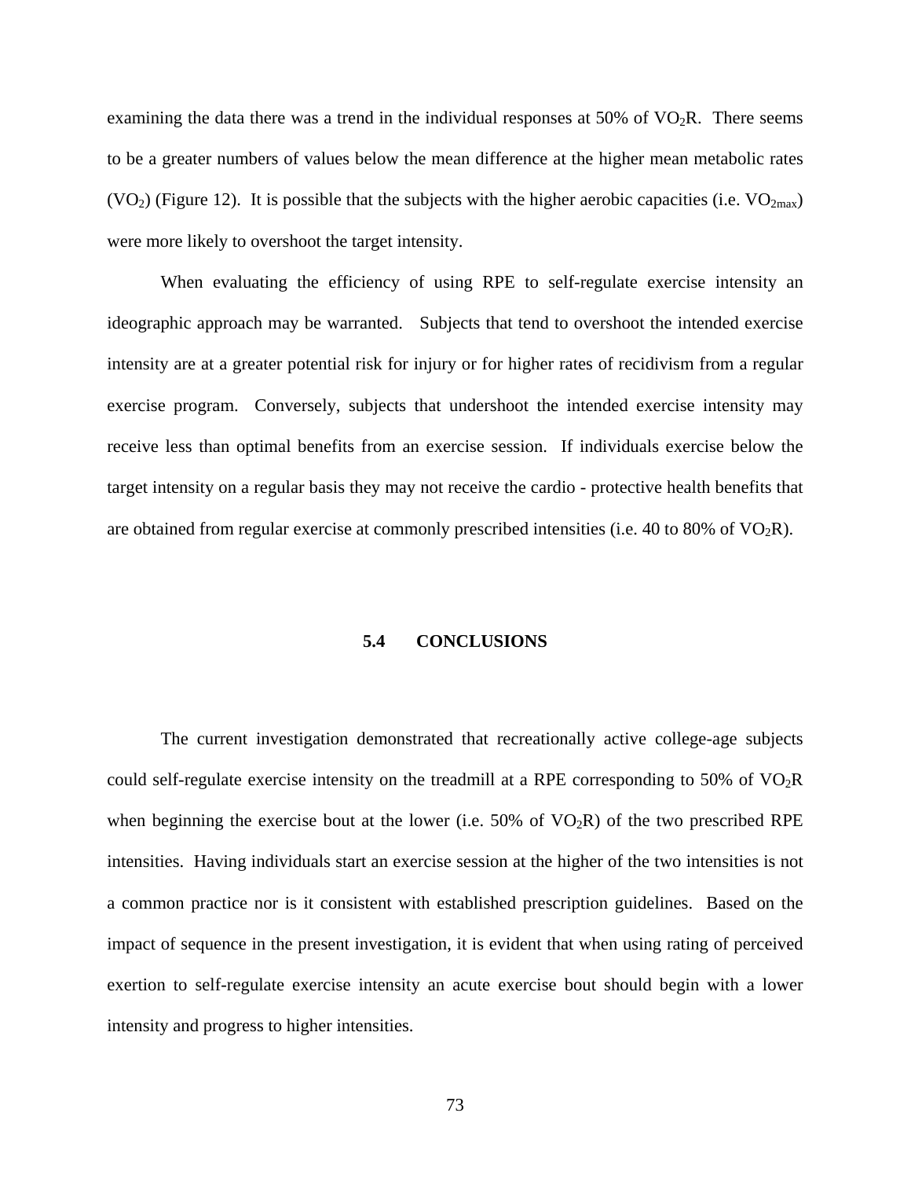examining the data there was a trend in the individual responses at 50% of $VO_2R$. There seems to be a greater numbers of values below the mean difference at the higher mean metabolic rates ($VO_2$) (Figure 12). It is possible that the subjects with the higher aerobic capacities (i.e. $VO_{2max}$) were more likely to overshoot the target intensity.

When evaluating the efficiency of using RPE to self-regulate exercise intensity an ideographic approach may be warranted. Subjects that tend to overshoot the intended exercise intensity are at a greater potential risk for injury or for higher rates of recidivism from a regular exercise program. Conversely, subjects that undershoot the intended exercise intensity may receive less than optimal benefits from an exercise session. If individuals exercise below the target intensity on a regular basis they may not receive the cardio - protective health benefits that are obtained from regular exercise at commonly prescribed intensities (i.e. 40 to 80% of $VO_2R$).

## 5.4 CONCLUSIONS

The current investigation demonstrated that recreationally active college-age subjects could self-regulate exercise intensity on the treadmill at a RPE corresponding to 50% of $VO_2R$ when beginning the exercise bout at the lower (i.e. 50% of $VO_2R$) of the two prescribed RPE intensities. Having individuals start an exercise session at the higher of the two intensities is not a common practice nor is it consistent with established prescription guidelines. Based on the impact of sequence in the present investigation, it is evident that when using rating of perceived exertion to self-regulate exercise intensity an acute exercise bout should begin with a lower intensity and progress to higher intensities.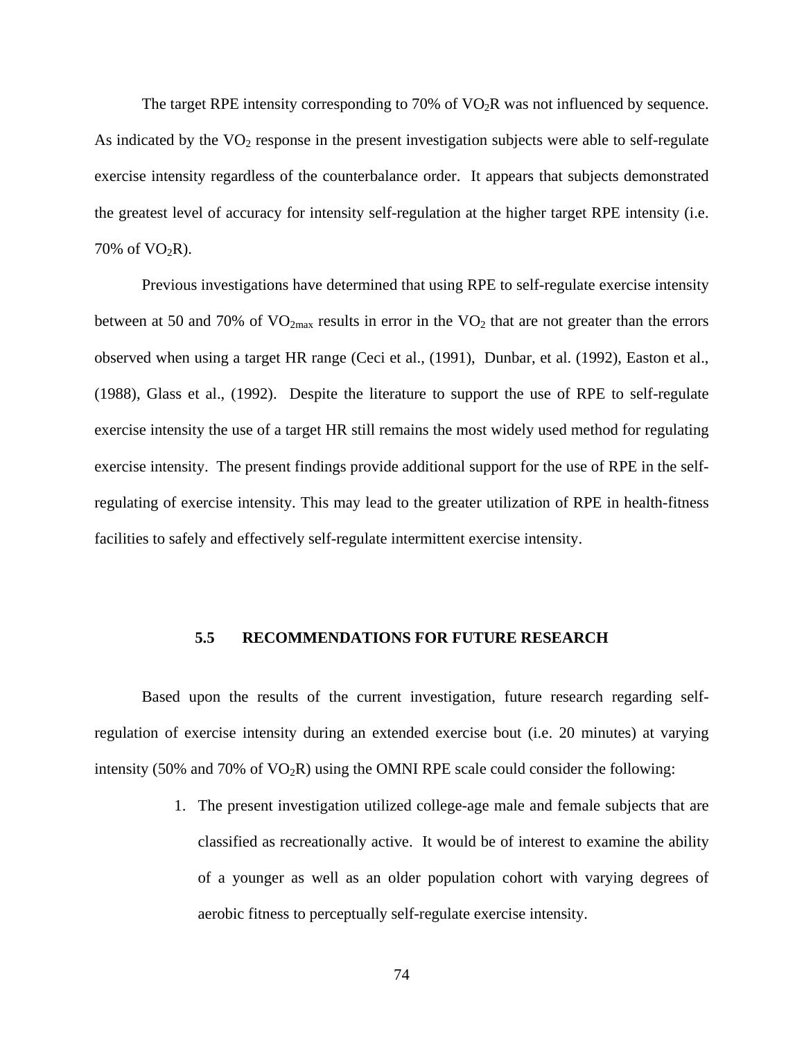The target RPE intensity corresponding to 70% of $VO_2R$ was not influenced by sequence. As indicated by the $VO_2$ response in the present investigation subjects were able to self-regulate exercise intensity regardless of the counterbalance order. It appears that subjects demonstrated the greatest level of accuracy for intensity self-regulation at the higher target RPE intensity (i.e. 70% of $VO_2R$).

Previous investigations have determined that using RPE to self-regulate exercise intensity between at 50 and 70% of $VO_{2max}$ results in error in the $VO_2$ that are not greater than the errors observed when using a target HR range (Ceci et al., (1991), Dunbar, et al. (1992), Easton et al., (1988), Glass et al., (1992). Despite the literature to support the use of RPE to self-regulate exercise intensity the use of a target HR still remains the most widely used method for regulating exercise intensity. The present findings provide additional support for the use of RPE in the self-regulating of exercise intensity. This may lead to the greater utilization of RPE in health-fitness facilities to safely and effectively self-regulate intermittent exercise intensity.

## 5.5 RECOMMENDATIONS FOR FUTURE RESEARCH

Based upon the results of the current investigation, future research regarding self-regulation of exercise intensity during an extended exercise bout (i.e. 20 minutes) at varying intensity (50% and 70% of $VO_2R$) using the OMNI RPE scale could consider the following:

1. The present investigation utilized college-age male and female subjects that are classified as recreationally active. It would be of interest to examine the ability of a younger as well as an older population cohort with varying degrees of aerobic fitness to perceptually self-regulate exercise intensity.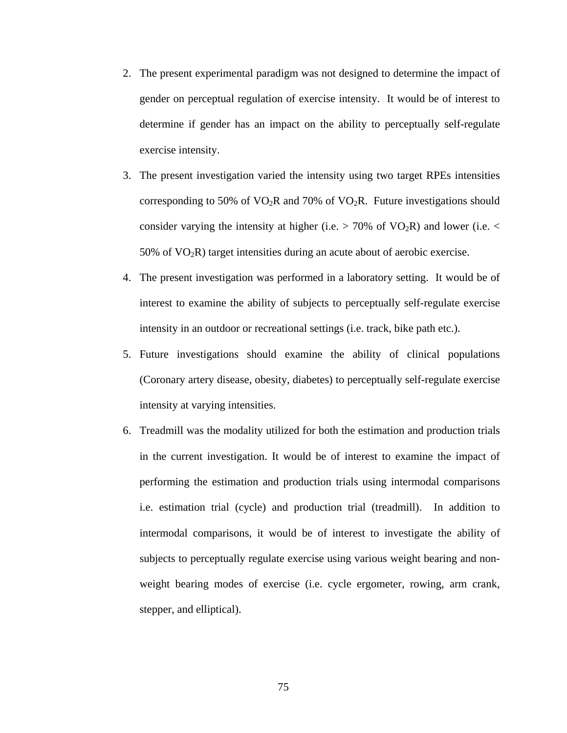2. The present experimental paradigm was not designed to determine the impact of gender on perceptual regulation of exercise intensity. It would be of interest to determine if gender has an impact on the ability to perceptually self-regulate exercise intensity.
3. The present investigation varied the intensity using two target RPEs intensities corresponding to 50% of $VO_2R$ and 70% of $VO_2R$. Future investigations should consider varying the intensity at higher (i.e. > 70% of $VO_2R$) and lower (i.e. < 50% of $VO_2R$) target intensities during an acute about of aerobic exercise.
4. The present investigation was performed in a laboratory setting. It would be of interest to examine the ability of subjects to perceptually self-regulate exercise intensity in an outdoor or recreational settings (i.e. track, bike path etc.).
5. Future investigations should examine the ability of clinical populations (Coronary artery disease, obesity, diabetes) to perceptually self-regulate exercise intensity at varying intensities.
6. Treadmill was the modality utilized for both the estimation and production trials in the current investigation. It would be of interest to examine the impact of performing the estimation and production trials using intermodal comparisons i.e. estimation trial (cycle) and production trial (treadmill). In addition to intermodal comparisons, it would be of interest to investigate the ability of subjects to perceptually regulate exercise using various weight bearing and non-weight bearing modes of exercise (i.e. cycle ergometer, rowing, arm crank, stepper, and elliptical).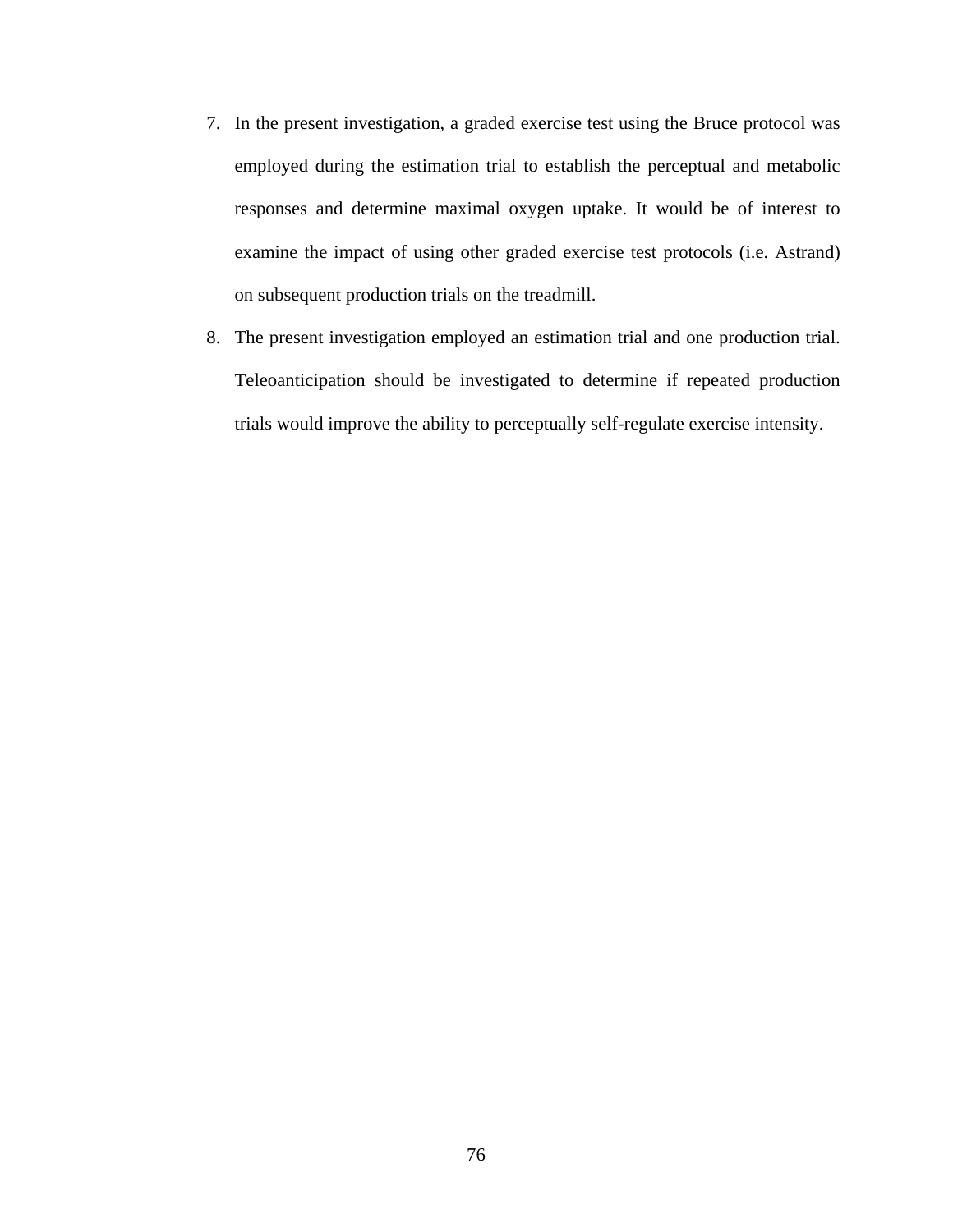7. In the present investigation, a graded exercise test using the Bruce protocol was employed during the estimation trial to establish the perceptual and metabolic responses and determine maximal oxygen uptake. It would be of interest to examine the impact of using other graded exercise test protocols (i.e. Astrand) on subsequent production trials on the treadmill.
8. The present investigation employed an estimation trial and one production trial. Teleoanticipation should be investigated to determine if repeated production trials would improve the ability to perceptually self-regulate exercise intensity.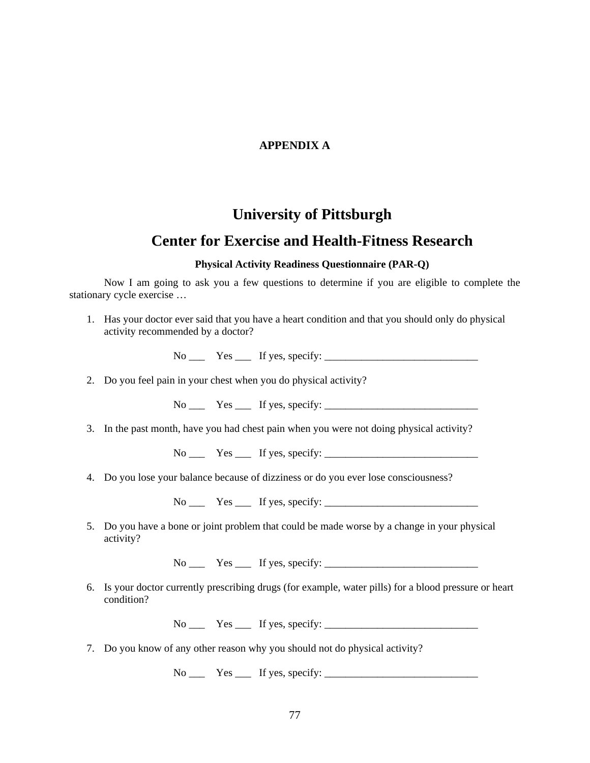# APPENDIX A

# University of Pittsburgh

# Center for Exercise and Health-Fitness Research

### Physical Activity Readiness Questionnaire (PAR-Q)

Now I am going to ask you a few questions to determine if you are eligible to complete the stationary cycle exercise …

1. Has your doctor ever said that you have a heart condition and that you should only do physical activity recommended by a doctor?

   No ___ Yes ___ If yes, specify: ______________________________

2. Do you feel pain in your chest when you do physical activity?

   No ___ Yes ___ If yes, specify: ______________________________

3. In the past month, have you had chest pain when you were not doing physical activity?

   No ___ Yes ___ If yes, specify: ______________________________

4. Do you lose your balance because of dizziness or do you ever lose consciousness?

   No ___ Yes ___ If yes, specify: ______________________________

5. Do you have a bone or joint problem that could be made worse by a change in your physical activity?

   No ___ Yes ___ If yes, specify: ______________________________

6. Is your doctor currently prescribing drugs (for example, water pills) for a blood pressure or heart condition?

   No ___ Yes ___ If yes, specify: ______________________________

7. Do you know of any other reason why you should not do physical activity?

   No ___ Yes ___ If yes, specify: ______________________________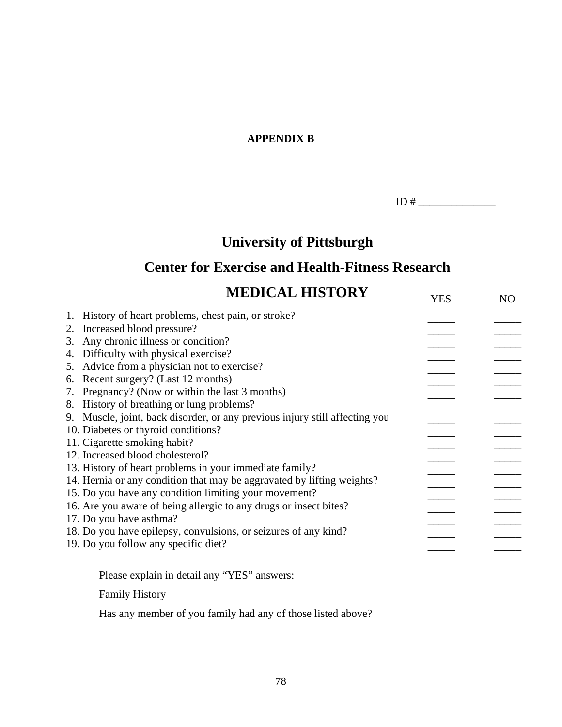**APPENDIX B**

ID # ______________

# University of Pittsburgh

## Center for Exercise and Health-Fitness Research

## MEDICAL HISTORY

| | YES | NO |
|---|---|---|
| 1. History of heart problems, chest pain, or stroke? | _____ | _____ |
| 2. Increased blood pressure? | _____ | _____ |
| 3. Any chronic illness or condition? | _____ | _____ |
| 4. Difficulty with physical exercise? | _____ | _____ |
| 5. Advice from a physician not to exercise? | _____ | _____ |
| 6. Recent surgery? (Last 12 months) | _____ | _____ |
| 7. Pregnancy? (Now or within the last 3 months) | _____ | _____ |
| 8. History of breathing or lung problems? | _____ | _____ |
| 9. Muscle, joint, back disorder, or any previous injury still affecting you | _____ | _____ |
| 10. Diabetes or thyroid conditions? | _____ | _____ |
| 11. Cigarette smoking habit? | _____ | _____ |
| 12. Increased blood cholesterol? | _____ | _____ |
| 13. History of heart problems in your immediate family? | _____ | _____ |
| 14. Hernia or any condition that may be aggravated by lifting weights? | _____ | _____ |
| 15. Do you have any condition limiting your movement? | _____ | _____ |
| 16. Are you aware of being allergic to any drugs or insect bites? | _____ | _____ |
| 17. Do you have asthma? | _____ | _____ |
| 18. Do you have epilepsy, convulsions, or seizures of any kind? | _____ | _____ |
| 19. Do you follow any specific diet? | _____ | _____ |

Please explain in detail any "YES" answers:

Family History

Has any member of you family had any of those listed above?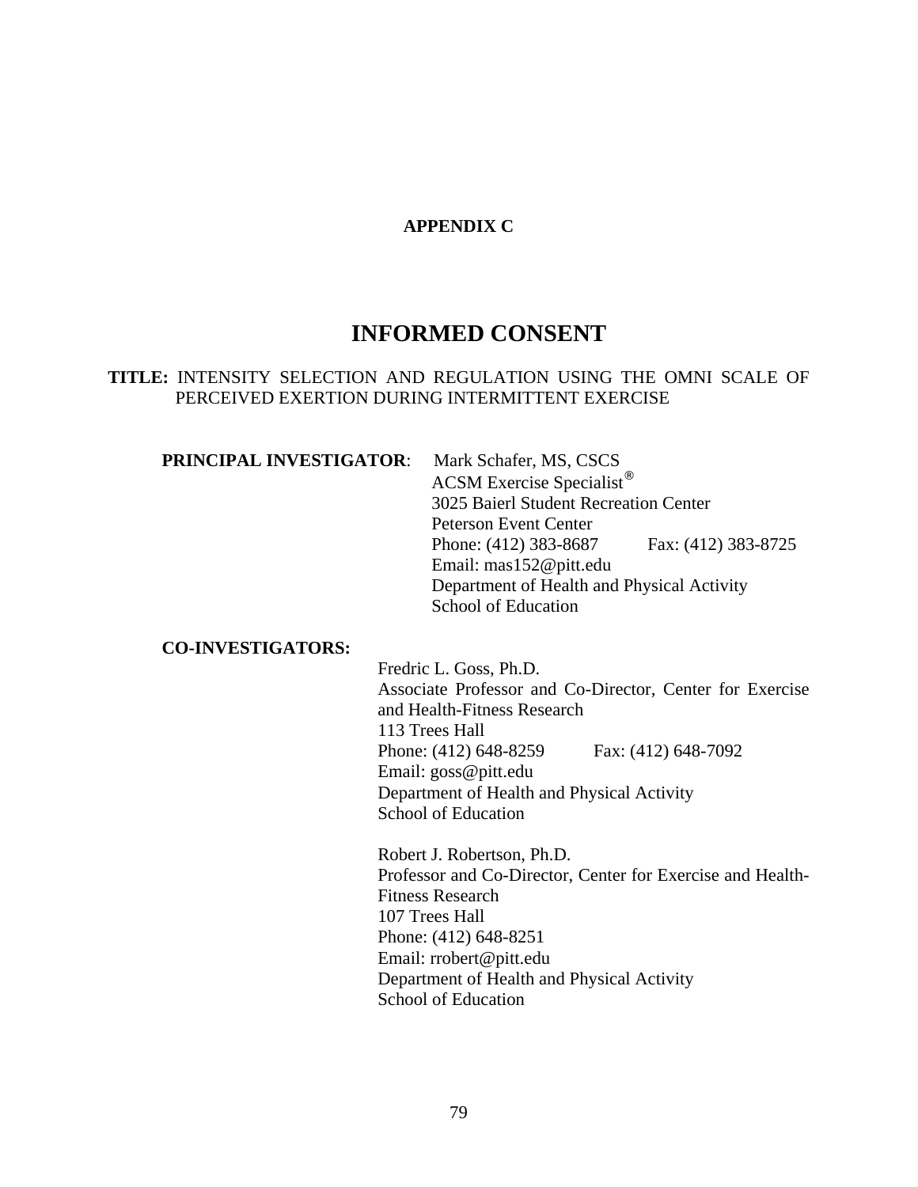**APPENDIX C**

# INFORMED CONSENT

**TITLE:** INTENSITY SELECTION AND REGULATION USING THE OMNI SCALE OF PERCEIVED EXERTION DURING INTERMITTENT EXERCISE

**PRINCIPAL INVESTIGATOR**: Mark Schafer, MS, CSCS
ACSM Exercise Specialist®
3025 Baierl Student Recreation Center
Peterson Event Center
Phone: (412) 383-8687 Fax: (412) 383-8725
Email: mas152@pitt.edu
Department of Health and Physical Activity
School of Education

**CO-INVESTIGATORS:**

Fredric L. Goss, Ph.D.
Associate Professor and Co-Director, Center for Exercise and Health-Fitness Research
113 Trees Hall
Phone: (412) 648-8259 Fax: (412) 648-7092
Email: goss@pitt.edu
Department of Health and Physical Activity
School of Education

Robert J. Robertson, Ph.D.
Professor and Co-Director, Center for Exercise and Health-Fitness Research
107 Trees Hall
Phone: (412) 648-8251
Email: rrobert@pitt.edu
Department of Health and Physical Activity
School of Education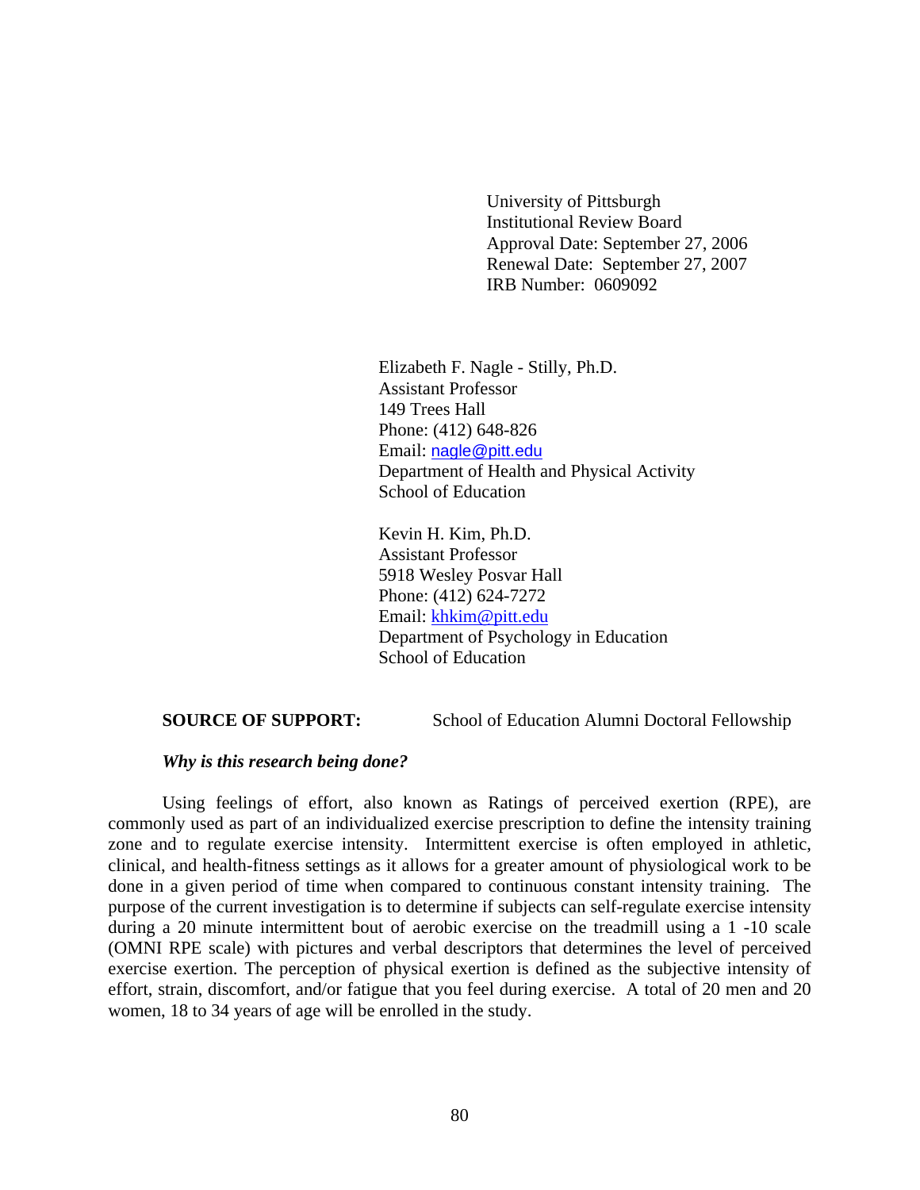University of Pittsburgh
Institutional Review Board
Approval Date: September 27, 2006
Renewal Date: September 27, 2007
IRB Number: 0609092

Elizabeth F. Nagle - Stilly, Ph.D.
Assistant Professor
149 Trees Hall
Phone: (412) 648-826
Email: nagle@pitt.edu
Department of Health and Physical Activity
School of Education

Kevin H. Kim, Ph.D.
Assistant Professor
5918 Wesley Posvar Hall
Phone: (412) 624-7272
Email: khkim@pitt.edu
Department of Psychology in Education
School of Education

**SOURCE OF SUPPORT:** School of Education Alumni Doctoral Fellowship

***Why is this research being done?***

Using feelings of effort, also known as Ratings of perceived exertion (RPE), are commonly used as part of an individualized exercise prescription to define the intensity training zone and to regulate exercise intensity. Intermittent exercise is often employed in athletic, clinical, and health-fitness settings as it allows for a greater amount of physiological work to be done in a given period of time when compared to continuous constant intensity training. The purpose of the current investigation is to determine if subjects can self-regulate exercise intensity during a 20 minute intermittent bout of aerobic exercise on the treadmill using a 1 -10 scale (OMNI RPE scale) with pictures and verbal descriptors that determines the level of perceived exercise exertion. The perception of physical exertion is defined as the subjective intensity of effort, strain, discomfort, and/or fatigue that you feel during exercise. A total of 20 men and 20 women, 18 to 34 years of age will be enrolled in the study.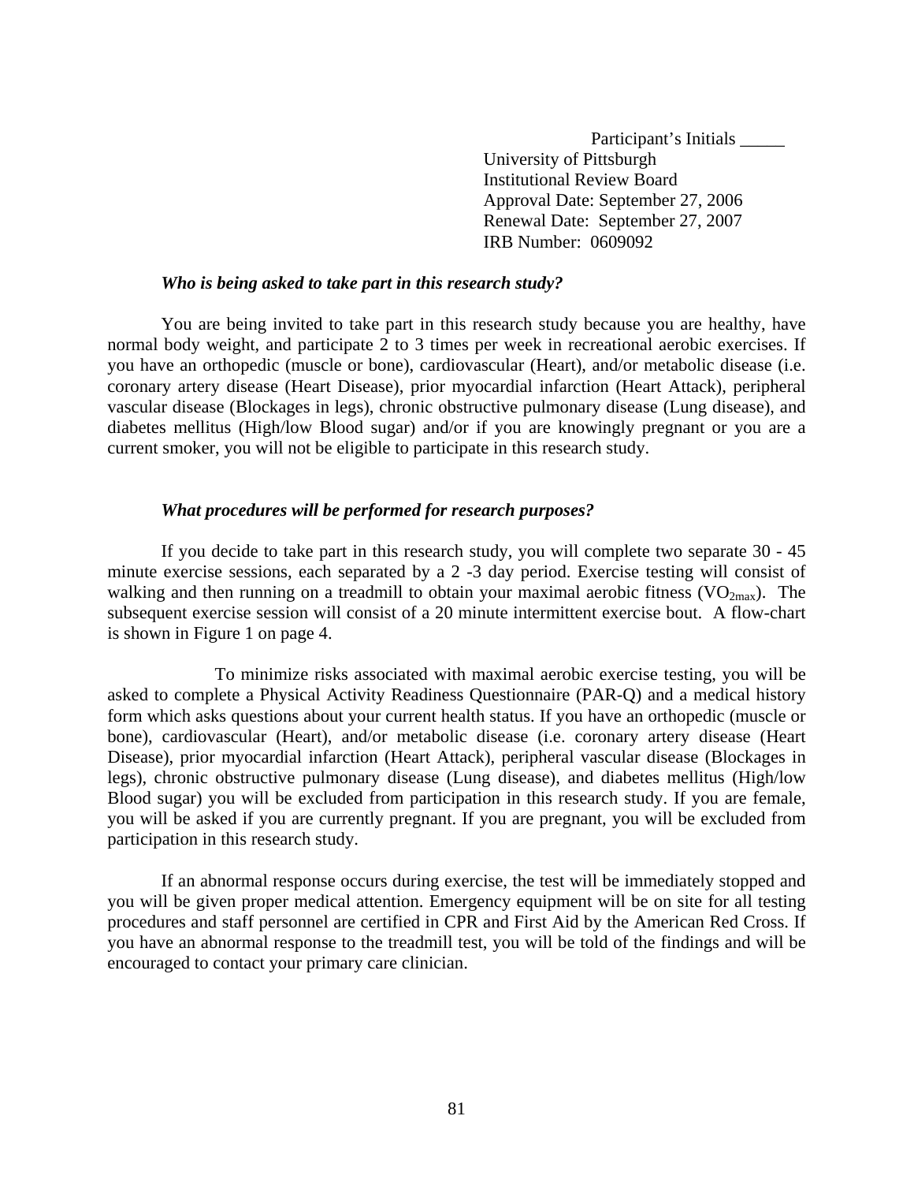Participant's Initials _____
University of Pittsburgh
Institutional Review Board
Approval Date: September 27, 2006
Renewal Date: September 27, 2007
IRB Number: 0609092

***Who is being asked to take part in this research study?***

You are being invited to take part in this research study because you are healthy, have normal body weight, and participate 2 to 3 times per week in recreational aerobic exercises. If you have an orthopedic (muscle or bone), cardiovascular (Heart), and/or metabolic disease (i.e. coronary artery disease (Heart Disease), prior myocardial infarction (Heart Attack), peripheral vascular disease (Blockages in legs), chronic obstructive pulmonary disease (Lung disease), and diabetes mellitus (High/low Blood sugar) and/or if you are knowingly pregnant or you are a current smoker, you will not be eligible to participate in this research study.

***What procedures will be performed for research purposes?***

If you decide to take part in this research study, you will complete two separate 30 - 45 minute exercise sessions, each separated by a 2 -3 day period. Exercise testing will consist of walking and then running on a treadmill to obtain your maximal aerobic fitness ($VO_{2max}$). The subsequent exercise session will consist of a 20 minute intermittent exercise bout. A flow-chart is shown in Figure 1 on page 4.

To minimize risks associated with maximal aerobic exercise testing, you will be asked to complete a Physical Activity Readiness Questionnaire (PAR-Q) and a medical history form which asks questions about your current health status. If you have an orthopedic (muscle or bone), cardiovascular (Heart), and/or metabolic disease (i.e. coronary artery disease (Heart Disease), prior myocardial infarction (Heart Attack), peripheral vascular disease (Blockages in legs), chronic obstructive pulmonary disease (Lung disease), and diabetes mellitus (High/low Blood sugar) you will be excluded from participation in this research study. If you are female, you will be asked if you are currently pregnant. If you are pregnant, you will be excluded from participation in this research study.

If an abnormal response occurs during exercise, the test will be immediately stopped and you will be given proper medical attention. Emergency equipment will be on site for all testing procedures and staff personnel are certified in CPR and First Aid by the American Red Cross. If you have an abnormal response to the treadmill test, you will be told of the findings and will be encouraged to contact your primary care clinician.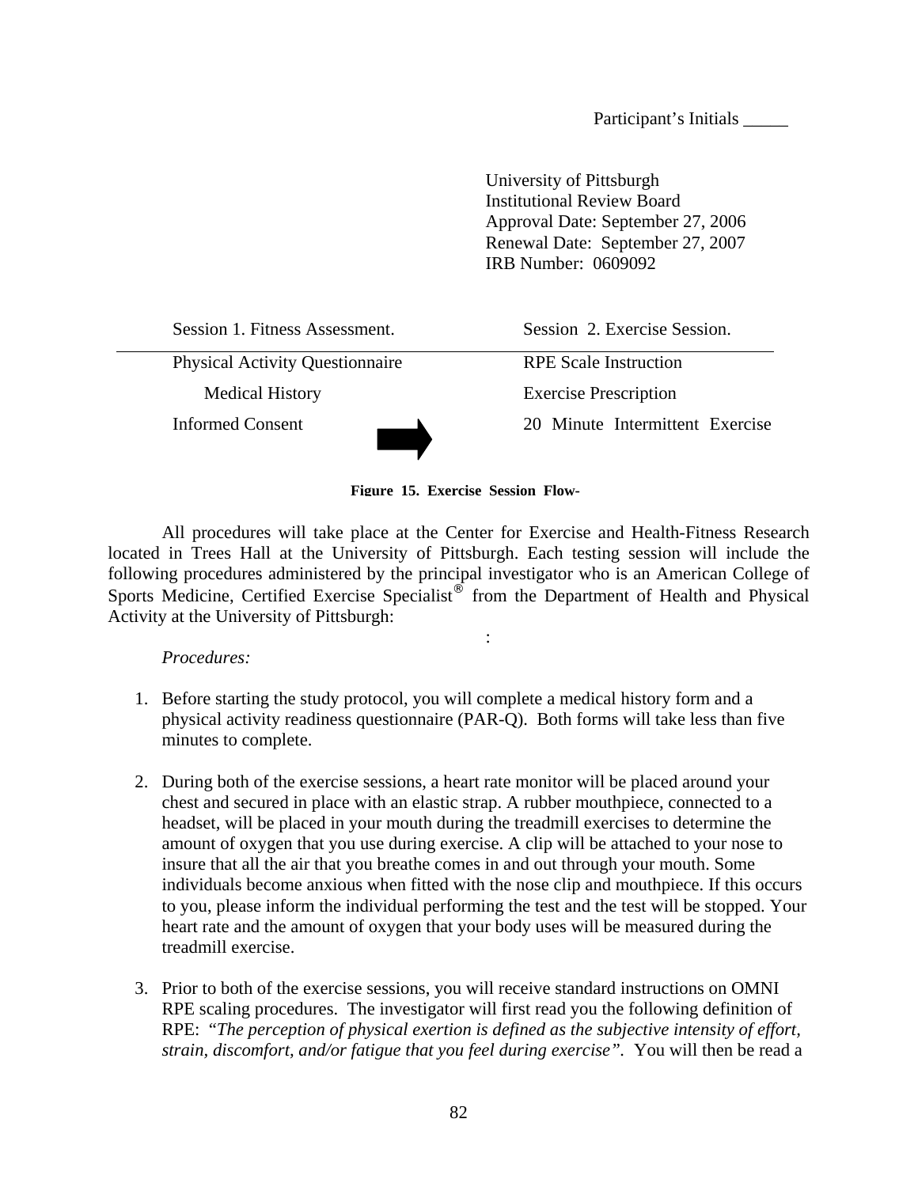Participant's Initials _____

University of Pittsburgh
Institutional Review Board
Approval Date: September 27, 2006
Renewal Date: September 27, 2007
IRB Number: 0609092

| Session 1. Fitness Assessment. | | Session 2. Exercise Session. |
|---|---|---|
| Physical Activity Questionnaire | | RPE Scale Instruction |
| Medical History | | Exercise Prescription |
| Informed Consent | ➡ | 20 Minute Intermittent Exercise |

**Figure 15. Exercise Session Flow-**

All procedures will take place at the Center for Exercise and Health-Fitness Research located in Trees Hall at the University of Pittsburgh. Each testing session will include the following procedures administered by the principal investigator who is an American College of Sports Medicine, Certified Exercise Specialist® from the Department of Health and Physical Activity at the University of Pittsburgh:

*Procedures:*

1. Before starting the study protocol, you will complete a medical history form and a physical activity readiness questionnaire (PAR-Q). Both forms will take less than five minutes to complete.

2. During both of the exercise sessions, a heart rate monitor will be placed around your chest and secured in place with an elastic strap. A rubber mouthpiece, connected to a headset, will be placed in your mouth during the treadmill exercises to determine the amount of oxygen that you use during exercise. A clip will be attached to your nose to insure that all the air that you breathe comes in and out through your mouth. Some individuals become anxious when fitted with the nose clip and mouthpiece. If this occurs to you, please inform the individual performing the test and the test will be stopped. Your heart rate and the amount of oxygen that your body uses will be measured during the treadmill exercise.

3. Prior to both of the exercise sessions, you will receive standard instructions on OMNI RPE scaling procedures. The investigator will first read you the following definition of RPE: *"The perception of physical exertion is defined as the subjective intensity of effort, strain, discomfort, and/or fatigue that you feel during exercise"*. You will then be read a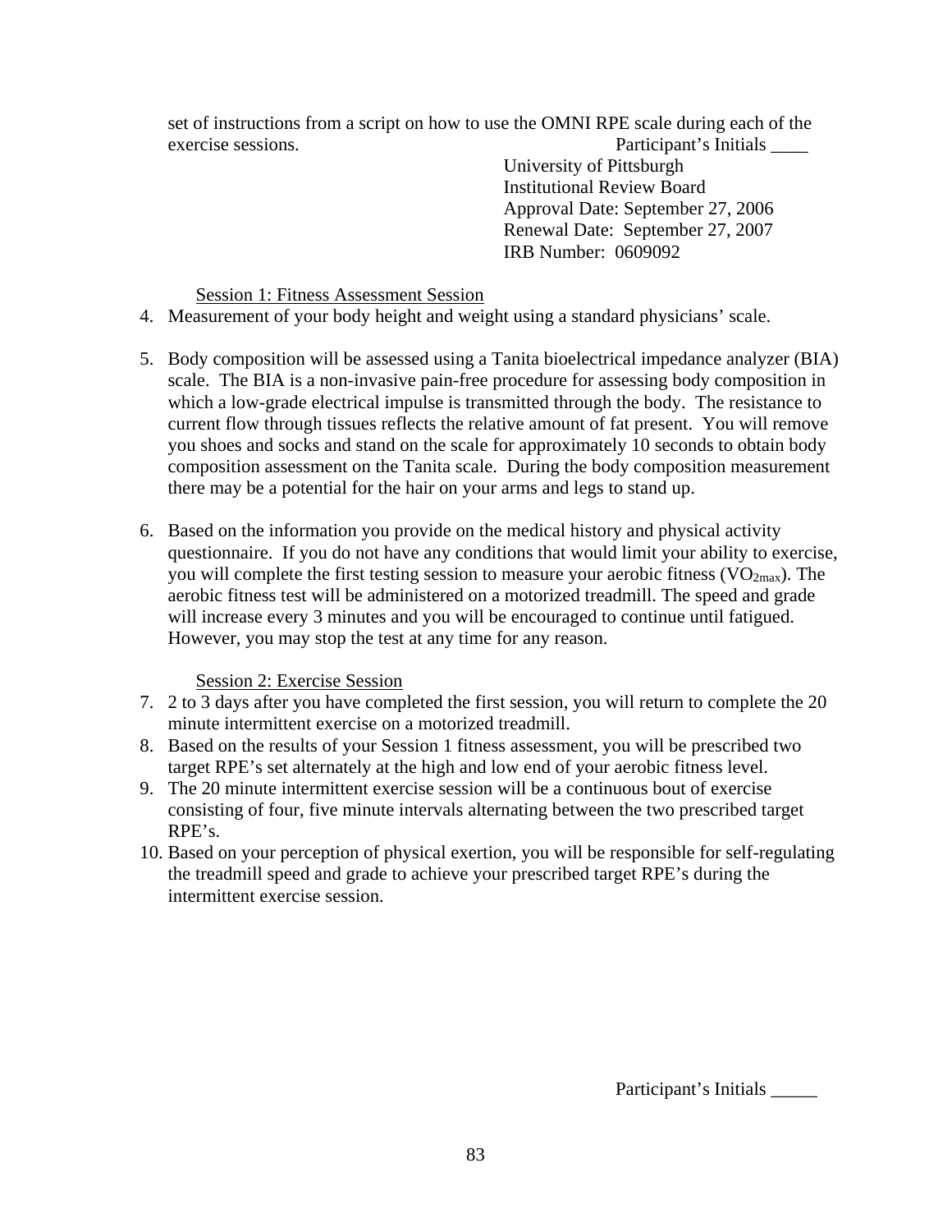set of instructions from a script on how to use the OMNI RPE scale during each of the exercise sessions. Participant's Initials ____

University of Pittsburgh
Institutional Review Board
Approval Date: September 27, 2006
Renewal Date: September 27, 2007
IRB Number: 0609092

Session 1: Fitness Assessment Session

4. Measurement of your body height and weight using a standard physicians' scale.

5. Body composition will be assessed using a Tanita bioelectrical impedance analyzer (BIA) scale. The BIA is a non-invasive pain-free procedure for assessing body composition in which a low-grade electrical impulse is transmitted through the body. The resistance to current flow through tissues reflects the relative amount of fat present. You will remove you shoes and socks and stand on the scale for approximately 10 seconds to obtain body composition assessment on the Tanita scale. During the body composition measurement there may be a potential for the hair on your arms and legs to stand up.

6. Based on the information you provide on the medical history and physical activity questionnaire. If you do not have any conditions that would limit your ability to exercise, you will complete the first testing session to measure your aerobic fitness ($VO_{2max}$). The aerobic fitness test will be administered on a motorized treadmill. The speed and grade will increase every 3 minutes and you will be encouraged to continue until fatigued. However, you may stop the test at any time for any reason.

Session 2: Exercise Session

7. 2 to 3 days after you have completed the first session, you will return to complete the 20 minute intermittent exercise on a motorized treadmill.
8. Based on the results of your Session 1 fitness assessment, you will be prescribed two target RPE's set alternately at the high and low end of your aerobic fitness level.
9. The 20 minute intermittent exercise session will be a continuous bout of exercise consisting of four, five minute intervals alternating between the two prescribed target RPE's.
10. Based on your perception of physical exertion, you will be responsible for self-regulating the treadmill speed and grade to achieve your prescribed target RPE's during the intermittent exercise session.

Participant's Initials _____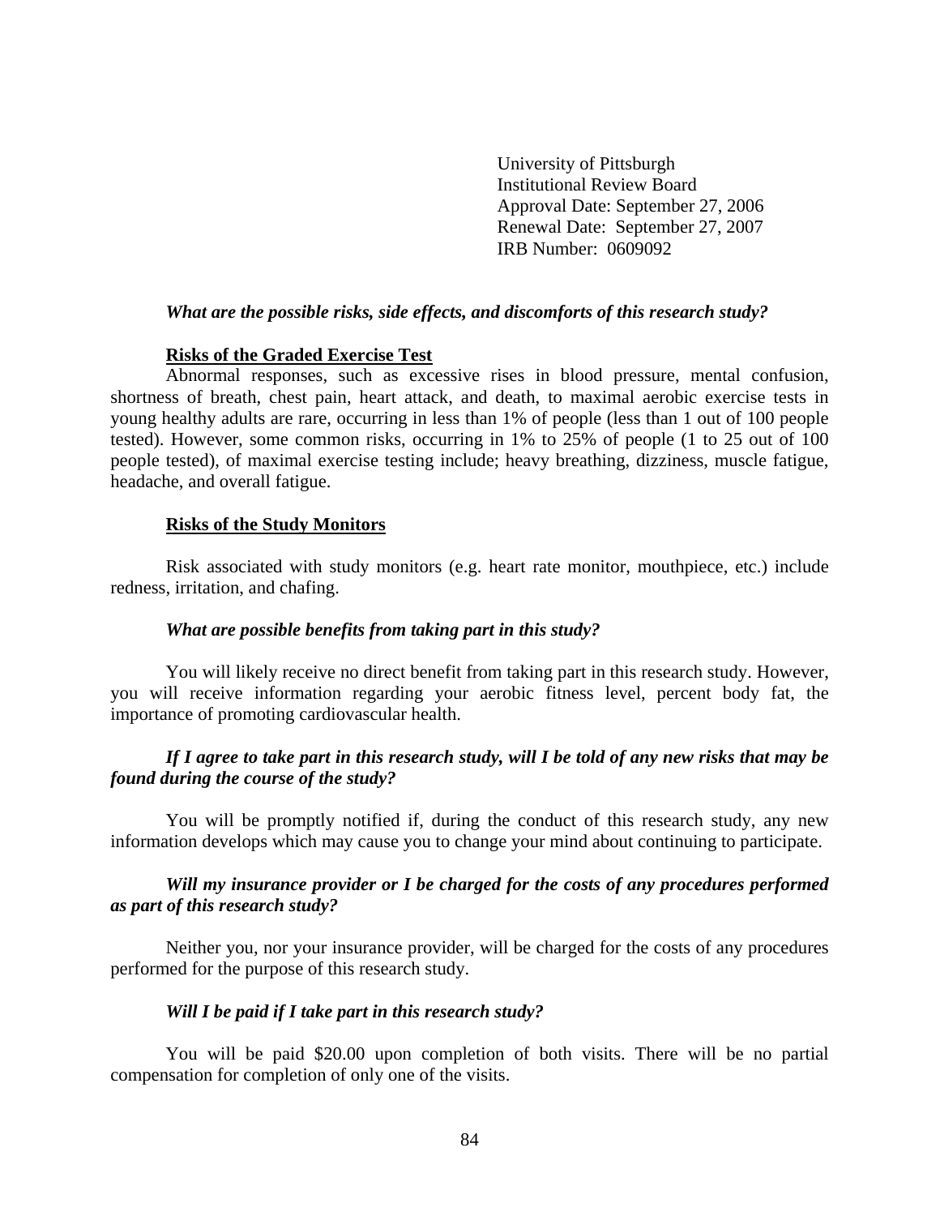University of Pittsburgh
Institutional Review Board
Approval Date: September 27, 2006
Renewal Date: September 27, 2007
IRB Number: 0609092

***What are the possible risks, side effects, and discomforts of this research study?***

**Risks of the Graded Exercise Test**

Abnormal responses, such as excessive rises in blood pressure, mental confusion, shortness of breath, chest pain, heart attack, and death, to maximal aerobic exercise tests in young healthy adults are rare, occurring in less than 1% of people (less than 1 out of 100 people tested). However, some common risks, occurring in 1% to 25% of people (1 to 25 out of 100 people tested), of maximal exercise testing include; heavy breathing, dizziness, muscle fatigue, headache, and overall fatigue.

**Risks of the Study Monitors**

Risk associated with study monitors (e.g. heart rate monitor, mouthpiece, etc.) include redness, irritation, and chafing.

***What are possible benefits from taking part in this study?***

You will likely receive no direct benefit from taking part in this research study. However, you will receive information regarding your aerobic fitness level, percent body fat, the importance of promoting cardiovascular health.

***If I agree to take part in this research study, will I be told of any new risks that may be found during the course of the study?***

You will be promptly notified if, during the conduct of this research study, any new information develops which may cause you to change your mind about continuing to participate.

***Will my insurance provider or I be charged for the costs of any procedures performed as part of this research study?***

Neither you, nor your insurance provider, will be charged for the costs of any procedures performed for the purpose of this research study.

***Will I be paid if I take part in this research study?***

You will be paid $20.00 upon completion of both visits. There will be no partial compensation for completion of only one of the visits.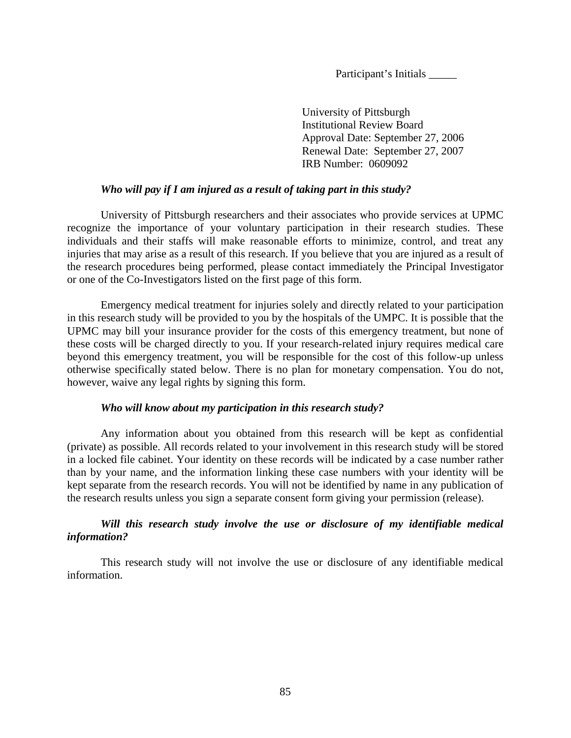Participant's Initials _____

University of Pittsburgh
Institutional Review Board
Approval Date: September 27, 2006
Renewal Date: September 27, 2007
IRB Number: 0609092

***Who will pay if I am injured as a result of taking part in this study?***

University of Pittsburgh researchers and their associates who provide services at UPMC recognize the importance of your voluntary participation in their research studies. These individuals and their staffs will make reasonable efforts to minimize, control, and treat any injuries that may arise as a result of this research. If you believe that you are injured as a result of the research procedures being performed, please contact immediately the Principal Investigator or one of the Co-Investigators listed on the first page of this form.

Emergency medical treatment for injuries solely and directly related to your participation in this research study will be provided to you by the hospitals of the UMPC. It is possible that the UPMC may bill your insurance provider for the costs of this emergency treatment, but none of these costs will be charged directly to you. If your research-related injury requires medical care beyond this emergency treatment, you will be responsible for the cost of this follow-up unless otherwise specifically stated below. There is no plan for monetary compensation. You do not, however, waive any legal rights by signing this form.

***Who will know about my participation in this research study?***

Any information about you obtained from this research will be kept as confidential (private) as possible. All records related to your involvement in this research study will be stored in a locked file cabinet. Your identity on these records will be indicated by a case number rather than by your name, and the information linking these case numbers with your identity will be kept separate from the research records. You will not be identified by name in any publication of the research results unless you sign a separate consent form giving your permission (release).

***Will this research study involve the use or disclosure of my identifiable medical information?***

This research study will not involve the use or disclosure of any identifiable medical information.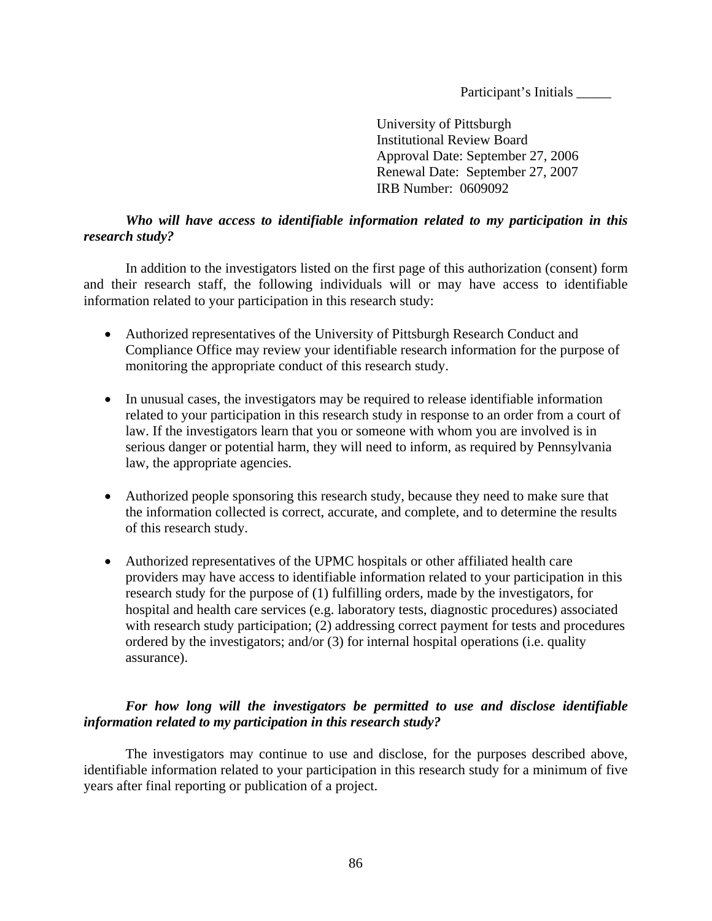Participant's Initials _____

University of Pittsburgh
Institutional Review Board
Approval Date: September 27, 2006
Renewal Date: September 27, 2007
IRB Number: 0609092

***Who will have access to identifiable information related to my participation in this research study?***

In addition to the investigators listed on the first page of this authorization (consent) form and their research staff, the following individuals will or may have access to identifiable information related to your participation in this research study:

- Authorized representatives of the University of Pittsburgh Research Conduct and Compliance Office may review your identifiable research information for the purpose of monitoring the appropriate conduct of this research study.

- In unusual cases, the investigators may be required to release identifiable information related to your participation in this research study in response to an order from a court of law. If the investigators learn that you or someone with whom you are involved is in serious danger or potential harm, they will need to inform, as required by Pennsylvania law, the appropriate agencies.

- Authorized people sponsoring this research study, because they need to make sure that the information collected is correct, accurate, and complete, and to determine the results of this research study.

- Authorized representatives of the UPMC hospitals or other affiliated health care providers may have access to identifiable information related to your participation in this research study for the purpose of (1) fulfilling orders, made by the investigators, for hospital and health care services (e.g. laboratory tests, diagnostic procedures) associated with research study participation; (2) addressing correct payment for tests and procedures ordered by the investigators; and/or (3) for internal hospital operations (i.e. quality assurance).

***For how long will the investigators be permitted to use and disclose identifiable information related to my participation in this research study?***

The investigators may continue to use and disclose, for the purposes described above, identifiable information related to your participation in this research study for a minimum of five years after final reporting or publication of a project.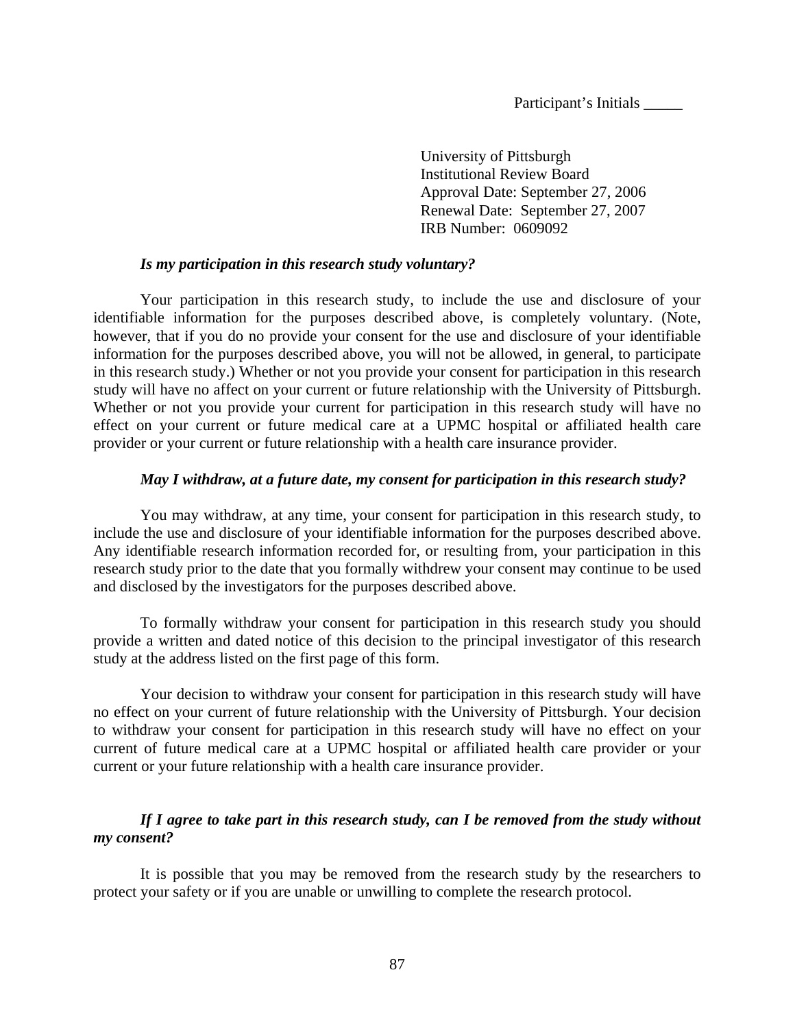Participant's Initials _____

University of Pittsburgh
Institutional Review Board
Approval Date: September 27, 2006
Renewal Date: September 27, 2007
IRB Number: 0609092

***Is my participation in this research study voluntary?***

Your participation in this research study, to include the use and disclosure of your identifiable information for the purposes described above, is completely voluntary. (Note, however, that if you do no provide your consent for the use and disclosure of your identifiable information for the purposes described above, you will not be allowed, in general, to participate in this research study.) Whether or not you provide your consent for participation in this research study will have no affect on your current or future relationship with the University of Pittsburgh. Whether or not you provide your current for participation in this research study will have no effect on your current or future medical care at a UPMC hospital or affiliated health care provider or your current or future relationship with a health care insurance provider.

***May I withdraw, at a future date, my consent for participation in this research study?***

You may withdraw, at any time, your consent for participation in this research study, to include the use and disclosure of your identifiable information for the purposes described above. Any identifiable research information recorded for, or resulting from, your participation in this research study prior to the date that you formally withdrew your consent may continue to be used and disclosed by the investigators for the purposes described above.

To formally withdraw your consent for participation in this research study you should provide a written and dated notice of this decision to the principal investigator of this research study at the address listed on the first page of this form.

Your decision to withdraw your consent for participation in this research study will have no effect on your current of future relationship with the University of Pittsburgh. Your decision to withdraw your consent for participation in this research study will have no effect on your current of future medical care at a UPMC hospital or affiliated health care provider or your current or your future relationship with a health care insurance provider.

***If I agree to take part in this research study, can I be removed from the study without my consent?***

It is possible that you may be removed from the research study by the researchers to protect your safety or if you are unable or unwilling to complete the research protocol.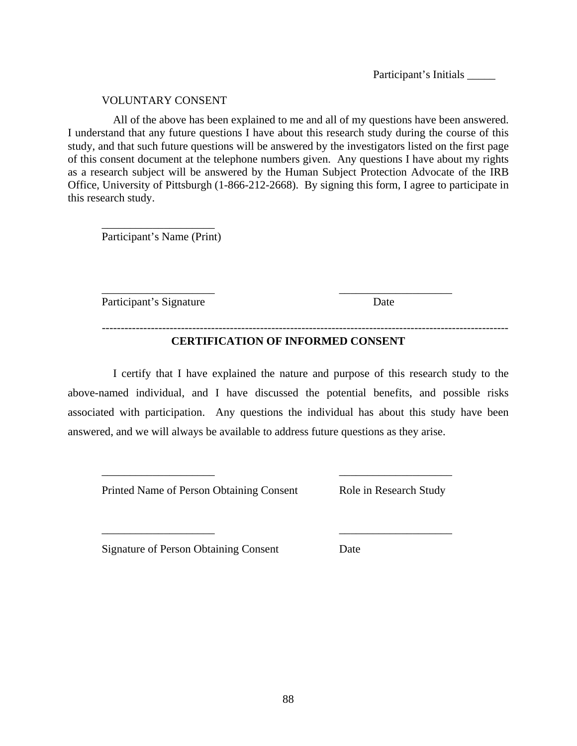Participant's Initials _____

VOLUNTARY CONSENT

All of the above has been explained to me and all of my questions have been answered. I understand that any future questions I have about this research study during the course of this study, and that such future questions will be answered by the investigators listed on the first page of this consent document at the telephone numbers given. Any questions I have about my rights as a research subject will be answered by the Human Subject Protection Advocate of the IRB Office, University of Pittsburgh (1-866-212-2668). By signing this form, I agree to participate in this research study.

____________________
Participant's Name (Print)

____________________ ____________________
Participant's Signature Date

------------------------------------------------------------------------------------------------------------

**CERTIFICATION OF INFORMED CONSENT**

I certify that I have explained the nature and purpose of this research study to the above-named individual, and I have discussed the potential benefits, and possible risks associated with participation. Any questions the individual has about this study have been answered, and we will always be available to address future questions as they arise.

____________________ ____________________
Printed Name of Person Obtaining Consent Role in Research Study

____________________ ____________________
Signature of Person Obtaining Consent Date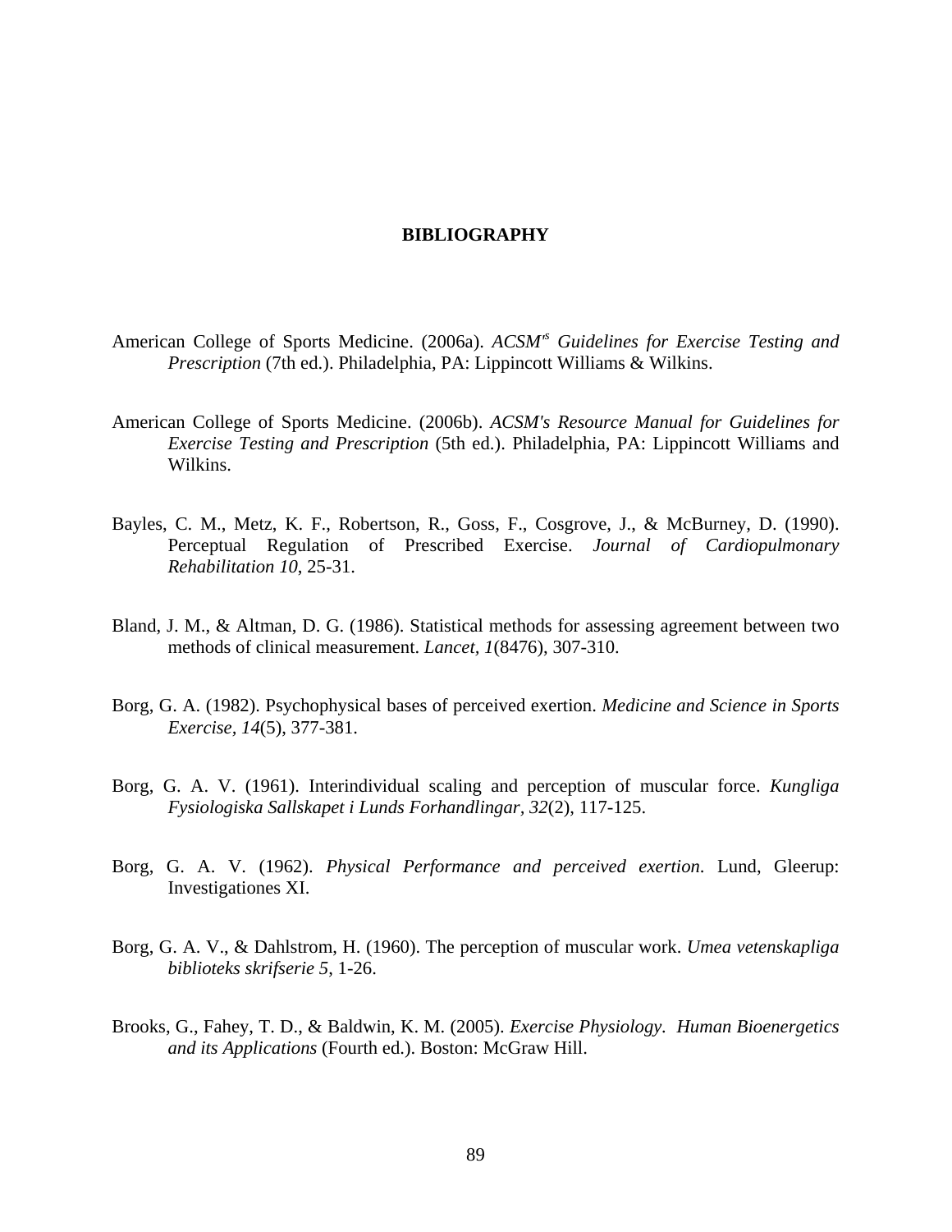# BIBLIOGRAPHY

American College of Sports Medicine. (2006a). *ACSM's Guidelines for Exercise Testing and Prescription* (7th ed.). Philadelphia, PA: Lippincott Williams & Wilkins.

American College of Sports Medicine. (2006b). *ACSM's Resource Manual for Guidelines for Exercise Testing and Prescription* (5th ed.). Philadelphia, PA: Lippincott Williams and Wilkins.

Bayles, C. M., Metz, K. F., Robertson, R., Goss, F., Cosgrove, J., & McBurney, D. (1990). Perceptual Regulation of Prescribed Exercise. *Journal of Cardiopulmonary Rehabilitation 10*, 25-31.

Bland, J. M., & Altman, D. G. (1986). Statistical methods for assessing agreement between two methods of clinical measurement. *Lancet, 1*(8476), 307-310.

Borg, G. A. (1982). Psychophysical bases of perceived exertion. *Medicine and Science in Sports Exercise, 14*(5), 377-381.

Borg, G. A. V. (1961). Interindividual scaling and perception of muscular force. *Kungliga Fysiologiska Sallskapet i Lunds Forhandlingar, 32*(2), 117-125.

Borg, G. A. V. (1962). *Physical Performance and perceived exertion*. Lund, Gleerup: Investigationes XI.

Borg, G. A. V., & Dahlstrom, H. (1960). The perception of muscular work. *Umea vetenskapliga biblioteks skrifserie 5*, 1-26.

Brooks, G., Fahey, T. D., & Baldwin, K. M. (2005). *Exercise Physiology. Human Bioenergetics and its Applications* (Fourth ed.). Boston: McGraw Hill.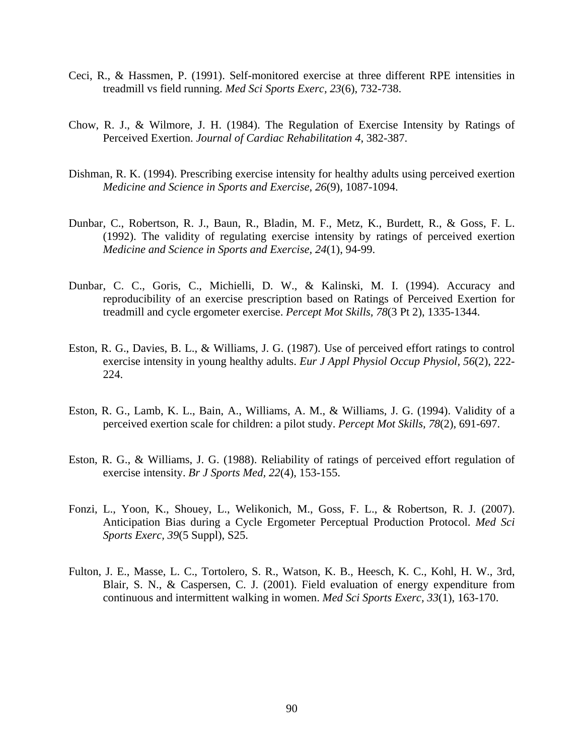Ceci, R., & Hassmen, P. (1991). Self-monitored exercise at three different RPE intensities in treadmill vs field running. *Med Sci Sports Exerc, 23*(6), 732-738.

Chow, R. J., & Wilmore, J. H. (1984). The Regulation of Exercise Intensity by Ratings of Perceived Exertion. *Journal of Cardiac Rehabilitation 4*, 382-387.

Dishman, R. K. (1994). Prescribing exercise intensity for healthy adults using perceived exertion *Medicine and Science in Sports and Exercise, 26*(9), 1087-1094.

Dunbar, C., Robertson, R. J., Baun, R., Bladin, M. F., Metz, K., Burdett, R., & Goss, F. L. (1992). The validity of regulating exercise intensity by ratings of perceived exertion *Medicine and Science in Sports and Exercise, 24*(1), 94-99.

Dunbar, C. C., Goris, C., Michielli, D. W., & Kalinski, M. I. (1994). Accuracy and reproducibility of an exercise prescription based on Ratings of Perceived Exertion for treadmill and cycle ergometer exercise. *Percept Mot Skills, 78*(3 Pt 2), 1335-1344.

Eston, R. G., Davies, B. L., & Williams, J. G. (1987). Use of perceived effort ratings to control exercise intensity in young healthy adults. *Eur J Appl Physiol Occup Physiol, 56*(2), 222-224.

Eston, R. G., Lamb, K. L., Bain, A., Williams, A. M., & Williams, J. G. (1994). Validity of a perceived exertion scale for children: a pilot study. *Percept Mot Skills, 78*(2), 691-697.

Eston, R. G., & Williams, J. G. (1988). Reliability of ratings of perceived effort regulation of exercise intensity. *Br J Sports Med, 22*(4), 153-155.

Fonzi, L., Yoon, K., Shouey, L., Welikonich, M., Goss, F. L., & Robertson, R. J. (2007). Anticipation Bias during a Cycle Ergometer Perceptual Production Protocol. *Med Sci Sports Exerc, 39*(5 Suppl), S25.

Fulton, J. E., Masse, L. C., Tortolero, S. R., Watson, K. B., Heesch, K. C., Kohl, H. W., 3rd, Blair, S. N., & Caspersen, C. J. (2001). Field evaluation of energy expenditure from continuous and intermittent walking in women. *Med Sci Sports Exerc, 33*(1), 163-170.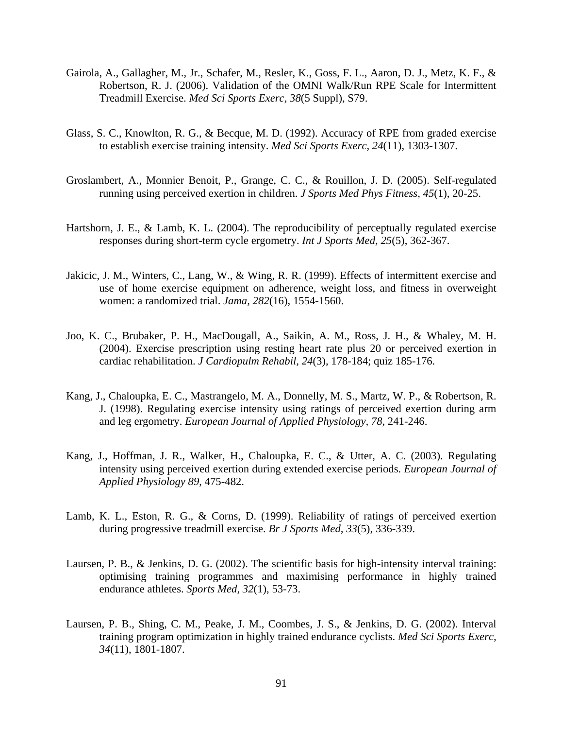Gairola, A., Gallagher, M., Jr., Schafer, M., Resler, K., Goss, F. L., Aaron, D. J., Metz, K. F., & Robertson, R. J. (2006). Validation of the OMNI Walk/Run RPE Scale for Intermittent Treadmill Exercise. *Med Sci Sports Exerc, 38*(5 Suppl), S79.

Glass, S. C., Knowlton, R. G., & Becque, M. D. (1992). Accuracy of RPE from graded exercise to establish exercise training intensity. *Med Sci Sports Exerc, 24*(11), 1303-1307.

Groslambert, A., Monnier Benoit, P., Grange, C. C., & Rouillon, J. D. (2005). Self-regulated running using perceived exertion in children. *J Sports Med Phys Fitness, 45*(1), 20-25.

Hartshorn, J. E., & Lamb, K. L. (2004). The reproducibility of perceptually regulated exercise responses during short-term cycle ergometry. *Int J Sports Med, 25*(5), 362-367.

Jakicic, J. M., Winters, C., Lang, W., & Wing, R. R. (1999). Effects of intermittent exercise and use of home exercise equipment on adherence, weight loss, and fitness in overweight women: a randomized trial. *Jama, 282*(16), 1554-1560.

Joo, K. C., Brubaker, P. H., MacDougall, A., Saikin, A. M., Ross, J. H., & Whaley, M. H. (2004). Exercise prescription using resting heart rate plus 20 or perceived exertion in cardiac rehabilitation. *J Cardiopulm Rehabil, 24*(3), 178-184; quiz 185-176.

Kang, J., Chaloupka, E. C., Mastrangelo, M. A., Donnelly, M. S., Martz, W. P., & Robertson, R. J. (1998). Regulating exercise intensity using ratings of perceived exertion during arm and leg ergometry. *European Journal of Applied Physiology, 78*, 241-246.

Kang, J., Hoffman, J. R., Walker, H., Chaloupka, E. C., & Utter, A. C. (2003). Regulating intensity using perceived exertion during extended exercise periods. *European Journal of Applied Physiology 89*, 475-482.

Lamb, K. L., Eston, R. G., & Corns, D. (1999). Reliability of ratings of perceived exertion during progressive treadmill exercise. *Br J Sports Med, 33*(5), 336-339.

Laursen, P. B., & Jenkins, D. G. (2002). The scientific basis for high-intensity interval training: optimising training programmes and maximising performance in highly trained endurance athletes. *Sports Med, 32*(1), 53-73.

Laursen, P. B., Shing, C. M., Peake, J. M., Coombes, J. S., & Jenkins, D. G. (2002). Interval training program optimization in highly trained endurance cyclists. *Med Sci Sports Exerc, 34*(11), 1801-1807.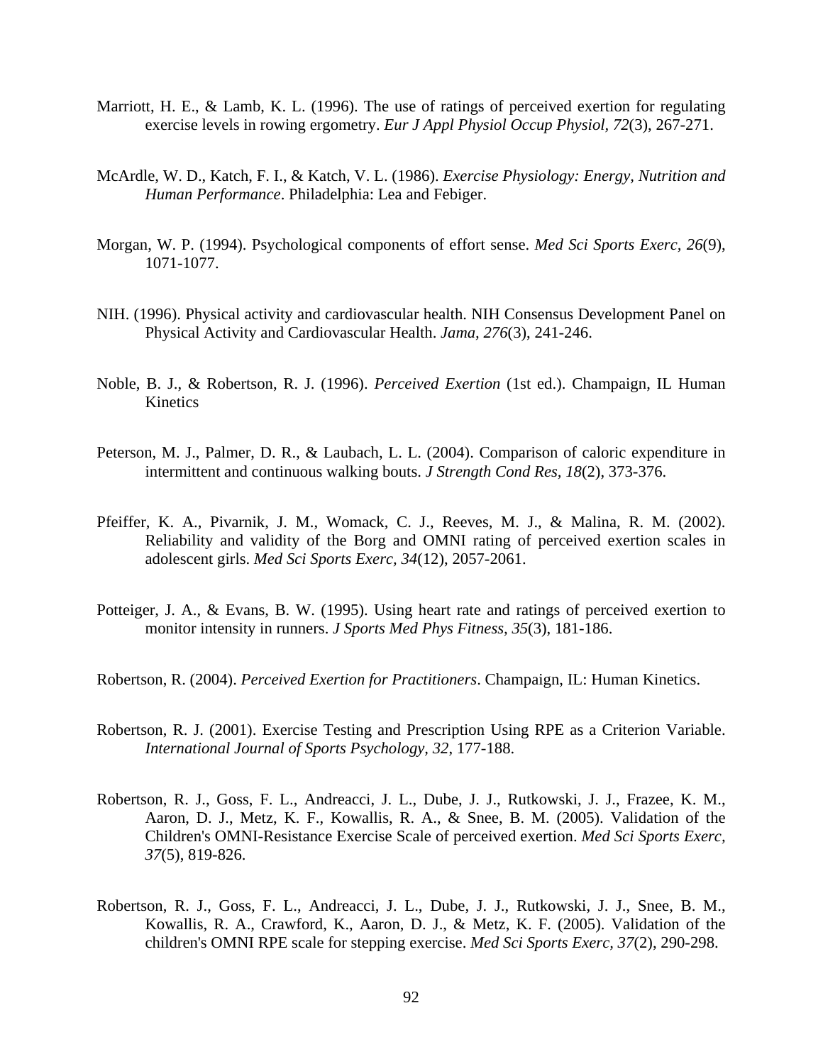Marriott, H. E., & Lamb, K. L. (1996). The use of ratings of perceived exertion for regulating exercise levels in rowing ergometry. *Eur J Appl Physiol Occup Physiol, 72*(3), 267-271.

McArdle, W. D., Katch, F. I., & Katch, V. L. (1986). *Exercise Physiology: Energy, Nutrition and Human Performance*. Philadelphia: Lea and Febiger.

Morgan, W. P. (1994). Psychological components of effort sense. *Med Sci Sports Exerc, 26*(9), 1071-1077.

NIH. (1996). Physical activity and cardiovascular health. NIH Consensus Development Panel on Physical Activity and Cardiovascular Health. *Jama, 276*(3), 241-246.

Noble, B. J., & Robertson, R. J. (1996). *Perceived Exertion* (1st ed.). Champaign, IL Human Kinetics

Peterson, M. J., Palmer, D. R., & Laubach, L. L. (2004). Comparison of caloric expenditure in intermittent and continuous walking bouts. *J Strength Cond Res, 18*(2), 373-376.

Pfeiffer, K. A., Pivarnik, J. M., Womack, C. J., Reeves, M. J., & Malina, R. M. (2002). Reliability and validity of the Borg and OMNI rating of perceived exertion scales in adolescent girls. *Med Sci Sports Exerc, 34*(12), 2057-2061.

Potteiger, J. A., & Evans, B. W. (1995). Using heart rate and ratings of perceived exertion to monitor intensity in runners. *J Sports Med Phys Fitness, 35*(3), 181-186.

Robertson, R. (2004). *Perceived Exertion for Practitioners*. Champaign, IL: Human Kinetics.

Robertson, R. J. (2001). Exercise Testing and Prescription Using RPE as a Criterion Variable. *International Journal of Sports Psychology, 32*, 177-188.

Robertson, R. J., Goss, F. L., Andreacci, J. L., Dube, J. J., Rutkowski, J. J., Frazee, K. M., Aaron, D. J., Metz, K. F., Kowallis, R. A., & Snee, B. M. (2005). Validation of the Children's OMNI-Resistance Exercise Scale of perceived exertion. *Med Sci Sports Exerc, 37*(5), 819-826.

Robertson, R. J., Goss, F. L., Andreacci, J. L., Dube, J. J., Rutkowski, J. J., Snee, B. M., Kowallis, R. A., Crawford, K., Aaron, D. J., & Metz, K. F. (2005). Validation of the children's OMNI RPE scale for stepping exercise. *Med Sci Sports Exerc, 37*(2), 290-298.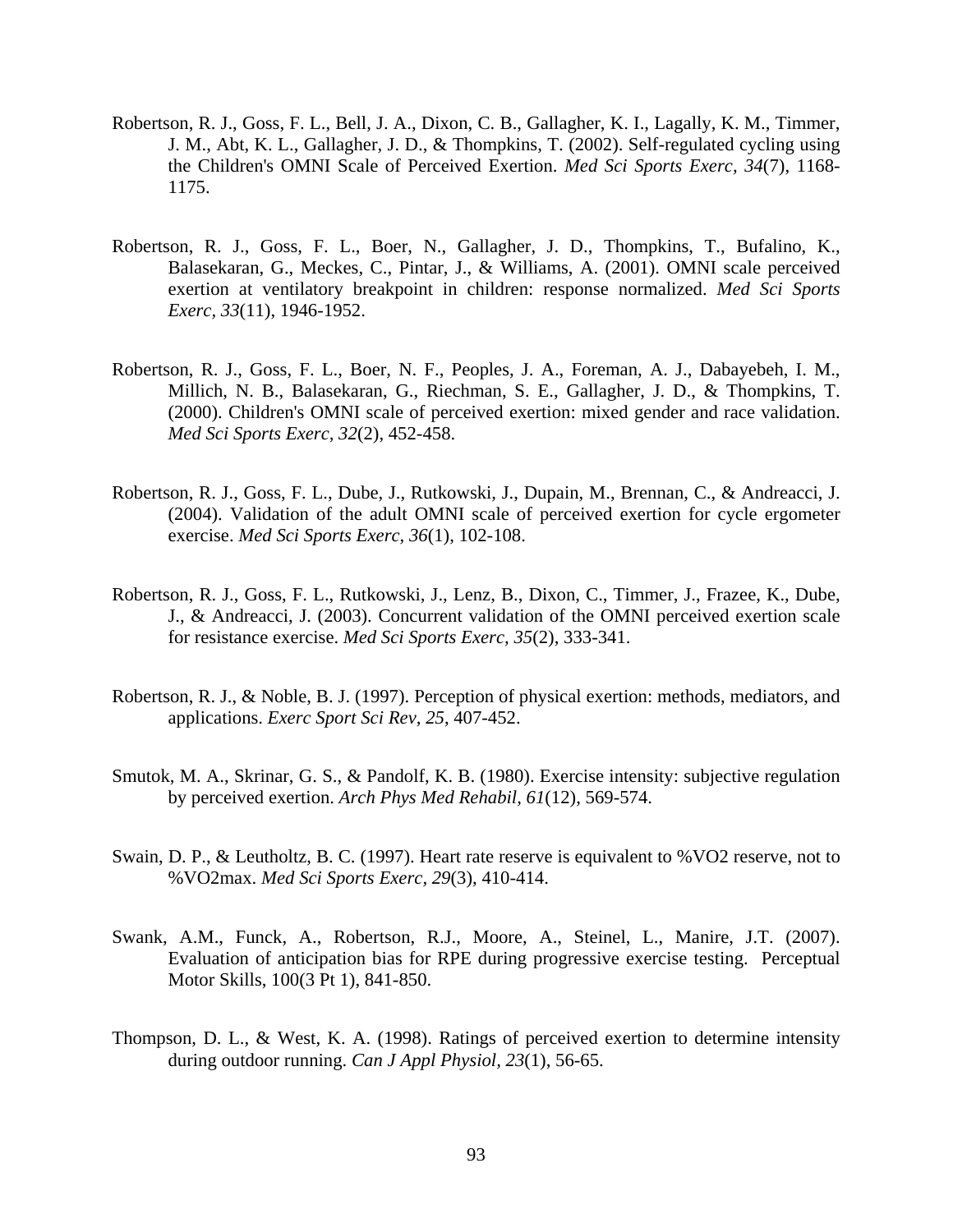Robertson, R. J., Goss, F. L., Bell, J. A., Dixon, C. B., Gallagher, K. I., Lagally, K. M., Timmer, J. M., Abt, K. L., Gallagher, J. D., & Thompkins, T. (2002). Self-regulated cycling using the Children's OMNI Scale of Perceived Exertion. *Med Sci Sports Exerc, 34*(7), 1168-1175.

Robertson, R. J., Goss, F. L., Boer, N., Gallagher, J. D., Thompkins, T., Bufalino, K., Balasekaran, G., Meckes, C., Pintar, J., & Williams, A. (2001). OMNI scale perceived exertion at ventilatory breakpoint in children: response normalized. *Med Sci Sports Exerc, 33*(11), 1946-1952.

Robertson, R. J., Goss, F. L., Boer, N. F., Peoples, J. A., Foreman, A. J., Dabayebeh, I. M., Millich, N. B., Balasekaran, G., Riechman, S. E., Gallagher, J. D., & Thompkins, T. (2000). Children's OMNI scale of perceived exertion: mixed gender and race validation. *Med Sci Sports Exerc, 32*(2), 452-458.

Robertson, R. J., Goss, F. L., Dube, J., Rutkowski, J., Dupain, M., Brennan, C., & Andreacci, J. (2004). Validation of the adult OMNI scale of perceived exertion for cycle ergometer exercise. *Med Sci Sports Exerc, 36*(1), 102-108.

Robertson, R. J., Goss, F. L., Rutkowski, J., Lenz, B., Dixon, C., Timmer, J., Frazee, K., Dube, J., & Andreacci, J. (2003). Concurrent validation of the OMNI perceived exertion scale for resistance exercise. *Med Sci Sports Exerc, 35*(2), 333-341.

Robertson, R. J., & Noble, B. J. (1997). Perception of physical exertion: methods, mediators, and applications. *Exerc Sport Sci Rev, 25*, 407-452.

Smutok, M. A., Skrinar, G. S., & Pandolf, K. B. (1980). Exercise intensity: subjective regulation by perceived exertion. *Arch Phys Med Rehabil, 61*(12), 569-574.

Swain, D. P., & Leutholtz, B. C. (1997). Heart rate reserve is equivalent to %VO2 reserve, not to %VO2max. *Med Sci Sports Exerc, 29*(3), 410-414.

Swank, A.M., Funck, A., Robertson, R.J., Moore, A., Steinel, L., Manire, J.T. (2007). Evaluation of anticipation bias for RPE during progressive exercise testing. Perceptual Motor Skills, 100(3 Pt 1), 841-850.

Thompson, D. L., & West, K. A. (1998). Ratings of perceived exertion to determine intensity during outdoor running. *Can J Appl Physiol, 23*(1), 56-65.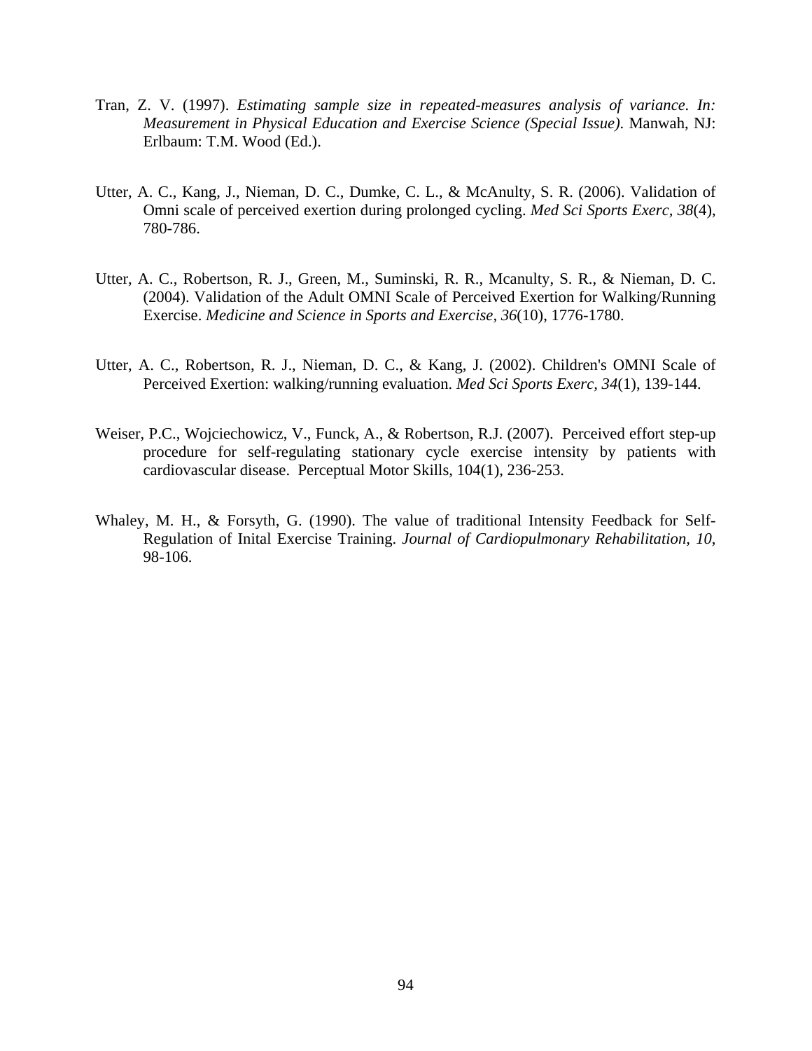Tran, Z. V. (1997). *Estimating sample size in repeated-measures analysis of variance. In: Measurement in Physical Education and Exercise Science (Special Issue)*. Manwah, NJ: Erlbaum: T.M. Wood (Ed.).

Utter, A. C., Kang, J., Nieman, D. C., Dumke, C. L., & McAnulty, S. R. (2006). Validation of Omni scale of perceived exertion during prolonged cycling. *Med Sci Sports Exerc, 38*(4), 780-786.

Utter, A. C., Robertson, R. J., Green, M., Suminski, R. R., Mcanulty, S. R., & Nieman, D. C. (2004). Validation of the Adult OMNI Scale of Perceived Exertion for Walking/Running Exercise. *Medicine and Science in Sports and Exercise, 36*(10), 1776-1780.

Utter, A. C., Robertson, R. J., Nieman, D. C., & Kang, J. (2002). Children's OMNI Scale of Perceived Exertion: walking/running evaluation. *Med Sci Sports Exerc, 34*(1), 139-144.

Weiser, P.C., Wojciechowicz, V., Funck, A., & Robertson, R.J. (2007). Perceived effort step-up procedure for self-regulating stationary cycle exercise intensity by patients with cardiovascular disease. Perceptual Motor Skills, 104(1), 236-253.

Whaley, M. H., & Forsyth, G. (1990). The value of traditional Intensity Feedback for Self-Regulation of Inital Exercise Training. *Journal of Cardiopulmonary Rehabilitation, 10*, 98-106.